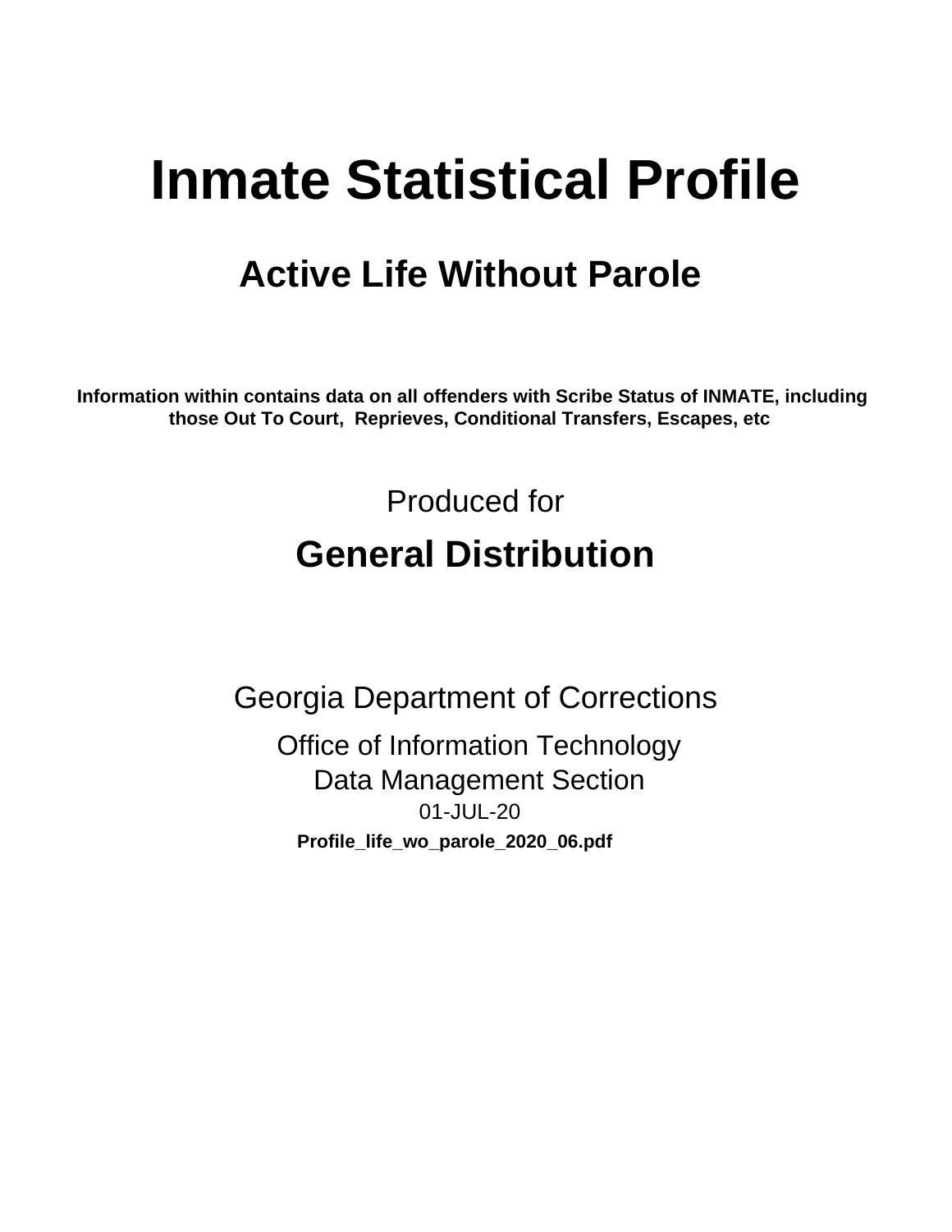# Inmate Statistical Profile

## Active Life Without Parole

**Information within contains data on all offenders with Scribe Status of INMATE, including those Out To Court, Reprieves, Conditional Transfers, Escapes, etc**

Produced for

## General Distribution

Georgia Department of Corrections

Office of Information Technology
Data Management Section
01-JUL-20

**Profile_life_wo_parole_2020_06.pdf**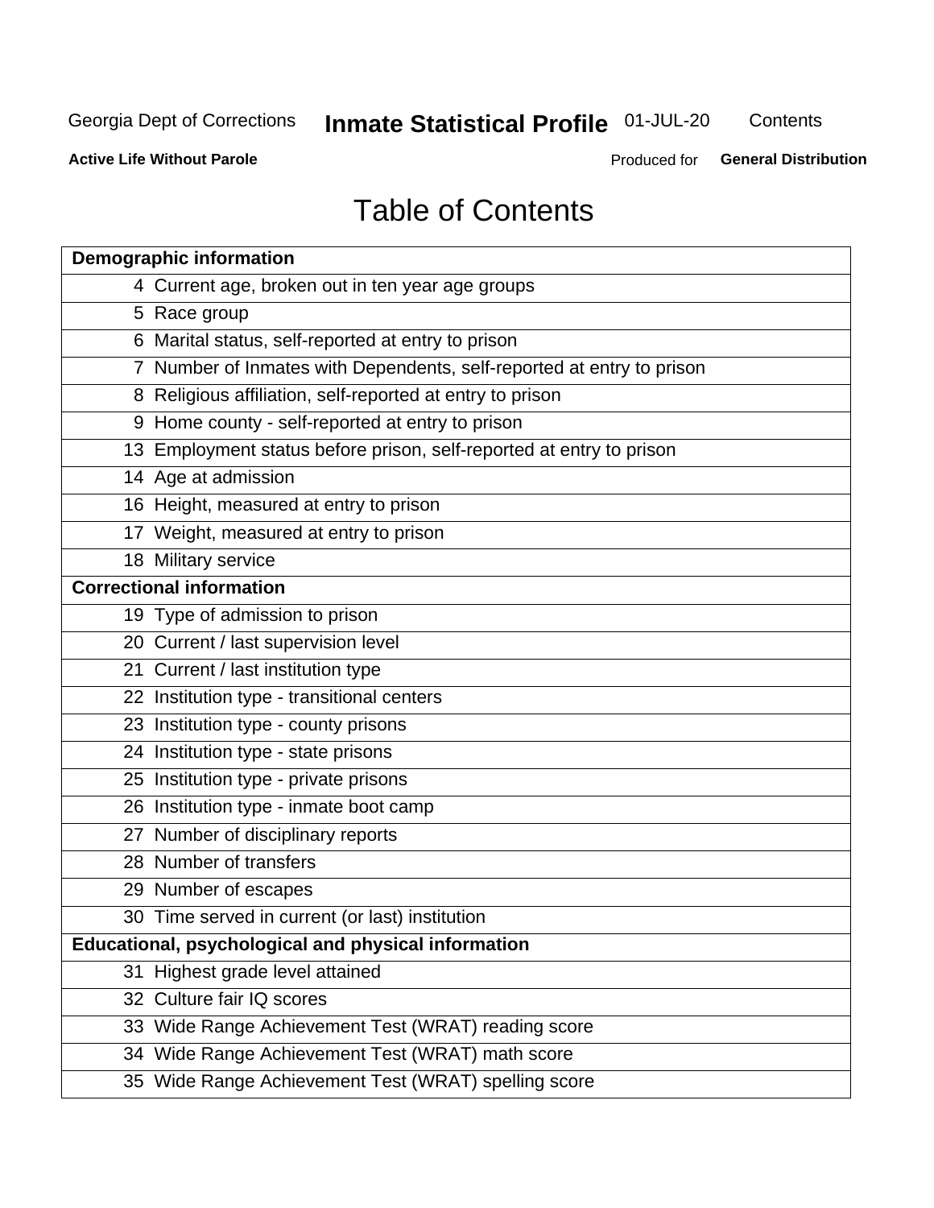Georgia Dept of Corrections **Inmate Statistical Profile** 01-JUL-20 Contents

**Active Life Without Parole** Produced for **General Distribution**

# Table of Contents

| **Demographic information** | |
|---|---|
| 4 | Current age, broken out in ten year age groups |
| 5 | Race group |
| 6 | Marital status, self-reported at entry to prison |
| 7 | Number of Inmates with Dependents, self-reported at entry to prison |
| 8 | Religious affiliation, self-reported at entry to prison |
| 9 | Home county - self-reported at entry to prison |
| 13 | Employment status before prison, self-reported at entry to prison |
| 14 | Age at admission |
| 16 | Height, measured at entry to prison |
| 17 | Weight, measured at entry to prison |
| 18 | Military service |
| **Correctional information** | |
| 19 | Type of admission to prison |
| 20 | Current / last supervision level |
| 21 | Current / last institution type |
| 22 | Institution type - transitional centers |
| 23 | Institution type - county prisons |
| 24 | Institution type - state prisons |
| 25 | Institution type - private prisons |
| 26 | Institution type - inmate boot camp |
| 27 | Number of disciplinary reports |
| 28 | Number of transfers |
| 29 | Number of escapes |
| 30 | Time served in current (or last) institution |
| **Educational, psychological and physical information** | |
| 31 | Highest grade level attained |
| 32 | Culture fair IQ scores |
| 33 | Wide Range Achievement Test (WRAT) reading score |
| 34 | Wide Range Achievement Test (WRAT) math score |
| 35 | Wide Range Achievement Test (WRAT) spelling score |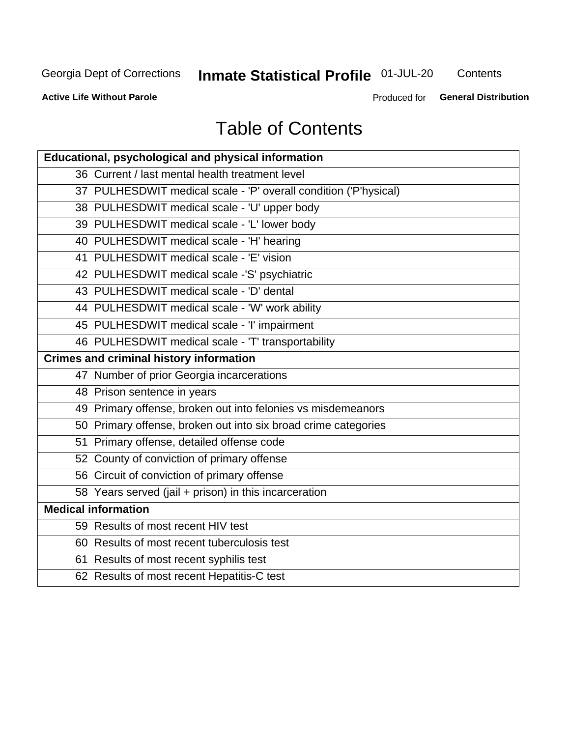# Table of Contents

| Educational, psychological and physical information |
|---|
| 36 Current / last mental health treatment level |
| 37 PULHESDWIT medical scale - 'P' overall condition ('P'hysical) |
| 38 PULHESDWIT medical scale - 'U' upper body |
| 39 PULHESDWIT medical scale - 'L' lower body |
| 40 PULHESDWIT medical scale - 'H' hearing |
| 41 PULHESDWIT medical scale - 'E' vision |
| 42 PULHESDWIT medical scale -'S' psychiatric |
| 43 PULHESDWIT medical scale - 'D' dental |
| 44 PULHESDWIT medical scale - 'W' work ability |
| 45 PULHESDWIT medical scale - 'I' impairment |
| 46 PULHESDWIT medical scale - 'T' transportability |
| **Crimes and criminal history information** |
| 47 Number of prior Georgia incarcerations |
| 48 Prison sentence in years |
| 49 Primary offense, broken out into felonies vs misdemeanors |
| 50 Primary offense, broken out into six broad crime categories |
| 51 Primary offense, detailed offense code |
| 52 County of conviction of primary offense |
| 56 Circuit of conviction of primary offense |
| 58 Years served (jail + prison) in this incarceration |
| **Medical information** |
| 59 Results of most recent HIV test |
| 60 Results of most recent tuberculosis test |
| 61 Results of most recent syphilis test |
| 62 Results of most recent Hepatitis-C test |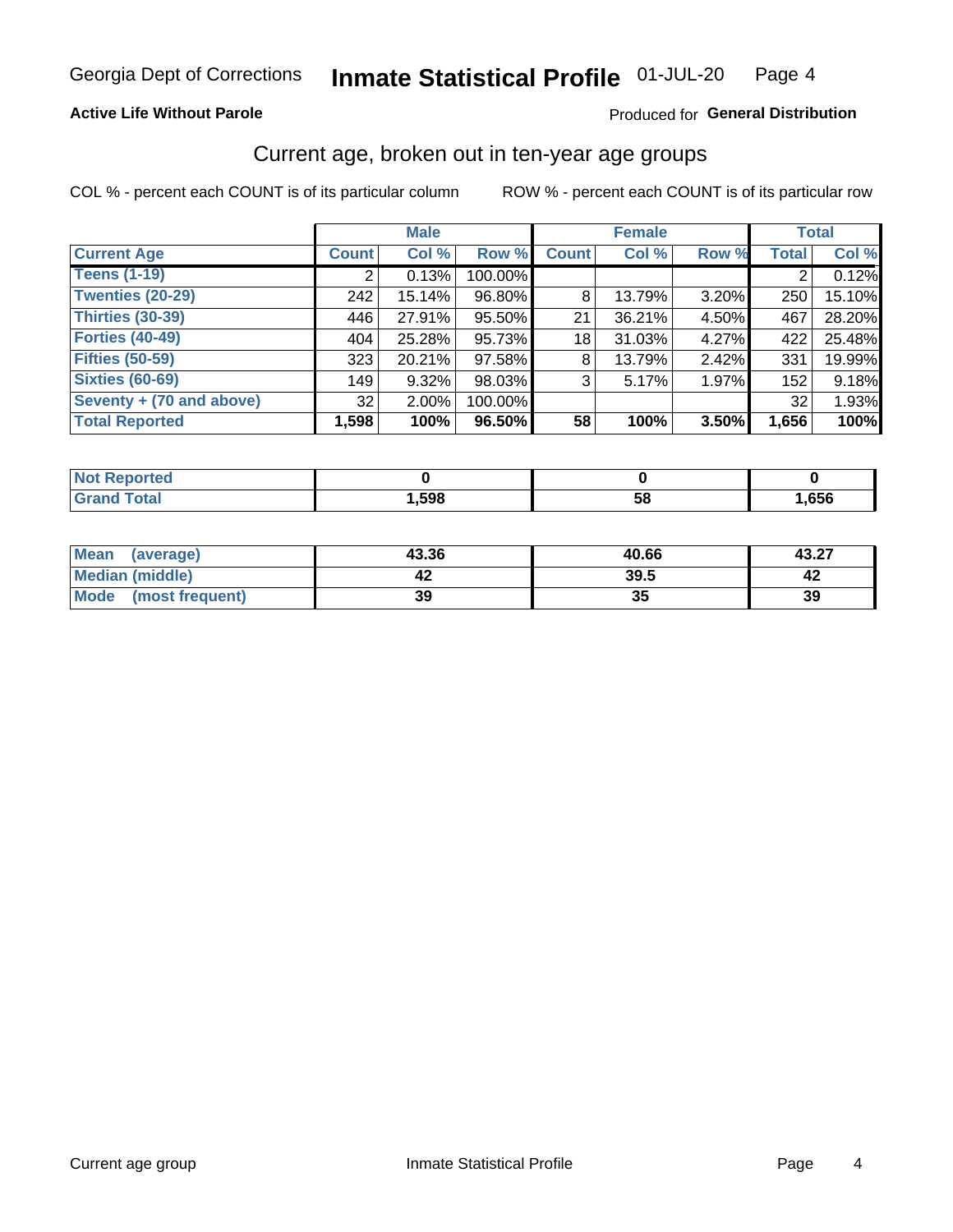Georgia Dept of Corrections **Inmate Statistical Profile** 01-JUL-20

**Active Life Without Parole**

Produced for **General Distribution**

## Current age, broken out in ten-year age groups

COL % - percent each COUNT is of its particular column

ROW % - percent each COUNT is of its particular row

| | Male | | | Female | | | Total | |
|---|---|---|---|---|---|---|---|---|
| **Current Age** | **Count** | **Col %** | **Row %** | **Count** | **Col %** | **Row %** | **Total** | **Col %** |
| **Teens (1-19)** | 2 | 0.13% | 100.00% | | | | 2 | 0.12% |
| **Twenties (20-29)** | 242 | 15.14% | 96.80% | 8 | 13.79% | 3.20% | 250 | 15.10% |
| **Thirties (30-39)** | 446 | 27.91% | 95.50% | 21 | 36.21% | 4.50% | 467 | 28.20% |
| **Forties (40-49)** | 404 | 25.28% | 95.73% | 18 | 31.03% | 4.27% | 422 | 25.48% |
| **Fifties (50-59)** | 323 | 20.21% | 97.58% | 8 | 13.79% | 2.42% | 331 | 19.99% |
| **Sixties (60-69)** | 149 | 9.32% | 98.03% | 3 | 5.17% | 1.97% | 152 | 9.18% |
| **Seventy + (70 and above)** | 32 | 2.00% | 100.00% | | | | 32 | 1.93% |
| **Total Reported** | **1,598** | **100%** | **96.50%** | **58** | **100%** | **3.50%** | **1,656** | **100%** |

| | Male | Female | Total |
|---|---|---|---|
| **Not Reported** | **0** | **0** | **0** |
| **Grand Total** | **1,598** | **58** | **1,656** |

| | Male | Female | Total |
|---|---|---|---|
| **Mean (average)** | **43.36** | **40.66** | **43.27** |
| **Median (middle)** | **42** | **39.5** | **42** |
| **Mode (most frequent)** | **39** | **35** | **39** |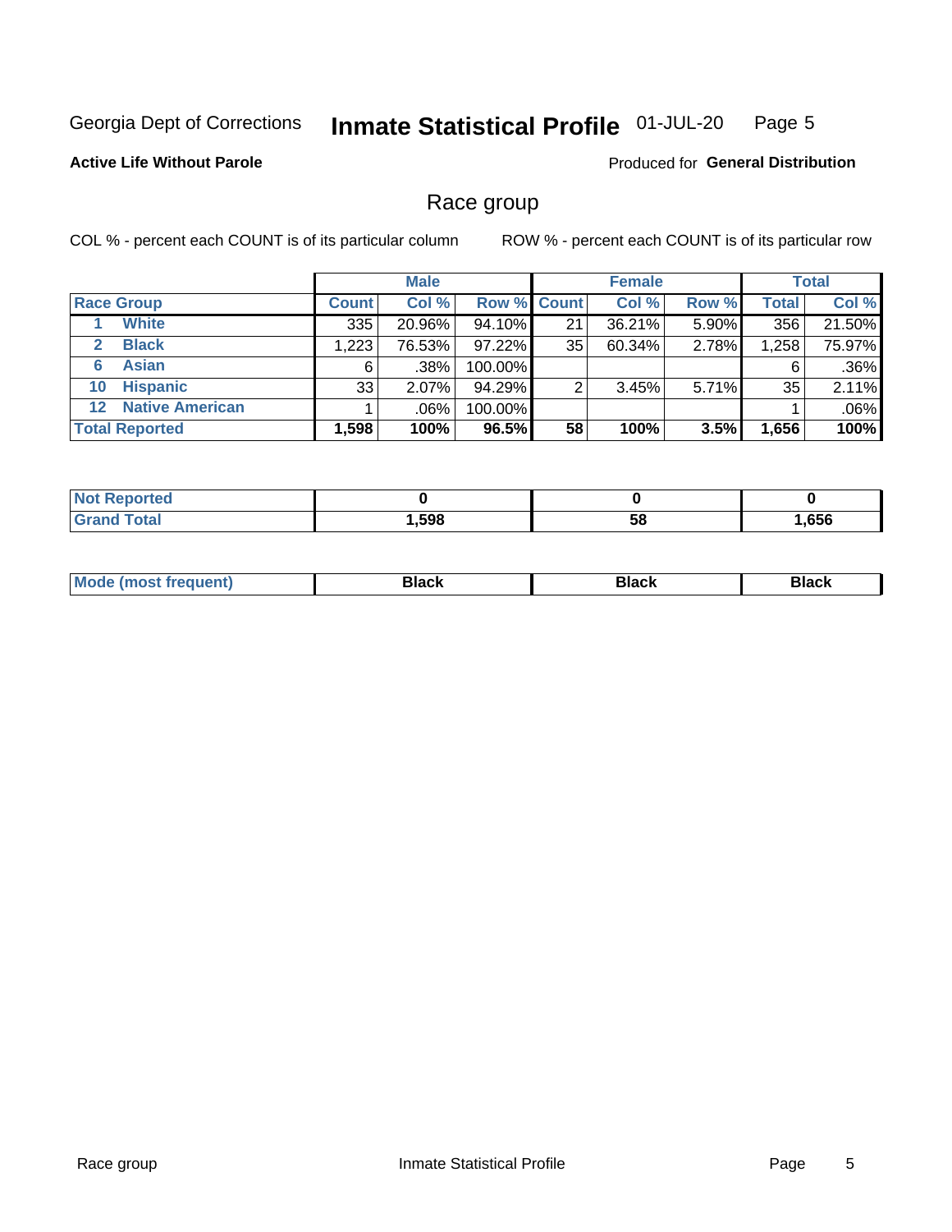Georgia Dept of Corrections **Inmate Statistical Profile** 01-JUL-20

**Active Life Without Parole**

Produced for **General Distribution**

## Race group

COL % - percent each COUNT is of its particular column    ROW % - percent each COUNT is of its particular row

| | Male | | | Female | | | Total | |
|---|---|---|---|---|---|---|---|---|
| **Race Group** | **Count** | **Col %** | **Row %** | **Count** | **Col %** | **Row %** | **Total** | **Col %** |
| 1 White | 335 | 20.96% | 94.10% | 21 | 36.21% | 5.90% | 356 | 21.50% |
| 2 Black | 1,223 | 76.53% | 97.22% | 35 | 60.34% | 2.78% | 1,258 | 75.97% |
| 6 Asian | 6 | .38% | 100.00% | | | | 6 | .36% |
| 10 Hispanic | 33 | 2.07% | 94.29% | 2 | 3.45% | 5.71% | 35 | 2.11% |
| 12 Native American | 1 | .06% | 100.00% | | | | 1 | .06% |
| **Total Reported** | **1,598** | **100%** | **96.5%** | **58** | **100%** | **3.5%** | **1,656** | **100%** |

| | Male | Female | Total |
|---|---|---|---|
| **Not Reported** | **0** | **0** | **0** |
| **Grand Total** | **1,598** | **58** | **1,656** |

| | Male | Female | Total |
|---|---|---|---|
| **Mode (most frequent)** | **Black** | **Black** | **Black** |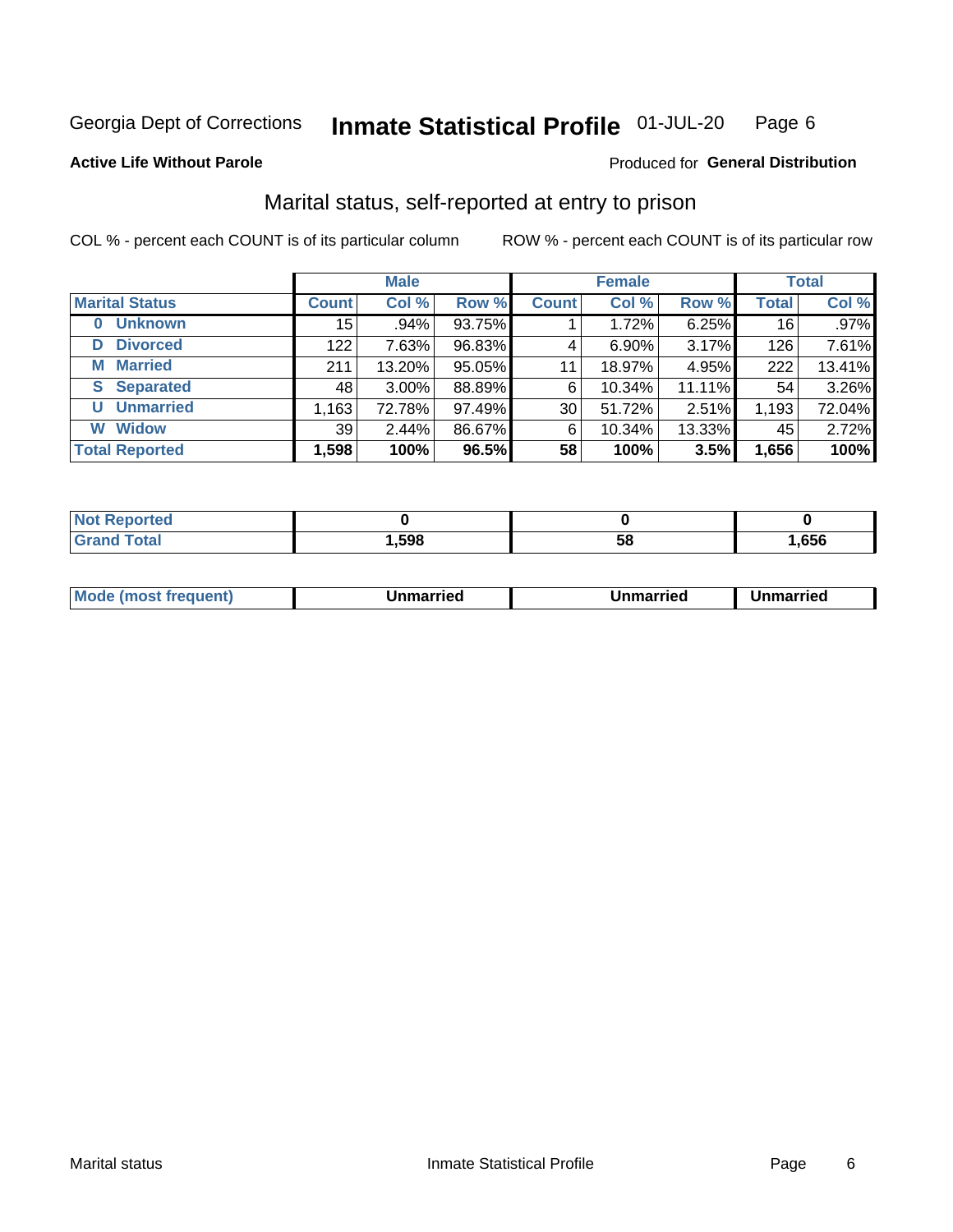Georgia Dept of Corrections **Inmate Statistical Profile** 01-JUL-20

**Active Life Without Parole**

Produced for **General Distribution**

## Marital status, self-reported at entry to prison

COL % - percent each COUNT is of its particular column

ROW % - percent each COUNT is of its particular row

| | Male | | | Female | | | Total | |
|---|---|---|---|---|---|---|---|---|
| **Marital Status** | **Count** | **Col %** | **Row %** | **Count** | **Col %** | **Row %** | **Total** | **Col %** |
| **0 Unknown** | 15 | .94% | 93.75% | 1 | 1.72% | 6.25% | 16 | .97% |
| **D Divorced** | 122 | 7.63% | 96.83% | 4 | 6.90% | 3.17% | 126 | 7.61% |
| **M Married** | 211 | 13.20% | 95.05% | 11 | 18.97% | 4.95% | 222 | 13.41% |
| **S Separated** | 48 | 3.00% | 88.89% | 6 | 10.34% | 11.11% | 54 | 3.26% |
| **U Unmarried** | 1,163 | 72.78% | 97.49% | 30 | 51.72% | 2.51% | 1,193 | 72.04% |
| **W Widow** | 39 | 2.44% | 86.67% | 6 | 10.34% | 13.33% | 45 | 2.72% |
| **Total Reported** | **1,598** | **100%** | **96.5%** | **58** | **100%** | **3.5%** | **1,656** | **100%** |

| | Male | Female | Total |
|---|---|---|---|
| **Not Reported** | **0** | **0** | **0** |
| **Grand Total** | **1,598** | **58** | **1,656** |

| | Male | Female | Total |
|---|---|---|---|
| **Mode (most frequent)** | **Unmarried** | **Unmarried** | **Unmarried** |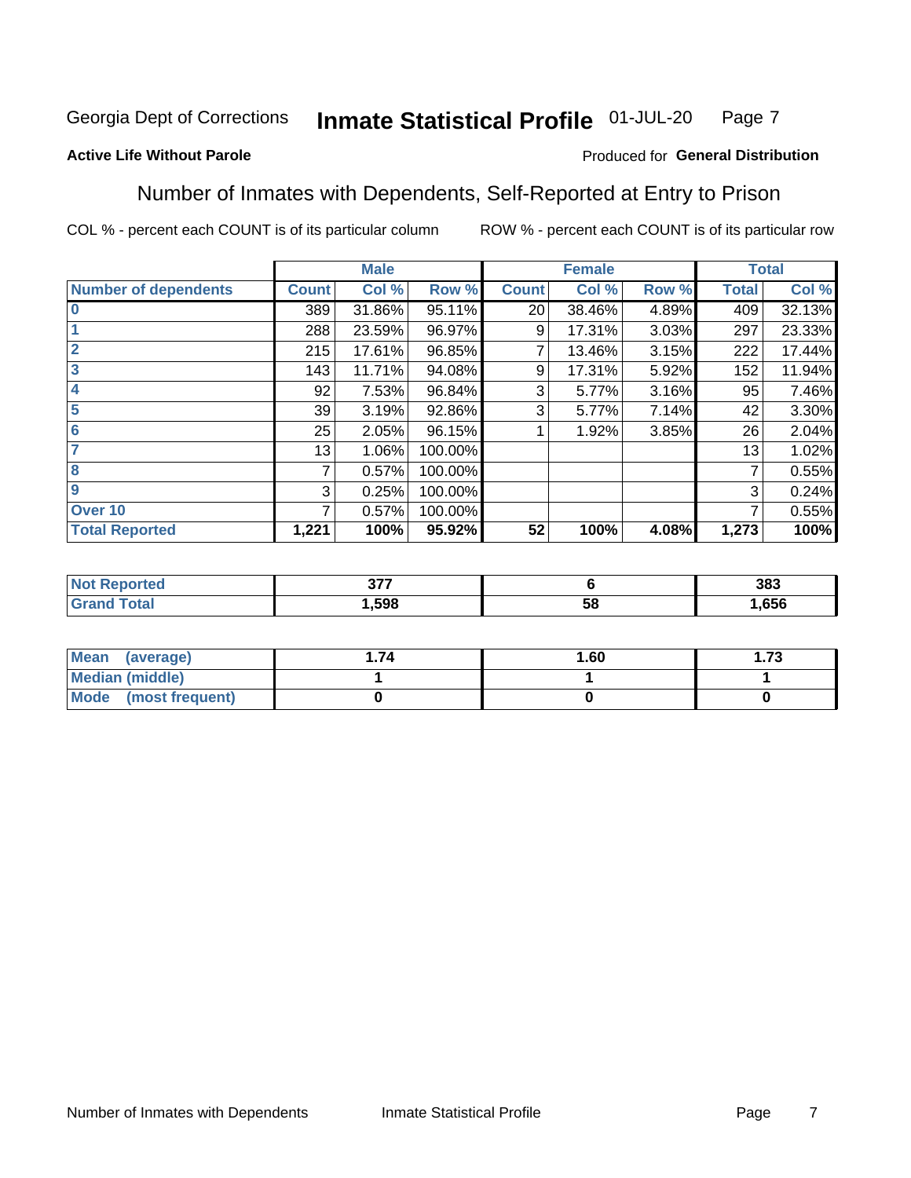Georgia Dept of Corrections **Inmate Statistical Profile** 01-JUL-20

**Active Life Without Parole**

Produced for **General Distribution**

## Number of Inmates with Dependents, Self-Reported at Entry to Prison

COL % - percent each COUNT is of its particular column ROW % - percent each COUNT is of its particular row

| | Male | | | Female | | | Total | |
|---|---|---|---|---|---|---|---|---|
| **Number of dependents** | **Count** | **Col %** | **Row %** | **Count** | **Col %** | **Row %** | **Total** | **Col %** |
| **0** | 389 | 31.86% | 95.11% | 20 | 38.46% | 4.89% | 409 | 32.13% |
| **1** | 288 | 23.59% | 96.97% | 9 | 17.31% | 3.03% | 297 | 23.33% |
| **2** | 215 | 17.61% | 96.85% | 7 | 13.46% | 3.15% | 222 | 17.44% |
| **3** | 143 | 11.71% | 94.08% | 9 | 17.31% | 5.92% | 152 | 11.94% |
| **4** | 92 | 7.53% | 96.84% | 3 | 5.77% | 3.16% | 95 | 7.46% |
| **5** | 39 | 3.19% | 92.86% | 3 | 5.77% | 7.14% | 42 | 3.30% |
| **6** | 25 | 2.05% | 96.15% | 1 | 1.92% | 3.85% | 26 | 2.04% |
| **7** | 13 | 1.06% | 100.00% | | | | 13 | 1.02% |
| **8** | 7 | 0.57% | 100.00% | | | | 7 | 0.55% |
| **9** | 3 | 0.25% | 100.00% | | | | 3 | 0.24% |
| **Over 10** | 7 | 0.57% | 100.00% | | | | 7 | 0.55% |
| **Total Reported** | **1,221** | **100%** | **95.92%** | **52** | **100%** | **4.08%** | **1,273** | **100%** |

| | Male | Female | Total |
|---|---|---|---|
| **Not Reported** | **377** | **6** | **383** |
| **Grand Total** | **1,598** | **58** | **1,656** |

| | Male | Female | Total |
|---|---|---|---|
| **Mean (average)** | **1.74** | **1.60** | **1.73** |
| **Median (middle)** | **1** | **1** | **1** |
| **Mode (most frequent)** | **0** | **0** | **0** |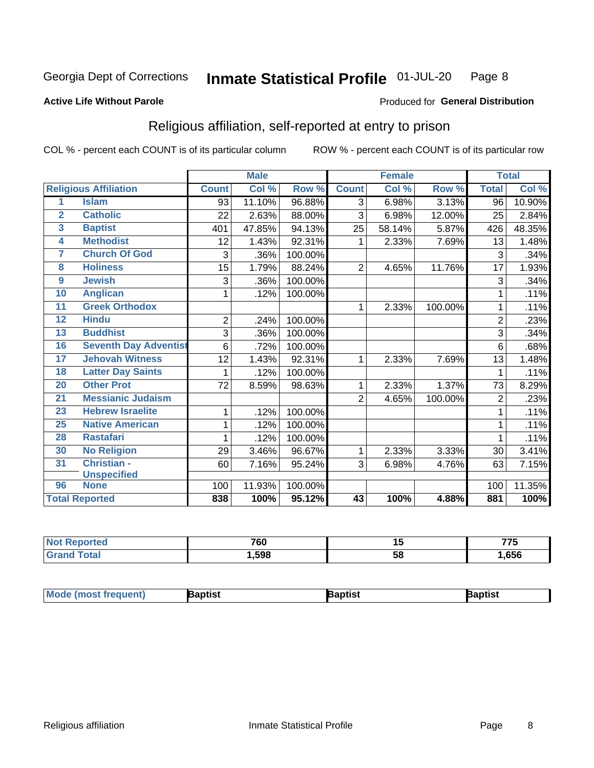Georgia Dept of Corrections **Inmate Statistical Profile** 01-JUL-20

**Active Life Without Parole**

Produced for **General Distribution**

## Religious affiliation, self-reported at entry to prison

COL % - percent each COUNT is of its particular column ROW % - percent each COUNT is of its particular row

| | | Male | | | Female | | | Total | |
|---|---|---|---|---|---|---|---|---|---|
| **Religious Affiliation** | | **Count** | **Col %** | **Row %** | **Count** | **Col %** | **Row %** | **Total** | **Col %** |
| 1 | Islam | 93 | 11.10% | 96.88% | 3 | 6.98% | 3.13% | 96 | 10.90% |
| 2 | Catholic | 22 | 2.63% | 88.00% | 3 | 6.98% | 12.00% | 25 | 2.84% |
| 3 | Baptist | 401 | 47.85% | 94.13% | 25 | 58.14% | 5.87% | 426 | 48.35% |
| 4 | Methodist | 12 | 1.43% | 92.31% | 1 | 2.33% | 7.69% | 13 | 1.48% |
| 7 | Church Of God | 3 | .36% | 100.00% | | | | 3 | .34% |
| 8 | Holiness | 15 | 1.79% | 88.24% | 2 | 4.65% | 11.76% | 17 | 1.93% |
| 9 | Jewish | 3 | .36% | 100.00% | | | | 3 | .34% |
| 10 | Anglican | 1 | .12% | 100.00% | | | | 1 | .11% |
| 11 | Greek Orthodox | | | | 1 | 2.33% | 100.00% | 1 | .11% |
| 12 | Hindu | 2 | .24% | 100.00% | | | | 2 | .23% |
| 13 | Buddhist | 3 | .36% | 100.00% | | | | 3 | .34% |
| 16 | Seventh Day Adventist | 6 | .72% | 100.00% | | | | 6 | .68% |
| 17 | Jehovah Witness | 12 | 1.43% | 92.31% | 1 | 2.33% | 7.69% | 13 | 1.48% |
| 18 | Latter Day Saints | 1 | .12% | 100.00% | | | | 1 | .11% |
| 20 | Other Prot | 72 | 8.59% | 98.63% | 1 | 2.33% | 1.37% | 73 | 8.29% |
| 21 | Messianic Judaism | | | | 2 | 4.65% | 100.00% | 2 | .23% |
| 23 | Hebrew Israelite | 1 | .12% | 100.00% | | | | 1 | .11% |
| 25 | Native American | 1 | .12% | 100.00% | | | | 1 | .11% |
| 28 | Rastafari | 1 | .12% | 100.00% | | | | 1 | .11% |
| 30 | No Religion | 29 | 3.46% | 96.67% | 1 | 2.33% | 3.33% | 30 | 3.41% |
| 31 | Christian - Unspecified | 60 | 7.16% | 95.24% | 3 | 6.98% | 4.76% | 63 | 7.15% |
| 96 | None | 100 | 11.93% | 100.00% | | | | 100 | 11.35% |
| **Total Reported** | | **838** | **100%** | **95.12%** | **43** | **100%** | **4.88%** | **881** | **100%** |

| | Male | Female | Total |
|---|---|---|---|
| **Not Reported** | **760** | **15** | **775** |
| **Grand Total** | **1,598** | **58** | **1,656** |

| | Male | Female | Total |
|---|---|---|---|
| **Mode (most frequent)** | **Baptist** | **Baptist** | **Baptist** |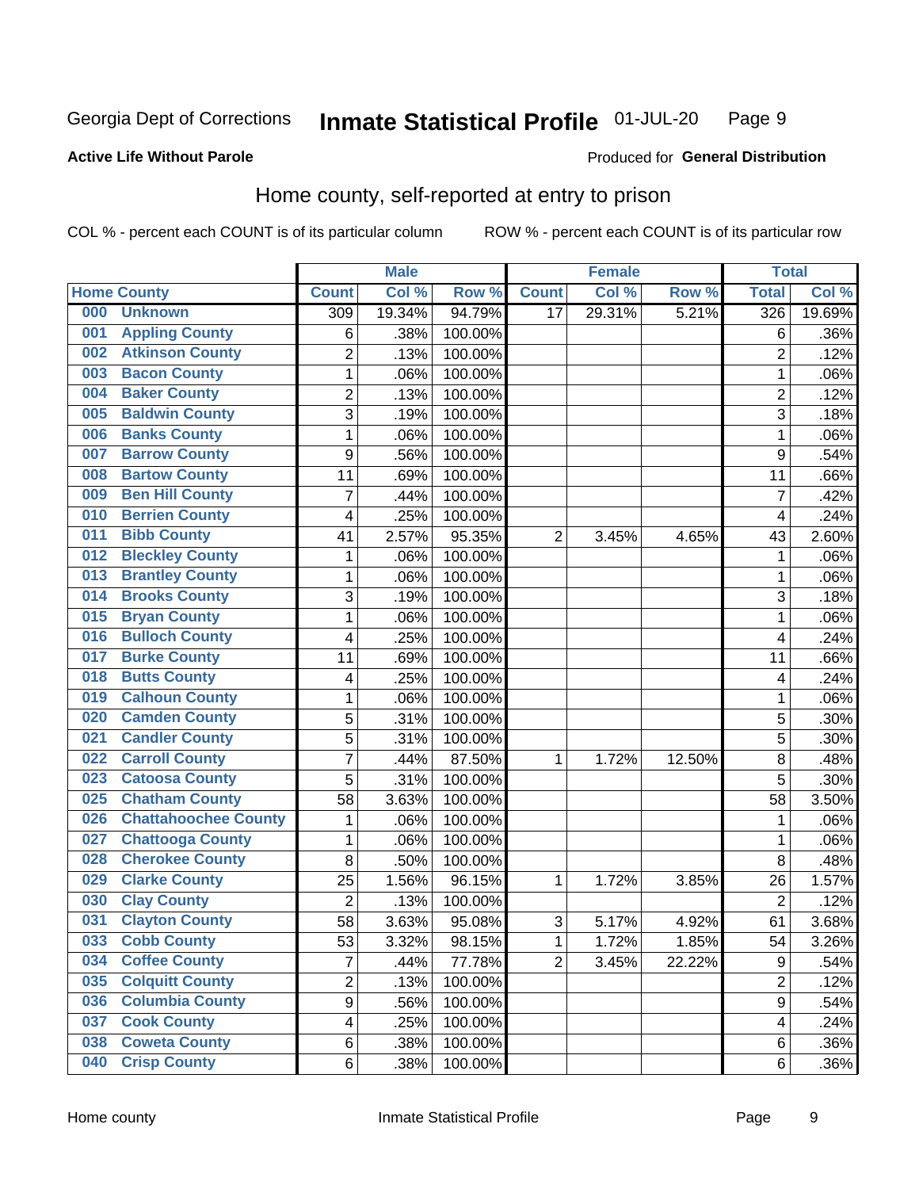Georgia Dept of Corrections **Inmate Statistical Profile** 01-JUL-20

**Active Life Without Parole**

Produced for **General Distribution**

## Home county, self-reported at entry to prison

COL % - percent each COUNT is of its particular column    ROW % - percent each COUNT is of its particular row

| Home County | | Male | | | Female | | | Total | |
|---|---|---|---|---|---|---|---|---|---|
| | | Count | Col % | Row % | Count | Col % | Row % | Total | Col % |
| 000 | Unknown | 309 | 19.34% | 94.79% | 17 | 29.31% | 5.21% | 326 | 19.69% |
| 001 | Appling County | 6 | .38% | 100.00% | | | | 6 | .36% |
| 002 | Atkinson County | 2 | .13% | 100.00% | | | | 2 | .12% |
| 003 | Bacon County | 1 | .06% | 100.00% | | | | 1 | .06% |
| 004 | Baker County | 2 | .13% | 100.00% | | | | 2 | .12% |
| 005 | Baldwin County | 3 | .19% | 100.00% | | | | 3 | .18% |
| 006 | Banks County | 1 | .06% | 100.00% | | | | 1 | .06% |
| 007 | Barrow County | 9 | .56% | 100.00% | | | | 9 | .54% |
| 008 | Bartow County | 11 | .69% | 100.00% | | | | 11 | .66% |
| 009 | Ben Hill County | 7 | .44% | 100.00% | | | | 7 | .42% |
| 010 | Berrien County | 4 | .25% | 100.00% | | | | 4 | .24% |
| 011 | Bibb County | 41 | 2.57% | 95.35% | 2 | 3.45% | 4.65% | 43 | 2.60% |
| 012 | Bleckley County | 1 | .06% | 100.00% | | | | 1 | .06% |
| 013 | Brantley County | 1 | .06% | 100.00% | | | | 1 | .06% |
| 014 | Brooks County | 3 | .19% | 100.00% | | | | 3 | .18% |
| 015 | Bryan County | 1 | .06% | 100.00% | | | | 1 | .06% |
| 016 | Bulloch County | 4 | .25% | 100.00% | | | | 4 | .24% |
| 017 | Burke County | 11 | .69% | 100.00% | | | | 11 | .66% |
| 018 | Butts County | 4 | .25% | 100.00% | | | | 4 | .24% |
| 019 | Calhoun County | 1 | .06% | 100.00% | | | | 1 | .06% |
| 020 | Camden County | 5 | .31% | 100.00% | | | | 5 | .30% |
| 021 | Candler County | 5 | .31% | 100.00% | | | | 5 | .30% |
| 022 | Carroll County | 7 | .44% | 87.50% | 1 | 1.72% | 12.50% | 8 | .48% |
| 023 | Catoosa County | 5 | .31% | 100.00% | | | | 5 | .30% |
| 025 | Chatham County | 58 | 3.63% | 100.00% | | | | 58 | 3.50% |
| 026 | Chattahoochee County | 1 | .06% | 100.00% | | | | 1 | .06% |
| 027 | Chattooga County | 1 | .06% | 100.00% | | | | 1 | .06% |
| 028 | Cherokee County | 8 | .50% | 100.00% | | | | 8 | .48% |
| 029 | Clarke County | 25 | 1.56% | 96.15% | 1 | 1.72% | 3.85% | 26 | 1.57% |
| 030 | Clay County | 2 | .13% | 100.00% | | | | 2 | .12% |
| 031 | Clayton County | 58 | 3.63% | 95.08% | 3 | 5.17% | 4.92% | 61 | 3.68% |
| 033 | Cobb County | 53 | 3.32% | 98.15% | 1 | 1.72% | 1.85% | 54 | 3.26% |
| 034 | Coffee County | 7 | .44% | 77.78% | 2 | 3.45% | 22.22% | 9 | .54% |
| 035 | Colquitt County | 2 | .13% | 100.00% | | | | 2 | .12% |
| 036 | Columbia County | 9 | .56% | 100.00% | | | | 9 | .54% |
| 037 | Cook County | 4 | .25% | 100.00% | | | | 4 | .24% |
| 038 | Coweta County | 6 | .38% | 100.00% | | | | 6 | .36% |
| 040 | Crisp County | 6 | .38% | 100.00% | | | | 6 | .36% |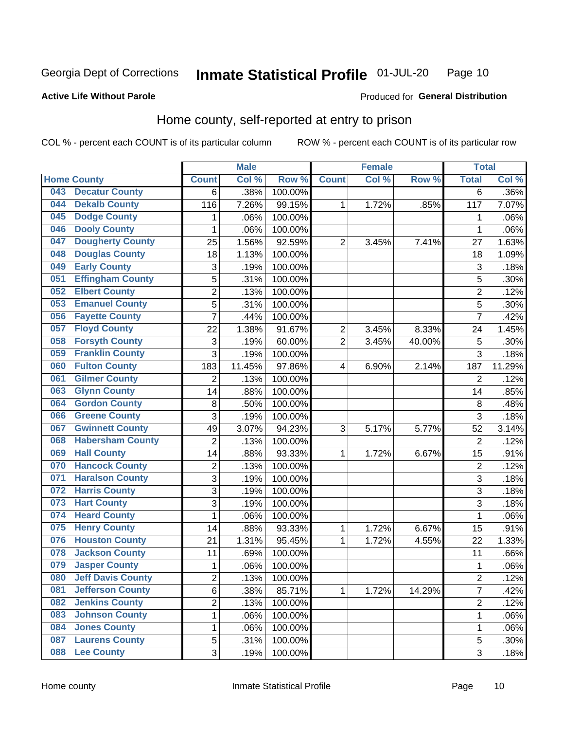Georgia Dept of Corrections **Inmate Statistical Profile** 01-JUL-20

**Active Life Without Parole**

Produced for **General Distribution**

## Home county, self-reported at entry to prison

COL % - percent each COUNT is of its particular column ROW % - percent each COUNT is of its particular row

| Home County | | Male | | | Female | | | Total | |
|---|---|---|---|---|---|---|---|---|---|
| | | Count | Col % | Row % | Count | Col % | Row % | Total | Col % |
| 043 | Decatur County | 6 | .38% | 100.00% | | | | 6 | .36% |
| 044 | Dekalb County | 116 | 7.26% | 99.15% | 1 | 1.72% | .85% | 117 | 7.07% |
| 045 | Dodge County | 1 | .06% | 100.00% | | | | 1 | .06% |
| 046 | Dooly County | 1 | .06% | 100.00% | | | | 1 | .06% |
| 047 | Dougherty County | 25 | 1.56% | 92.59% | 2 | 3.45% | 7.41% | 27 | 1.63% |
| 048 | Douglas County | 18 | 1.13% | 100.00% | | | | 18 | 1.09% |
| 049 | Early County | 3 | .19% | 100.00% | | | | 3 | .18% |
| 051 | Effingham County | 5 | .31% | 100.00% | | | | 5 | .30% |
| 052 | Elbert County | 2 | .13% | 100.00% | | | | 2 | .12% |
| 053 | Emanuel County | 5 | .31% | 100.00% | | | | 5 | .30% |
| 056 | Fayette County | 7 | .44% | 100.00% | | | | 7 | .42% |
| 057 | Floyd County | 22 | 1.38% | 91.67% | 2 | 3.45% | 8.33% | 24 | 1.45% |
| 058 | Forsyth County | 3 | .19% | 60.00% | 2 | 3.45% | 40.00% | 5 | .30% |
| 059 | Franklin County | 3 | .19% | 100.00% | | | | 3 | .18% |
| 060 | Fulton County | 183 | 11.45% | 97.86% | 4 | 6.90% | 2.14% | 187 | 11.29% |
| 061 | Gilmer County | 2 | .13% | 100.00% | | | | 2 | .12% |
| 063 | Glynn County | 14 | .88% | 100.00% | | | | 14 | .85% |
| 064 | Gordon County | 8 | .50% | 100.00% | | | | 8 | .48% |
| 066 | Greene County | 3 | .19% | 100.00% | | | | 3 | .18% |
| 067 | Gwinnett County | 49 | 3.07% | 94.23% | 3 | 5.17% | 5.77% | 52 | 3.14% |
| 068 | Habersham County | 2 | .13% | 100.00% | | | | 2 | .12% |
| 069 | Hall County | 14 | .88% | 93.33% | 1 | 1.72% | 6.67% | 15 | .91% |
| 070 | Hancock County | 2 | .13% | 100.00% | | | | 2 | .12% |
| 071 | Haralson County | 3 | .19% | 100.00% | | | | 3 | .18% |
| 072 | Harris County | 3 | .19% | 100.00% | | | | 3 | .18% |
| 073 | Hart County | 3 | .19% | 100.00% | | | | 3 | .18% |
| 074 | Heard County | 1 | .06% | 100.00% | | | | 1 | .06% |
| 075 | Henry County | 14 | .88% | 93.33% | 1 | 1.72% | 6.67% | 15 | .91% |
| 076 | Houston County | 21 | 1.31% | 95.45% | 1 | 1.72% | 4.55% | 22 | 1.33% |
| 078 | Jackson County | 11 | .69% | 100.00% | | | | 11 | .66% |
| 079 | Jasper County | 1 | .06% | 100.00% | | | | 1 | .06% |
| 080 | Jeff Davis County | 2 | .13% | 100.00% | | | | 2 | .12% |
| 081 | Jefferson County | 6 | .38% | 85.71% | 1 | 1.72% | 14.29% | 7 | .42% |
| 082 | Jenkins County | 2 | .13% | 100.00% | | | | 2 | .12% |
| 083 | Johnson County | 1 | .06% | 100.00% | | | | 1 | .06% |
| 084 | Jones County | 1 | .06% | 100.00% | | | | 1 | .06% |
| 087 | Laurens County | 5 | .31% | 100.00% | | | | 5 | .30% |
| 088 | Lee County | 3 | .19% | 100.00% | | | | 3 | .18% |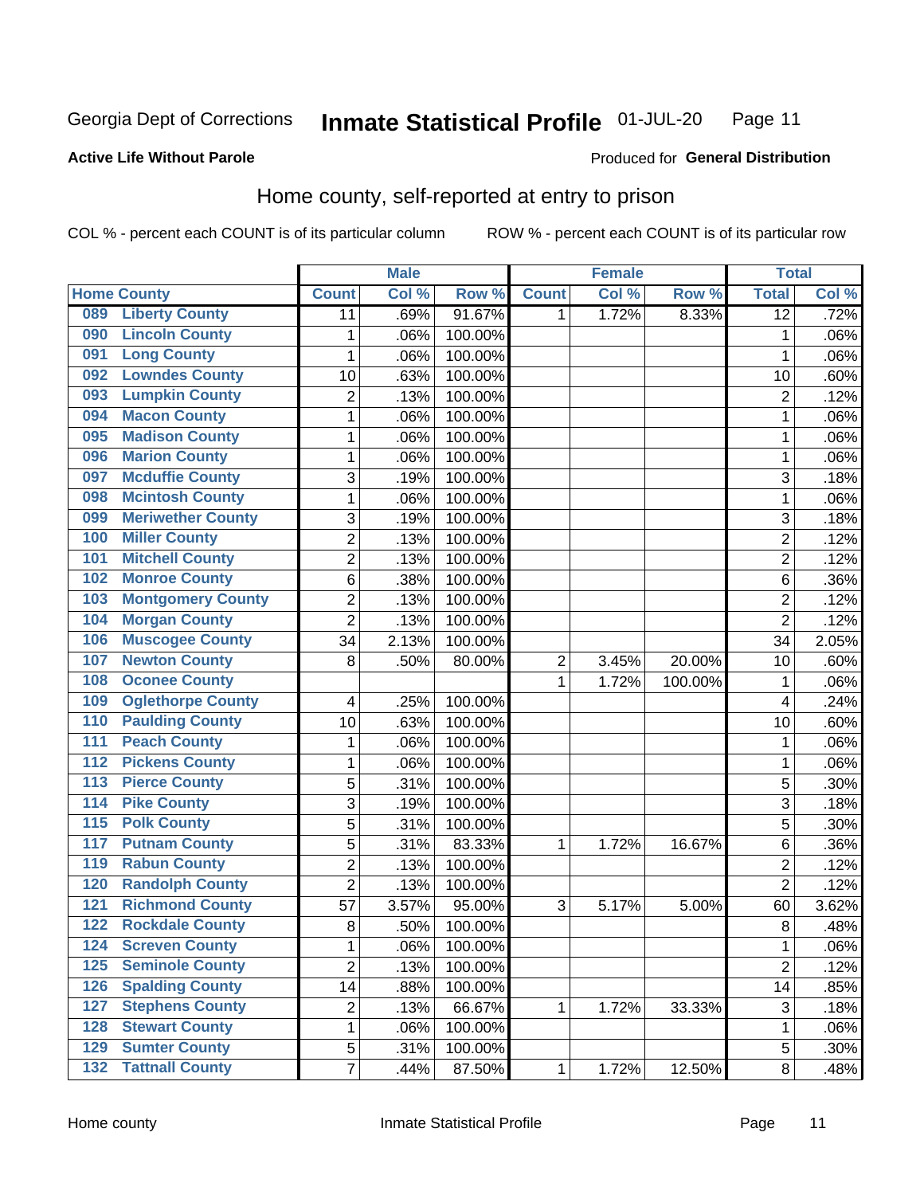Georgia Dept of Corrections **Inmate Statistical Profile** 01-JUL-20

**Active Life Without Parole**

Produced for **General Distribution**

## Home county, self-reported at entry to prison

COL % - percent each COUNT is of its particular column ROW % - percent each COUNT is of its particular row

| Home County | Male | | | Female | | | Total | |
|---|---|---|---|---|---|---|---|---|
| | Count | Col % | Row % | Count | Col % | Row % | Total | Col % |
| 089 Liberty County | 11 | .69% | 91.67% | 1 | 1.72% | 8.33% | 12 | .72% |
| 090 Lincoln County | 1 | .06% | 100.00% | | | | 1 | .06% |
| 091 Long County | 1 | .06% | 100.00% | | | | 1 | .06% |
| 092 Lowndes County | 10 | .63% | 100.00% | | | | 10 | .60% |
| 093 Lumpkin County | 2 | .13% | 100.00% | | | | 2 | .12% |
| 094 Macon County | 1 | .06% | 100.00% | | | | 1 | .06% |
| 095 Madison County | 1 | .06% | 100.00% | | | | 1 | .06% |
| 096 Marion County | 1 | .06% | 100.00% | | | | 1 | .06% |
| 097 Mcduffie County | 3 | .19% | 100.00% | | | | 3 | .18% |
| 098 Mcintosh County | 1 | .06% | 100.00% | | | | 1 | .06% |
| 099 Meriwether County | 3 | .19% | 100.00% | | | | 3 | .18% |
| 100 Miller County | 2 | .13% | 100.00% | | | | 2 | .12% |
| 101 Mitchell County | 2 | .13% | 100.00% | | | | 2 | .12% |
| 102 Monroe County | 6 | .38% | 100.00% | | | | 6 | .36% |
| 103 Montgomery County | 2 | .13% | 100.00% | | | | 2 | .12% |
| 104 Morgan County | 2 | .13% | 100.00% | | | | 2 | .12% |
| 106 Muscogee County | 34 | 2.13% | 100.00% | | | | 34 | 2.05% |
| 107 Newton County | 8 | .50% | 80.00% | 2 | 3.45% | 20.00% | 10 | .60% |
| 108 Oconee County | | | | 1 | 1.72% | 100.00% | 1 | .06% |
| 109 Oglethorpe County | 4 | .25% | 100.00% | | | | 4 | .24% |
| 110 Paulding County | 10 | .63% | 100.00% | | | | 10 | .60% |
| 111 Peach County | 1 | .06% | 100.00% | | | | 1 | .06% |
| 112 Pickens County | 1 | .06% | 100.00% | | | | 1 | .06% |
| 113 Pierce County | 5 | .31% | 100.00% | | | | 5 | .30% |
| 114 Pike County | 3 | .19% | 100.00% | | | | 3 | .18% |
| 115 Polk County | 5 | .31% | 100.00% | | | | 5 | .30% |
| 117 Putnam County | 5 | .31% | 83.33% | 1 | 1.72% | 16.67% | 6 | .36% |
| 119 Rabun County | 2 | .13% | 100.00% | | | | 2 | .12% |
| 120 Randolph County | 2 | .13% | 100.00% | | | | 2 | .12% |
| 121 Richmond County | 57 | 3.57% | 95.00% | 3 | 5.17% | 5.00% | 60 | 3.62% |
| 122 Rockdale County | 8 | .50% | 100.00% | | | | 8 | .48% |
| 124 Screven County | 1 | .06% | 100.00% | | | | 1 | .06% |
| 125 Seminole County | 2 | .13% | 100.00% | | | | 2 | .12% |
| 126 Spalding County | 14 | .88% | 100.00% | | | | 14 | .85% |
| 127 Stephens County | 2 | .13% | 66.67% | 1 | 1.72% | 33.33% | 3 | .18% |
| 128 Stewart County | 1 | .06% | 100.00% | | | | 1 | .06% |
| 129 Sumter County | 5 | .31% | 100.00% | | | | 5 | .30% |
| 132 Tattnall County | 7 | .44% | 87.50% | 1 | 1.72% | 12.50% | 8 | .48% |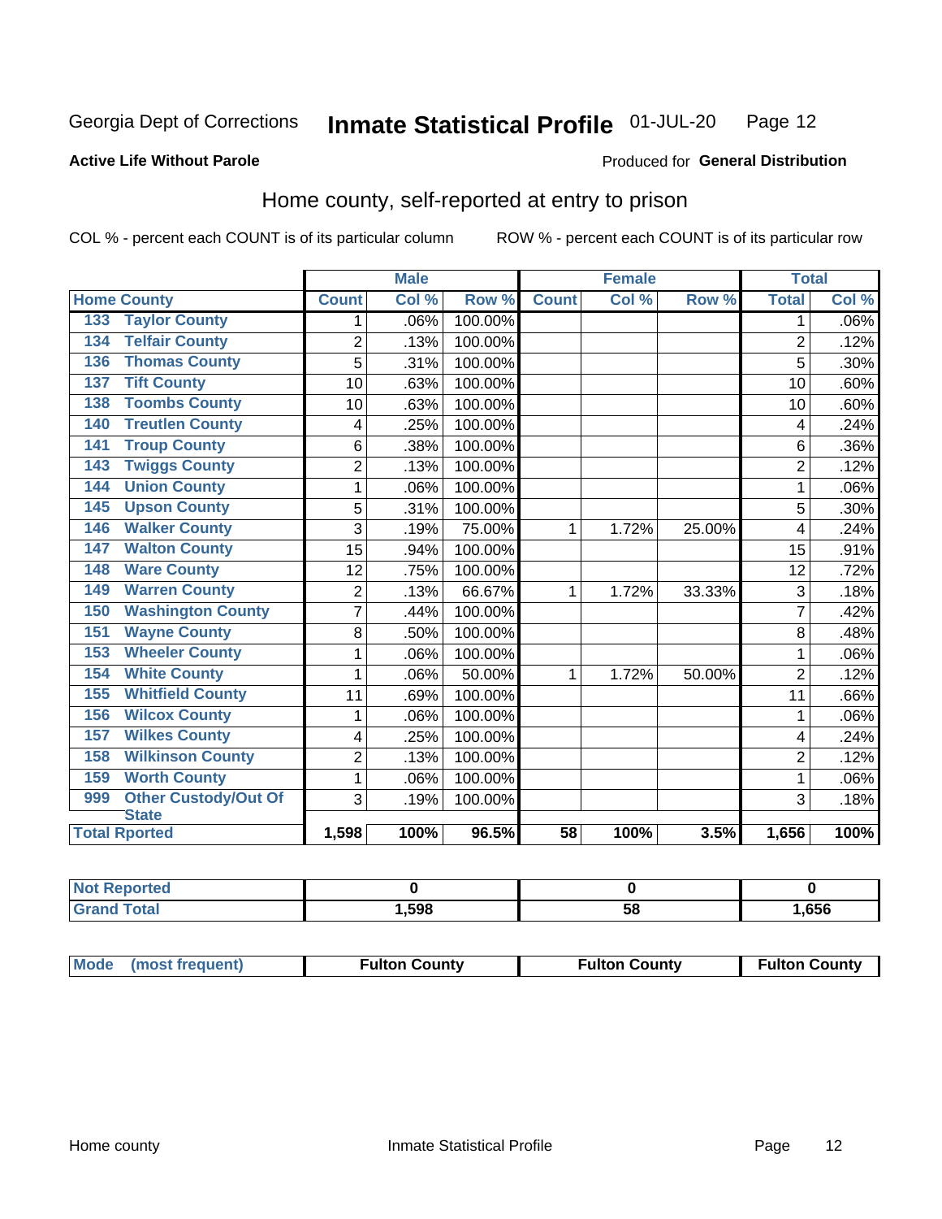Georgia Dept of Corrections **Inmate Statistical Profile** 01-JUL-20

**Active Life Without Parole**

Produced for **General Distribution**

## Home county, self-reported at entry to prison

COL % - percent each COUNT is of its particular column ROW % - percent each COUNT is of its particular row

| Home County | | Male | | | Female | | | Total | |
|---|---|---|---|---|---|---|---|---|---|
| | | Count | Col % | Row % | Count | Col % | Row % | Total | Col % |
| 133 | Taylor County | 1 | .06% | 100.00% | | | | 1 | .06% |
| 134 | Telfair County | 2 | .13% | 100.00% | | | | 2 | .12% |
| 136 | Thomas County | 5 | .31% | 100.00% | | | | 5 | .30% |
| 137 | Tift County | 10 | .63% | 100.00% | | | | 10 | .60% |
| 138 | Toombs County | 10 | .63% | 100.00% | | | | 10 | .60% |
| 140 | Treutlen County | 4 | .25% | 100.00% | | | | 4 | .24% |
| 141 | Troup County | 6 | .38% | 100.00% | | | | 6 | .36% |
| 143 | Twiggs County | 2 | .13% | 100.00% | | | | 2 | .12% |
| 144 | Union County | 1 | .06% | 100.00% | | | | 1 | .06% |
| 145 | Upson County | 5 | .31% | 100.00% | | | | 5 | .30% |
| 146 | Walker County | 3 | .19% | 75.00% | 1 | 1.72% | 25.00% | 4 | .24% |
| 147 | Walton County | 15 | .94% | 100.00% | | | | 15 | .91% |
| 148 | Ware County | 12 | .75% | 100.00% | | | | 12 | .72% |
| 149 | Warren County | 2 | .13% | 66.67% | 1 | 1.72% | 33.33% | 3 | .18% |
| 150 | Washington County | 7 | .44% | 100.00% | | | | 7 | .42% |
| 151 | Wayne County | 8 | .50% | 100.00% | | | | 8 | .48% |
| 153 | Wheeler County | 1 | .06% | 100.00% | | | | 1 | .06% |
| 154 | White County | 1 | .06% | 50.00% | 1 | 1.72% | 50.00% | 2 | .12% |
| 155 | Whitfield County | 11 | .69% | 100.00% | | | | 11 | .66% |
| 156 | Wilcox County | 1 | .06% | 100.00% | | | | 1 | .06% |
| 157 | Wilkes County | 4 | .25% | 100.00% | | | | 4 | .24% |
| 158 | Wilkinson County | 2 | .13% | 100.00% | | | | 2 | .12% |
| 159 | Worth County | 1 | .06% | 100.00% | | | | 1 | .06% |
| 999 | Other Custody/Out Of State | 3 | .19% | 100.00% | | | | 3 | .18% |
| Total Rported | | 1,598 | 100% | 96.5% | 58 | 100% | 3.5% | 1,656 | 100% |

| | Male | Female | Total |
|---|---|---|---|
| Not Reported | 0 | 0 | 0 |
| Grand Total | 1,598 | 58 | 1,656 |

| | Male | Female | Total |
|---|---|---|---|
| Mode (most frequent) | Fulton County | Fulton County | Fulton County |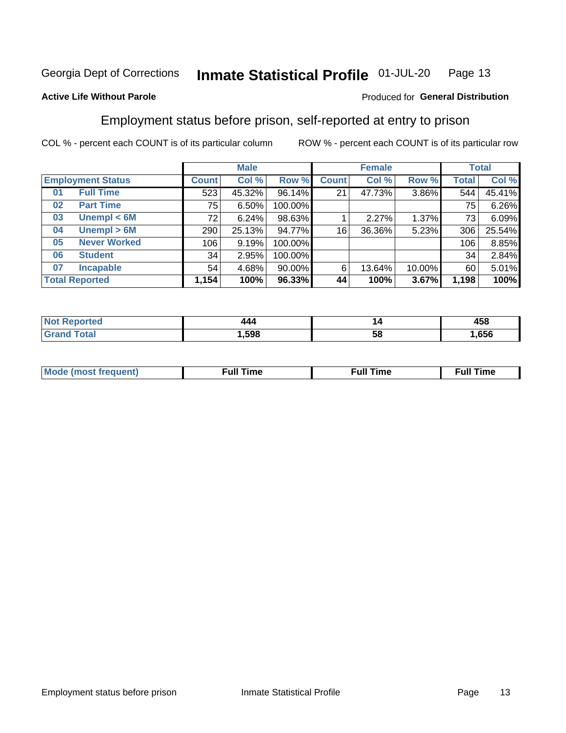Georgia Dept of Corrections **Inmate Statistical Profile** 01-JUL-20

**Active Life Without Parole**

Produced for **General Distribution**

## Employment status before prison, self-reported at entry to prison

COL % - percent each COUNT is of its particular column ROW % - percent each COUNT is of its particular row

| Employment Status | | Male | | | Female | | | Total | |
|---|---|---|---|---|---|---|---|---|---|
| | | Count | Col % | Row % | Count | Col % | Row % | Total | Col % |
| 01 | Full Time | 523 | 45.32% | 96.14% | 21 | 47.73% | 3.86% | 544 | 45.41% |
| 02 | Part Time | 75 | 6.50% | 100.00% | | | | 75 | 6.26% |
| 03 | Unempl < 6M | 72 | 6.24% | 98.63% | 1 | 2.27% | 1.37% | 73 | 6.09% |
| 04 | Unempl > 6M | 290 | 25.13% | 94.77% | 16 | 36.36% | 5.23% | 306 | 25.54% |
| 05 | Never Worked | 106 | 9.19% | 100.00% | | | | 106 | 8.85% |
| 06 | Student | 34 | 2.95% | 100.00% | | | | 34 | 2.84% |
| 07 | Incapable | 54 | 4.68% | 90.00% | 6 | 13.64% | 10.00% | 60 | 5.01% |
| **Total Reported** | | **1,154** | **100%** | **96.33%** | **44** | **100%** | **3.67%** | **1,198** | **100%** |

| | Male | Female | Total |
|---|---|---|---|
| Not Reported | 444 | 14 | 458 |
| Grand Total | 1,598 | 58 | 1,656 |

| | Male | Female | Total |
|---|---|---|---|
| Mode (most frequent) | Full Time | Full Time | Full Time |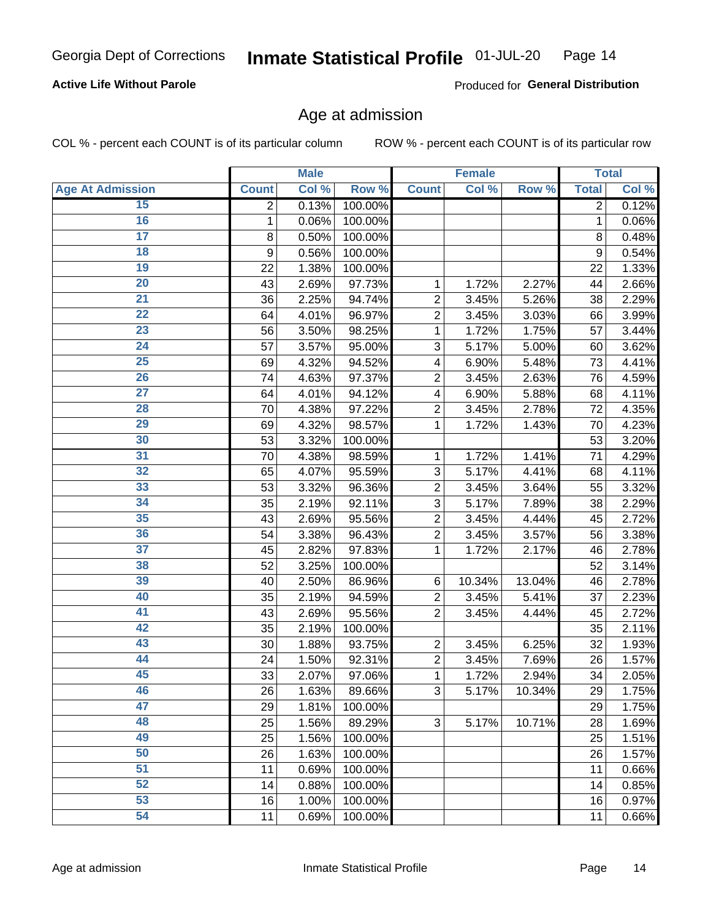Georgia Dept of Corrections **Inmate Statistical Profile** 01-JUL-20

**Active Life Without Parole** Produced for **General Distribution**

## Age at admission

COL % - percent each COUNT is of its particular column ROW % - percent each COUNT is of its particular row

| | Male | | | Female | | | Total | |
|---|---|---|---|---|---|---|---|---|
| **Age At Admission** | **Count** | **Col %** | **Row %** | **Count** | **Col %** | **Row %** | **Total** | **Col %** |
| 15 | 2 | 0.13% | 100.00% | | | | 2 | 0.12% |
| 16 | 1 | 0.06% | 100.00% | | | | 1 | 0.06% |
| 17 | 8 | 0.50% | 100.00% | | | | 8 | 0.48% |
| 18 | 9 | 0.56% | 100.00% | | | | 9 | 0.54% |
| 19 | 22 | 1.38% | 100.00% | | | | 22 | 1.33% |
| 20 | 43 | 2.69% | 97.73% | 1 | 1.72% | 2.27% | 44 | 2.66% |
| 21 | 36 | 2.25% | 94.74% | 2 | 3.45% | 5.26% | 38 | 2.29% |
| 22 | 64 | 4.01% | 96.97% | 2 | 3.45% | 3.03% | 66 | 3.99% |
| 23 | 56 | 3.50% | 98.25% | 1 | 1.72% | 1.75% | 57 | 3.44% |
| 24 | 57 | 3.57% | 95.00% | 3 | 5.17% | 5.00% | 60 | 3.62% |
| 25 | 69 | 4.32% | 94.52% | 4 | 6.90% | 5.48% | 73 | 4.41% |
| 26 | 74 | 4.63% | 97.37% | 2 | 3.45% | 2.63% | 76 | 4.59% |
| 27 | 64 | 4.01% | 94.12% | 4 | 6.90% | 5.88% | 68 | 4.11% |
| 28 | 70 | 4.38% | 97.22% | 2 | 3.45% | 2.78% | 72 | 4.35% |
| 29 | 69 | 4.32% | 98.57% | 1 | 1.72% | 1.43% | 70 | 4.23% |
| 30 | 53 | 3.32% | 100.00% | | | | 53 | 3.20% |
| 31 | 70 | 4.38% | 98.59% | 1 | 1.72% | 1.41% | 71 | 4.29% |
| 32 | 65 | 4.07% | 95.59% | 3 | 5.17% | 4.41% | 68 | 4.11% |
| 33 | 53 | 3.32% | 96.36% | 2 | 3.45% | 3.64% | 55 | 3.32% |
| 34 | 35 | 2.19% | 92.11% | 3 | 5.17% | 7.89% | 38 | 2.29% |
| 35 | 43 | 2.69% | 95.56% | 2 | 3.45% | 4.44% | 45 | 2.72% |
| 36 | 54 | 3.38% | 96.43% | 2 | 3.45% | 3.57% | 56 | 3.38% |
| 37 | 45 | 2.82% | 97.83% | 1 | 1.72% | 2.17% | 46 | 2.78% |
| 38 | 52 | 3.25% | 100.00% | | | | 52 | 3.14% |
| 39 | 40 | 2.50% | 86.96% | 6 | 10.34% | 13.04% | 46 | 2.78% |
| 40 | 35 | 2.19% | 94.59% | 2 | 3.45% | 5.41% | 37 | 2.23% |
| 41 | 43 | 2.69% | 95.56% | 2 | 3.45% | 4.44% | 45 | 2.72% |
| 42 | 35 | 2.19% | 100.00% | | | | 35 | 2.11% |
| 43 | 30 | 1.88% | 93.75% | 2 | 3.45% | 6.25% | 32 | 1.93% |
| 44 | 24 | 1.50% | 92.31% | 2 | 3.45% | 7.69% | 26 | 1.57% |
| 45 | 33 | 2.07% | 97.06% | 1 | 1.72% | 2.94% | 34 | 2.05% |
| 46 | 26 | 1.63% | 89.66% | 3 | 5.17% | 10.34% | 29 | 1.75% |
| 47 | 29 | 1.81% | 100.00% | | | | 29 | 1.75% |
| 48 | 25 | 1.56% | 89.29% | 3 | 5.17% | 10.71% | 28 | 1.69% |
| 49 | 25 | 1.56% | 100.00% | | | | 25 | 1.51% |
| 50 | 26 | 1.63% | 100.00% | | | | 26 | 1.57% |
| 51 | 11 | 0.69% | 100.00% | | | | 11 | 0.66% |
| 52 | 14 | 0.88% | 100.00% | | | | 14 | 0.85% |
| 53 | 16 | 1.00% | 100.00% | | | | 16 | 0.97% |
| 54 | 11 | 0.69% | 100.00% | | | | 11 | 0.66% |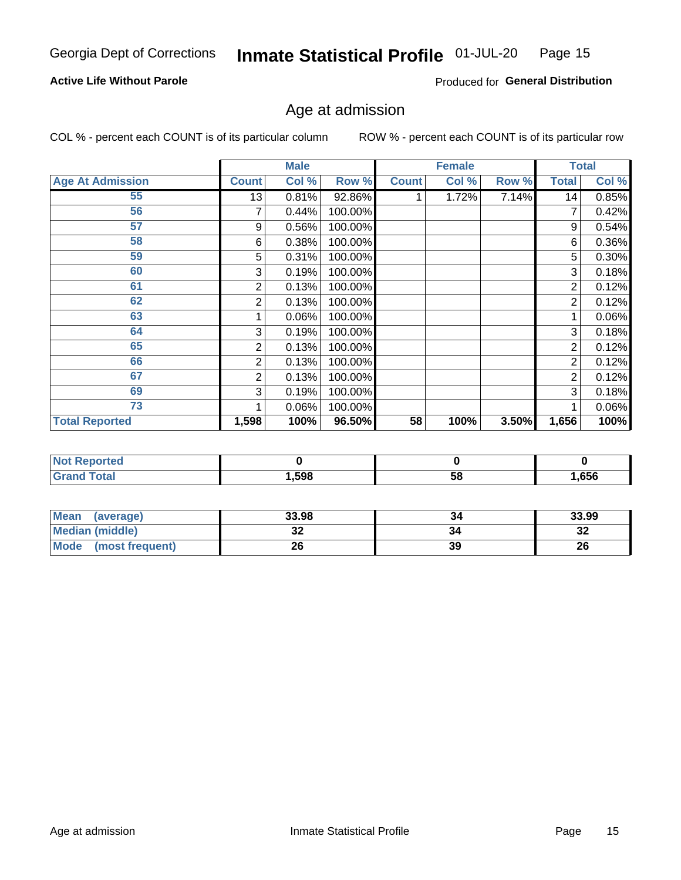Georgia Dept of Corrections **Inmate Statistical Profile** 01-JUL-20

**Active Life Without Parole**

Produced for **General Distribution**

## Age at admission

COL % - percent each COUNT is of its particular column ROW % - percent each COUNT is of its particular row

| | Male | | | Female | | | Total | |
|---|---|---|---|---|---|---|---|---|
| **Age At Admission** | **Count** | **Col %** | **Row %** | **Count** | **Col %** | **Row %** | **Total** | **Col %** |
| 55 | 13 | 0.81% | 92.86% | 1 | 1.72% | 7.14% | 14 | 0.85% |
| 56 | 7 | 0.44% | 100.00% | | | | 7 | 0.42% |
| 57 | 9 | 0.56% | 100.00% | | | | 9 | 0.54% |
| 58 | 6 | 0.38% | 100.00% | | | | 6 | 0.36% |
| 59 | 5 | 0.31% | 100.00% | | | | 5 | 0.30% |
| 60 | 3 | 0.19% | 100.00% | | | | 3 | 0.18% |
| 61 | 2 | 0.13% | 100.00% | | | | 2 | 0.12% |
| 62 | 2 | 0.13% | 100.00% | | | | 2 | 0.12% |
| 63 | 1 | 0.06% | 100.00% | | | | 1 | 0.06% |
| 64 | 3 | 0.19% | 100.00% | | | | 3 | 0.18% |
| 65 | 2 | 0.13% | 100.00% | | | | 2 | 0.12% |
| 66 | 2 | 0.13% | 100.00% | | | | 2 | 0.12% |
| 67 | 2 | 0.13% | 100.00% | | | | 2 | 0.12% |
| 69 | 3 | 0.19% | 100.00% | | | | 3 | 0.18% |
| 73 | 1 | 0.06% | 100.00% | | | | 1 | 0.06% |
| **Total Reported** | **1,598** | **100%** | **96.50%** | **58** | **100%** | **3.50%** | **1,656** | **100%** |

| | Male | Female | Total |
|---|---|---|---|
| **Not Reported** | **0** | **0** | **0** |
| **Grand Total** | **1,598** | **58** | **1,656** |

| | Male | Female | Total |
|---|---|---|---|
| **Mean (average)** | **33.98** | **34** | **33.99** |
| **Median (middle)** | **32** | **34** | **32** |
| **Mode (most frequent)** | **26** | **39** | **26** |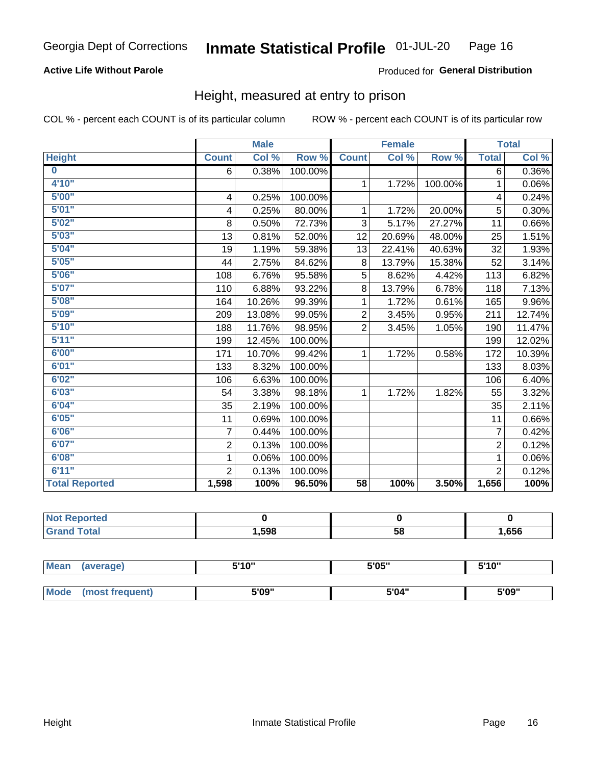Georgia Dept of Corrections **Inmate Statistical Profile** 01-JUL-20

**Active Life Without Parole**

Produced for **General Distribution**

## Height, measured at entry to prison

COL % - percent each COUNT is of its particular column

ROW % - percent each COUNT is of its particular row

| | Male | | | Female | | | Total | |
|---|---|---|---|---|---|---|---|---|
| Height | Count | Col % | Row % | Count | Col % | Row % | Total | Col % |
| 0 | 6 | 0.38% | 100.00% | | | | 6 | 0.36% |
| 4'10" | | | | 1 | 1.72% | 100.00% | 1 | 0.06% |
| 5'00" | 4 | 0.25% | 100.00% | | | | 4 | 0.24% |
| 5'01" | 4 | 0.25% | 80.00% | 1 | 1.72% | 20.00% | 5 | 0.30% |
| 5'02" | 8 | 0.50% | 72.73% | 3 | 5.17% | 27.27% | 11 | 0.66% |
| 5'03" | 13 | 0.81% | 52.00% | 12 | 20.69% | 48.00% | 25 | 1.51% |
| 5'04" | 19 | 1.19% | 59.38% | 13 | 22.41% | 40.63% | 32 | 1.93% |
| 5'05" | 44 | 2.75% | 84.62% | 8 | 13.79% | 15.38% | 52 | 3.14% |
| 5'06" | 108 | 6.76% | 95.58% | 5 | 8.62% | 4.42% | 113 | 6.82% |
| 5'07" | 110 | 6.88% | 93.22% | 8 | 13.79% | 6.78% | 118 | 7.13% |
| 5'08" | 164 | 10.26% | 99.39% | 1 | 1.72% | 0.61% | 165 | 9.96% |
| 5'09" | 209 | 13.08% | 99.05% | 2 | 3.45% | 0.95% | 211 | 12.74% |
| 5'10" | 188 | 11.76% | 98.95% | 2 | 3.45% | 1.05% | 190 | 11.47% |
| 5'11" | 199 | 12.45% | 100.00% | | | | 199 | 12.02% |
| 6'00" | 171 | 10.70% | 99.42% | 1 | 1.72% | 0.58% | 172 | 10.39% |
| 6'01" | 133 | 8.32% | 100.00% | | | | 133 | 8.03% |
| 6'02" | 106 | 6.63% | 100.00% | | | | 106 | 6.40% |
| 6'03" | 54 | 3.38% | 98.18% | 1 | 1.72% | 1.82% | 55 | 3.32% |
| 6'04" | 35 | 2.19% | 100.00% | | | | 35 | 2.11% |
| 6'05" | 11 | 0.69% | 100.00% | | | | 11 | 0.66% |
| 6'06" | 7 | 0.44% | 100.00% | | | | 7 | 0.42% |
| 6'07" | 2 | 0.13% | 100.00% | | | | 2 | 0.12% |
| 6'08" | 1 | 0.06% | 100.00% | | | | 1 | 0.06% |
| 6'11" | 2 | 0.13% | 100.00% | | | | 2 | 0.12% |
| **Total Reported** | **1,598** | **100%** | **96.50%** | **58** | **100%** | **3.50%** | **1,656** | **100%** |

| | Male | Female | Total |
|---|---|---|---|
| Not Reported | 0 | 0 | 0 |
| Grand Total | 1,598 | 58 | 1,656 |

| | Male | Female | Total |
|---|---|---|---|
| Mean (average) | 5'10" | 5'05" | 5'10" |
| Mode (most frequent) | 5'09" | 5'04" | 5'09" |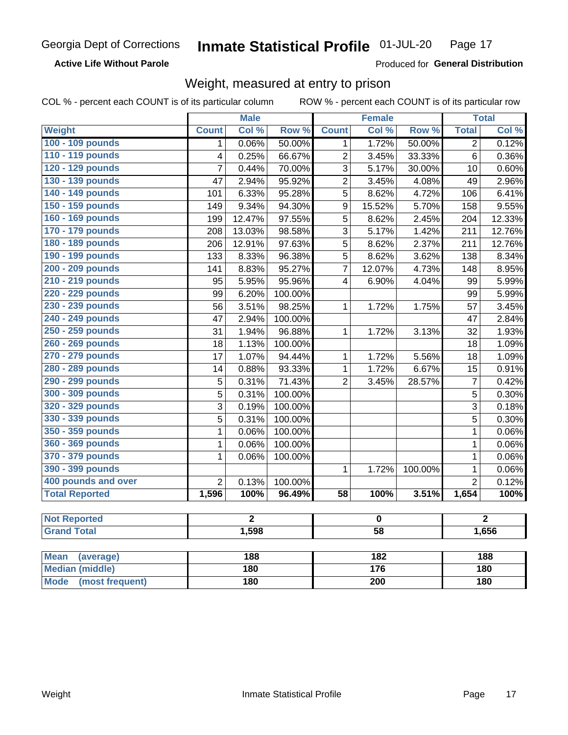Georgia Dept of Corrections **Inmate Statistical Profile** 01-JUL-20

**Active Life Without Parole**

Produced for **General Distribution**

## Weight, measured at entry to prison

COL % - percent each COUNT is of its particular column ROW % - percent each COUNT is of its particular row

| | Male | | | Female | | | Total | |
|---|---|---|---|---|---|---|---|---|
| Weight | Count | Col % | Row % | Count | Col % | Row % | Total | Col % |
| 100 - 109 pounds | 1 | 0.06% | 50.00% | 1 | 1.72% | 50.00% | 2 | 0.12% |
| 110 - 119 pounds | 4 | 0.25% | 66.67% | 2 | 3.45% | 33.33% | 6 | 0.36% |
| 120 - 129 pounds | 7 | 0.44% | 70.00% | 3 | 5.17% | 30.00% | 10 | 0.60% |
| 130 - 139 pounds | 47 | 2.94% | 95.92% | 2 | 3.45% | 4.08% | 49 | 2.96% |
| 140 - 149 pounds | 101 | 6.33% | 95.28% | 5 | 8.62% | 4.72% | 106 | 6.41% |
| 150 - 159 pounds | 149 | 9.34% | 94.30% | 9 | 15.52% | 5.70% | 158 | 9.55% |
| 160 - 169 pounds | 199 | 12.47% | 97.55% | 5 | 8.62% | 2.45% | 204 | 12.33% |
| 170 - 179 pounds | 208 | 13.03% | 98.58% | 3 | 5.17% | 1.42% | 211 | 12.76% |
| 180 - 189 pounds | 206 | 12.91% | 97.63% | 5 | 8.62% | 2.37% | 211 | 12.76% |
| 190 - 199 pounds | 133 | 8.33% | 96.38% | 5 | 8.62% | 3.62% | 138 | 8.34% |
| 200 - 209 pounds | 141 | 8.83% | 95.27% | 7 | 12.07% | 4.73% | 148 | 8.95% |
| 210 - 219 pounds | 95 | 5.95% | 95.96% | 4 | 6.90% | 4.04% | 99 | 5.99% |
| 220 - 229 pounds | 99 | 6.20% | 100.00% | | | | 99 | 5.99% |
| 230 - 239 pounds | 56 | 3.51% | 98.25% | 1 | 1.72% | 1.75% | 57 | 3.45% |
| 240 - 249 pounds | 47 | 2.94% | 100.00% | | | | 47 | 2.84% |
| 250 - 259 pounds | 31 | 1.94% | 96.88% | 1 | 1.72% | 3.13% | 32 | 1.93% |
| 260 - 269 pounds | 18 | 1.13% | 100.00% | | | | 18 | 1.09% |
| 270 - 279 pounds | 17 | 1.07% | 94.44% | 1 | 1.72% | 5.56% | 18 | 1.09% |
| 280 - 289 pounds | 14 | 0.88% | 93.33% | 1 | 1.72% | 6.67% | 15 | 0.91% |
| 290 - 299 pounds | 5 | 0.31% | 71.43% | 2 | 3.45% | 28.57% | 7 | 0.42% |
| 300 - 309 pounds | 5 | 0.31% | 100.00% | | | | 5 | 0.30% |
| 320 - 329 pounds | 3 | 0.19% | 100.00% | | | | 3 | 0.18% |
| 330 - 339 pounds | 5 | 0.31% | 100.00% | | | | 5 | 0.30% |
| 350 - 359 pounds | 1 | 0.06% | 100.00% | | | | 1 | 0.06% |
| 360 - 369 pounds | 1 | 0.06% | 100.00% | | | | 1 | 0.06% |
| 370 - 379 pounds | 1 | 0.06% | 100.00% | | | | 1 | 0.06% |
| 390 - 399 pounds | | | | 1 | 1.72% | 100.00% | 1 | 0.06% |
| 400 pounds and over | 2 | 0.13% | 100.00% | | | | 2 | 0.12% |
| **Total Reported** | **1,596** | **100%** | **96.49%** | **58** | **100%** | **3.51%** | **1,654** | **100%** |

| | Male | Female | Total |
|---|---|---|---|
| Not Reported | 2 | 0 | 2 |
| Grand Total | 1,598 | 58 | 1,656 |

| | Male | Female | Total |
|---|---|---|---|
| Mean (average) | 188 | 182 | 188 |
| Median (middle) | 180 | 176 | 180 |
| Mode (most frequent) | 180 | 200 | 180 |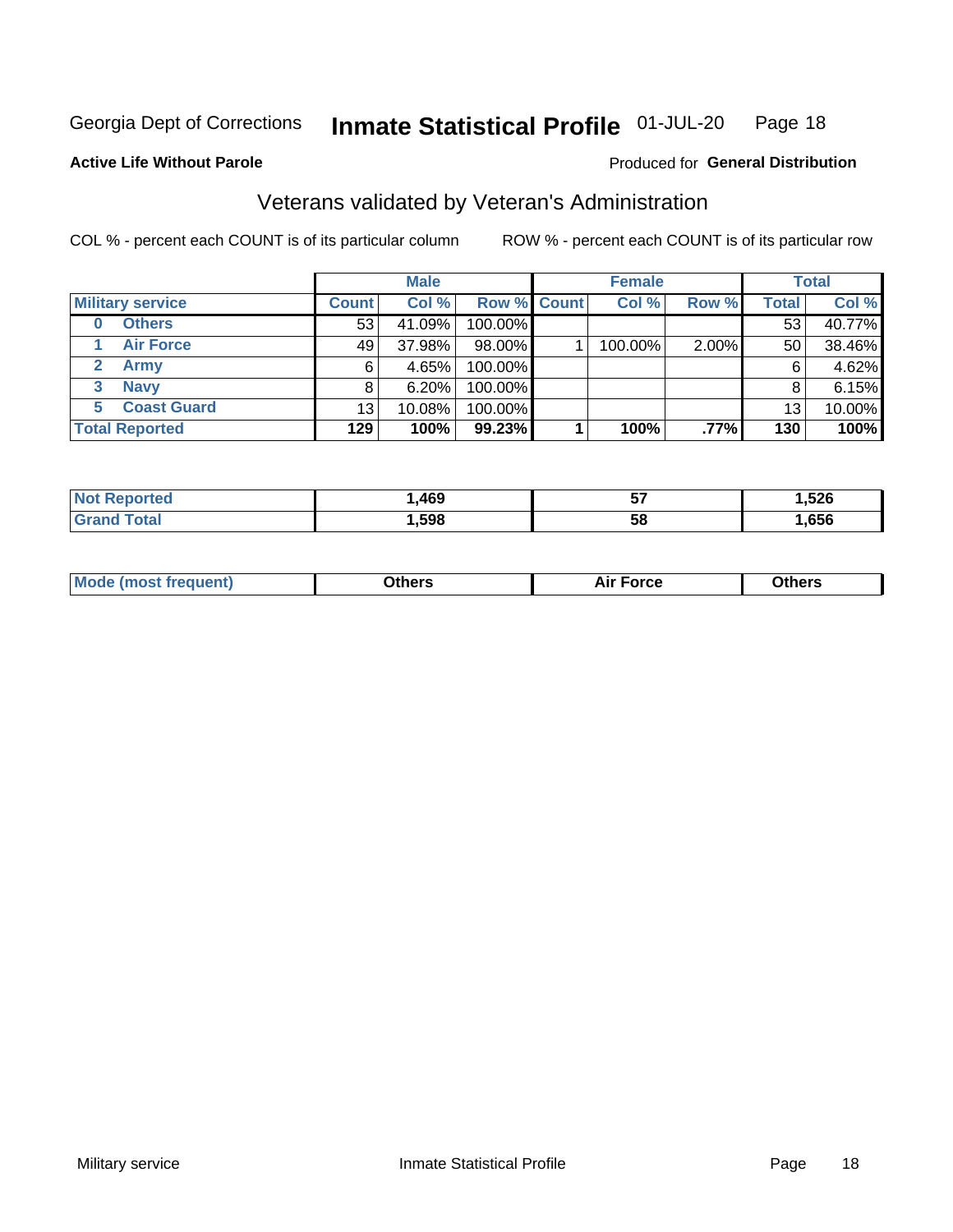Georgia Dept of Corrections **Inmate Statistical Profile** 01-JUL-20

**Active Life Without Parole**

Produced for **General Distribution**

## Veterans validated by Veteran's Administration

COL % - percent each COUNT is of its particular column ROW % - percent each COUNT is of its particular row

| | Male | | | Female | | | Total | |
|---|---|---|---|---|---|---|---|---|
| **Military service** | **Count** | **Col %** | **Row %** | **Count** | **Col %** | **Row %** | **Total** | **Col %** |
| 0 Others | 53 | 41.09% | 100.00% | | | | 53 | 40.77% |
| 1 Air Force | 49 | 37.98% | 98.00% | 1 | 100.00% | 2.00% | 50 | 38.46% |
| 2 Army | 6 | 4.65% | 100.00% | | | | 6 | 4.62% |
| 3 Navy | 8 | 6.20% | 100.00% | | | | 8 | 6.15% |
| 5 Coast Guard | 13 | 10.08% | 100.00% | | | | 13 | 10.00% |
| **Total Reported** | **129** | **100%** | **99.23%** | **1** | **100%** | **.77%** | **130** | **100%** |

| | Male | Female | Total |
|---|---|---|---|
| **Not Reported** | **1,469** | **57** | **1,526** |
| **Grand Total** | **1,598** | **58** | **1,656** |

| | Male | Female | Total |
|---|---|---|---|
| **Mode (most frequent)** | **Others** | **Air Force** | **Others** |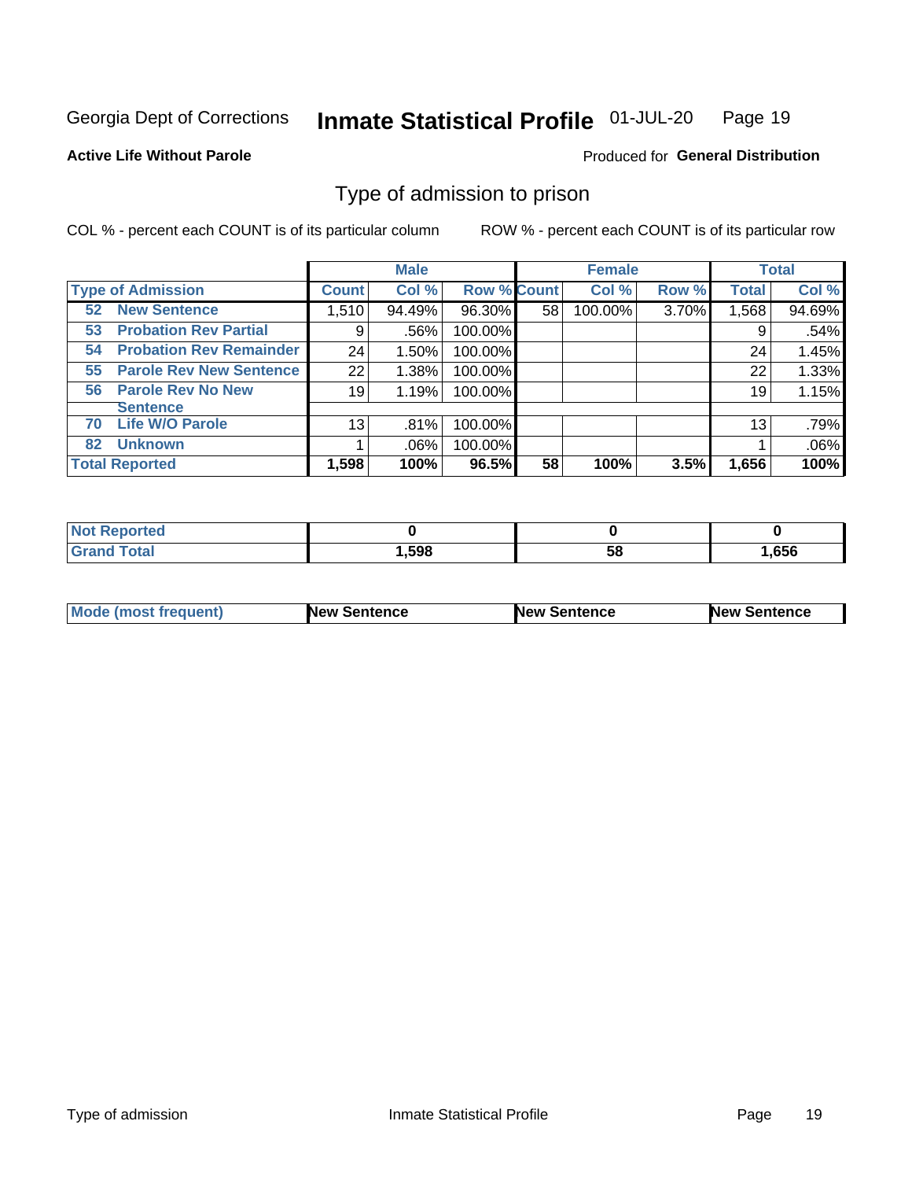Georgia Dept of Corrections **Inmate Statistical Profile** 01-JUL-20

**Active Life Without Parole**

Produced for **General Distribution**

## Type of admission to prison

COL % - percent each COUNT is of its particular column

ROW % - percent each COUNT is of its particular row

| | Male | | | Female | | | Total | |
|---|---|---|---|---|---|---|---|---|
| **Type of Admission** | **Count** | **Col %** | **Row %** | **Count** | **Col %** | **Row %** | **Total** | **Col %** |
| 52 **New Sentence** | 1,510 | 94.49% | 96.30% | 58 | 100.00% | 3.70% | 1,568 | 94.69% |
| 53 **Probation Rev Partial** | 9 | .56% | 100.00% | | | | 9 | .54% |
| 54 **Probation Rev Remainder** | 24 | 1.50% | 100.00% | | | | 24 | 1.45% |
| 55 **Parole Rev New Sentence** | 22 | 1.38% | 100.00% | | | | 22 | 1.33% |
| 56 **Parole Rev No New Sentence** | 19 | 1.19% | 100.00% | | | | 19 | 1.15% |
| 70 **Life W/O Parole** | 13 | .81% | 100.00% | | | | 13 | .79% |
| 82 **Unknown** | 1 | .06% | 100.00% | | | | 1 | .06% |
| **Total Reported** | **1,598** | **100%** | **96.5%** | **58** | **100%** | **3.5%** | **1,656** | **100%** |

| | Male | Female | Total |
|---|---|---|---|
| **Not Reported** | **0** | **0** | **0** |
| **Grand Total** | **1,598** | **58** | **1,656** |

| | Male | Female | Total |
|---|---|---|---|
| **Mode (most frequent)** | **New Sentence** | **New Sentence** | **New Sentence** |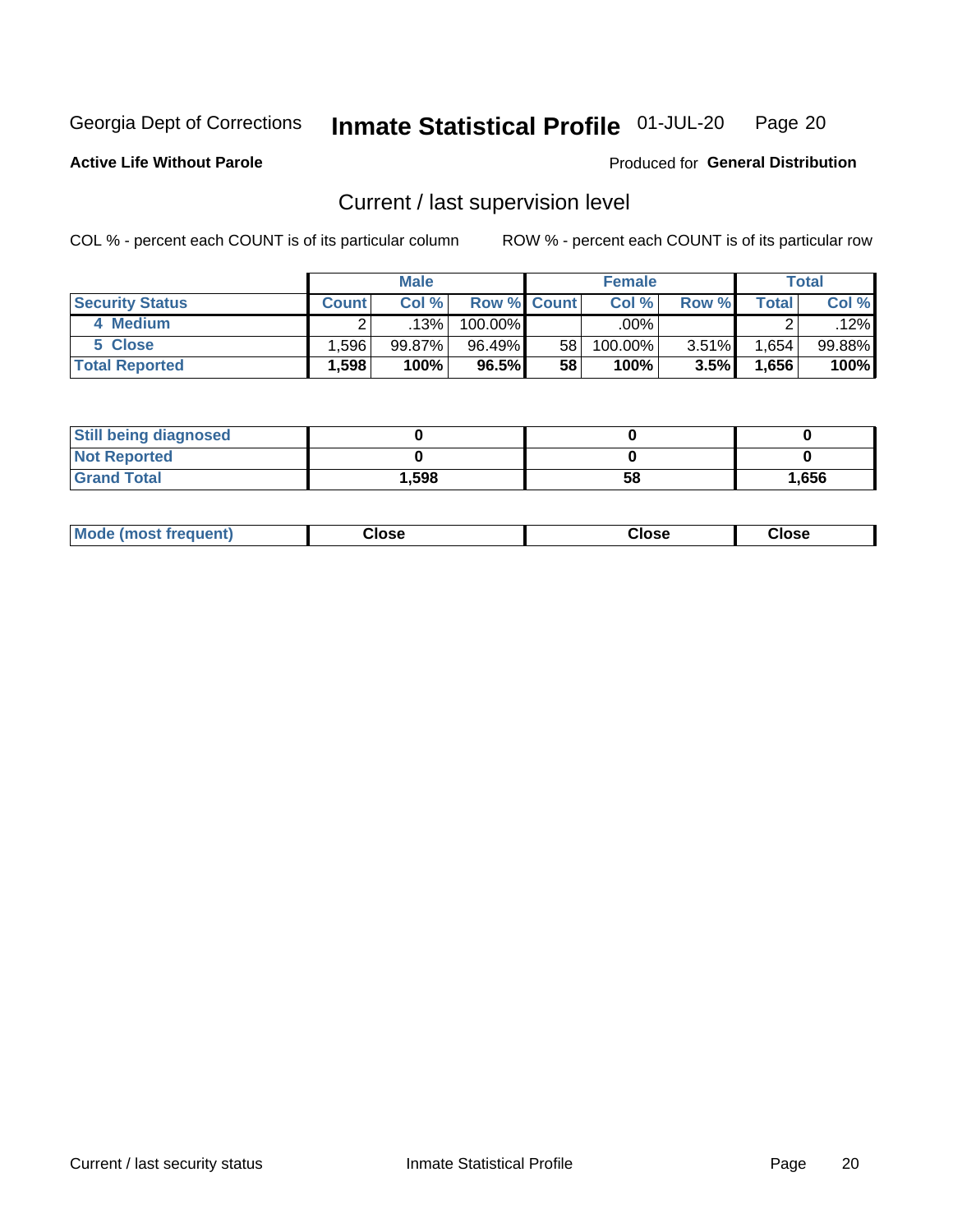Georgia Dept of Corrections **Inmate Statistical Profile** 01-JUL-20

**Active Life Without Parole**

Produced for **General Distribution**

## Current / last supervision level

COL % - percent each COUNT is of its particular column

ROW % - percent each COUNT is of its particular row

| | Male | | | Female | | | Total | |
|---|---|---|---|---|---|---|---|---|
| **Security Status** | **Count** | **Col %** | **Row %** | **Count** | **Col %** | **Row %** | **Total** | **Col %** |
| **4 Medium** | 2 | .13% | 100.00% | | .00% | | 2 | .12% |
| **5 Close** | 1,596 | 99.87% | 96.49% | 58 | 100.00% | 3.51% | 1,654 | 99.88% |
| **Total Reported** | **1,598** | **100%** | **96.5%** | **58** | **100%** | **3.5%** | **1,656** | **100%** |

| | Male | Female | Total |
|---|---|---|---|
| **Still being diagnosed** | **0** | **0** | **0** |
| **Not Reported** | **0** | **0** | **0** |
| **Grand Total** | **1,598** | **58** | **1,656** |

| | Male | Female | Total |
|---|---|---|---|
| **Mode (most frequent)** | **Close** | **Close** | **Close** |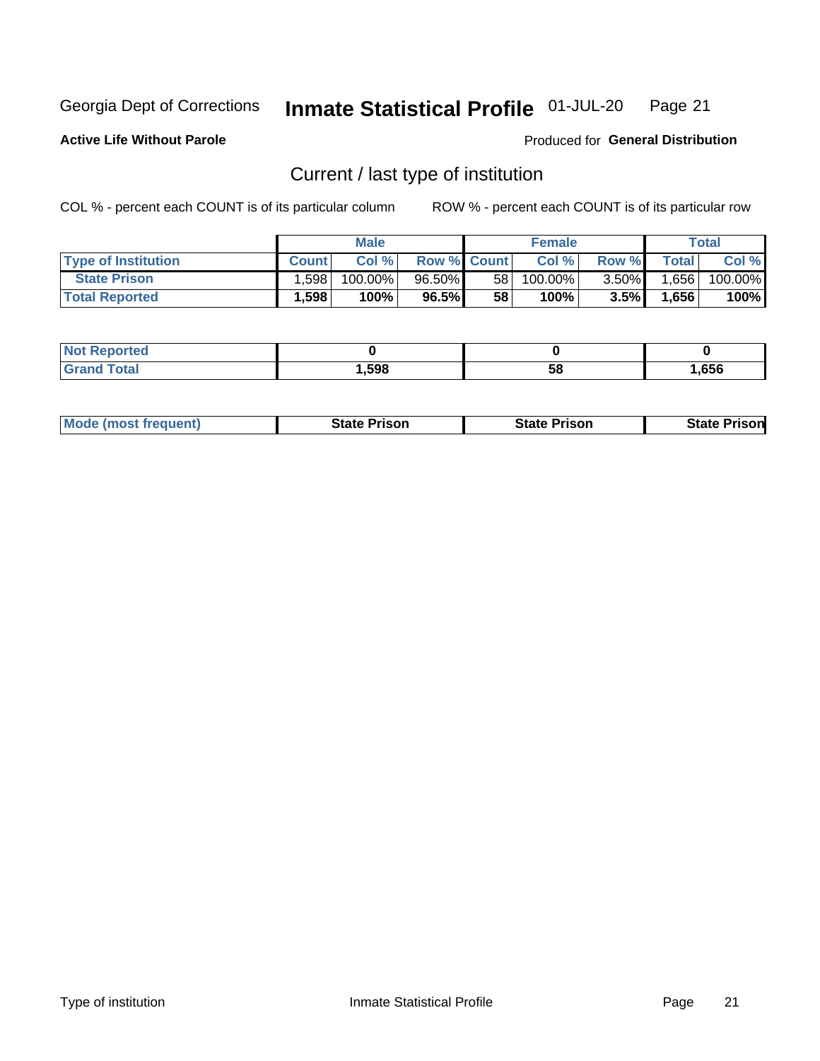Georgia Dept of Corrections **Inmate Statistical Profile** 01-JUL-20

**Active Life Without Parole**

Produced for **General Distribution**

## Current / last type of institution

COL % - percent each COUNT is of its particular column

ROW % - percent each COUNT is of its particular row

| | Male | | | Female | | | Total | |
|---|---|---|---|---|---|---|---|---|
| **Type of Institution** | **Count** | **Col %** | **Row %** | **Count** | **Col %** | **Row %** | **Total** | **Col %** |
| **State Prison** | 1,598 | 100.00% | 96.50% | 58 | 100.00% | 3.50% | 1,656 | 100.00% |
| **Total Reported** | **1,598** | **100%** | **96.5%** | **58** | **100%** | **3.5%** | **1,656** | **100%** |

| | Male | Female | Total |
|---|---|---|---|
| **Not Reported** | **0** | **0** | **0** |
| **Grand Total** | **1,598** | **58** | **1,656** |

| | Male | Female | Total |
|---|---|---|---|
| **Mode (most frequent)** | **State Prison** | **State Prison** | **State Prison** |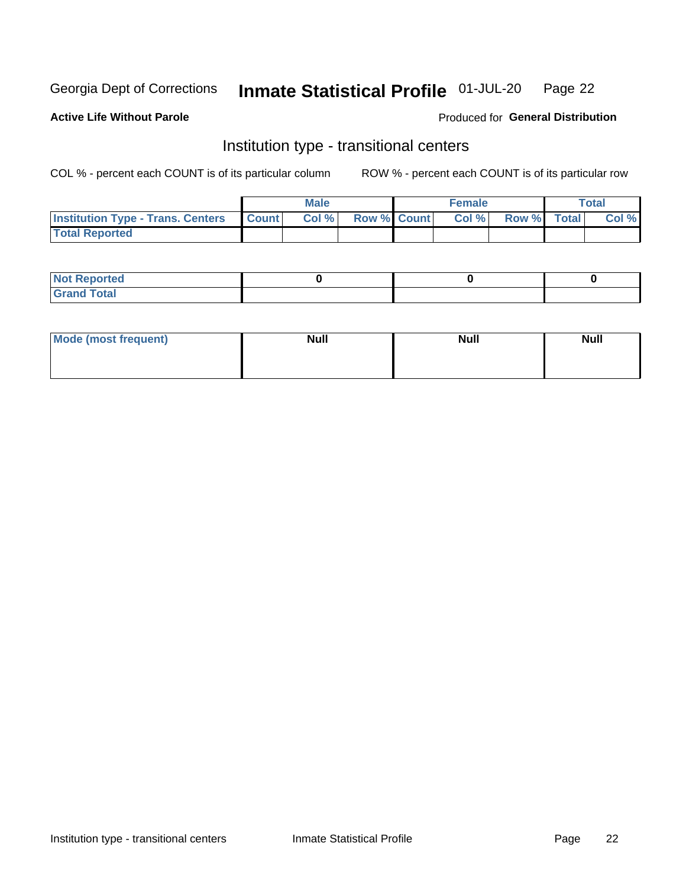Georgia Dept of Corrections **Inmate Statistical Profile** 01-JUL-20

**Active Life Without Parole**

Produced for **General Distribution**

## Institution type - transitional centers

COL % - percent each COUNT is of its particular column

ROW % - percent each COUNT is of its particular row

| | Male | | | Female | | | Total | |
|---|---|---|---|---|---|---|---|---|
| **Institution Type - Trans. Centers** | **Count** | **Col %** | **Row %** | **Count** | **Col %** | **Row %** | **Total** | **Col %** |
| **Total Reported** | | | | | | | | |

| | Male | Female | Total |
|---|---|---|---|
| **Not Reported** | **0** | **0** | **0** |
| **Grand Total** | | | |

| | Male | Female | Total |
|---|---|---|---|
| **Mode (most frequent)** | **Null** | **Null** | **Null** |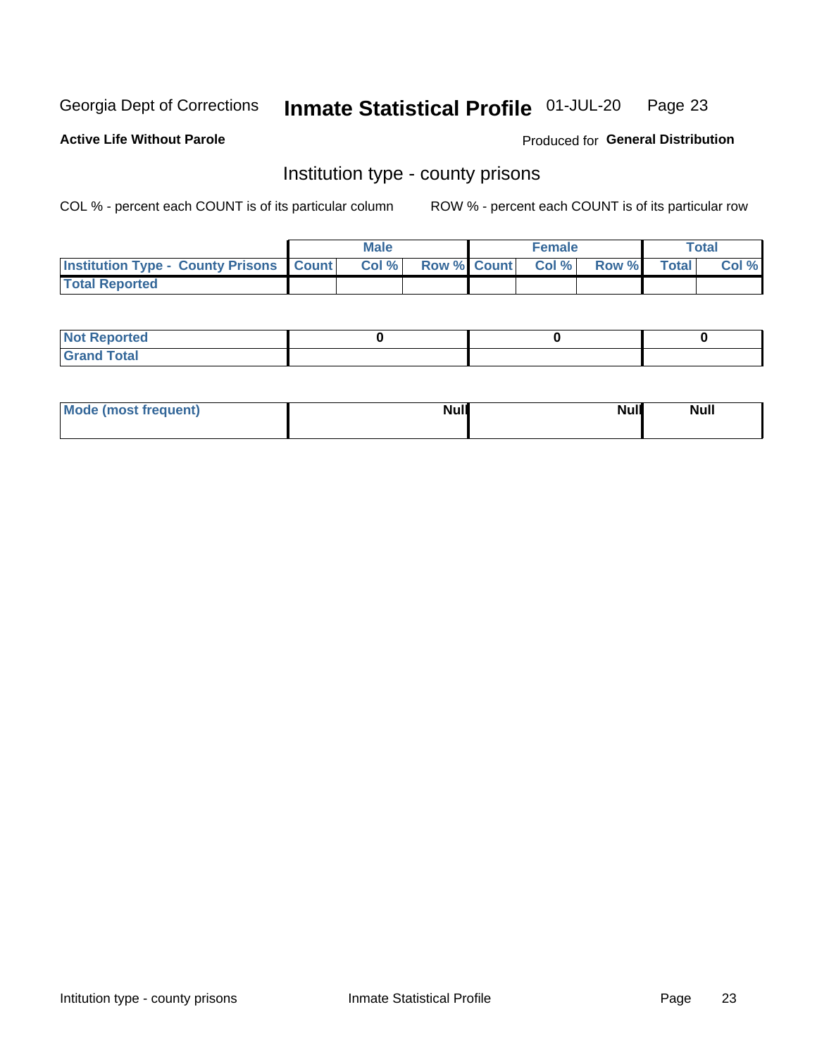Georgia Dept of Corrections **Inmate Statistical Profile** 01-JUL-20

**Active Life Without Parole**

Produced for **General Distribution**

## Institution type - county prisons

COL % - percent each COUNT is of its particular column ROW % - percent each COUNT is of its particular row

| | Male | | | Female | | | Total | |
|---|---|---|---|---|---|---|---|---|
| **Institution Type - County Prisons** | **Count** | **Col %** | **Row %** | **Count** | **Col %** | **Row %** | **Total** | **Col %** |
| **Total Reported** | | | | | | | | |

| | Male | Female | Total |
|---|---|---|---|
| **Not Reported** | **0** | **0** | **0** |
| **Grand Total** | | | |

| | Male | Female | Total |
|---|---|---|---|
| **Mode (most frequent)** | **Null** | **Null** | **Null** |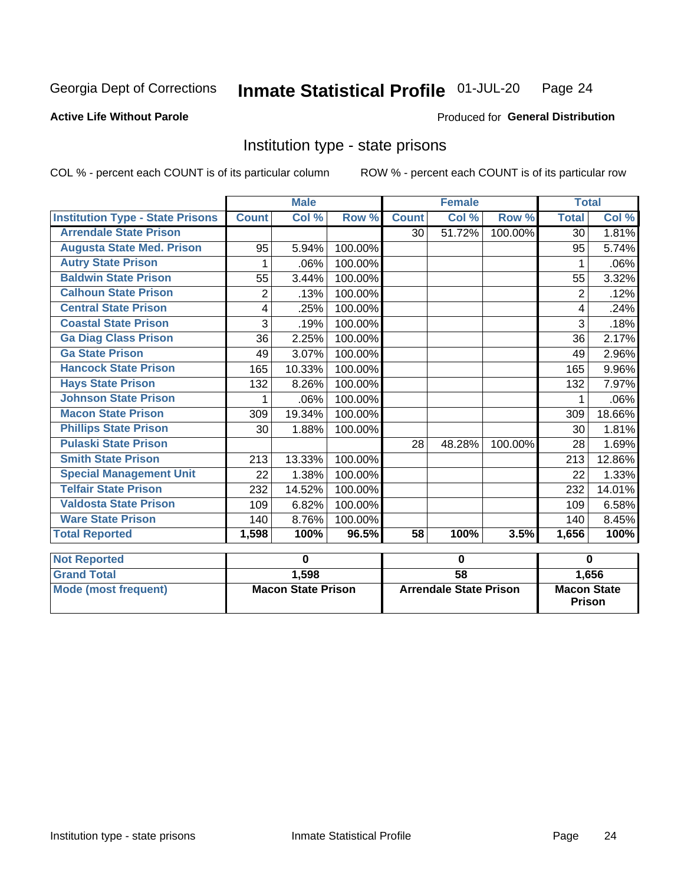Georgia Dept of Corrections **Inmate Statistical Profile** 01-JUL-20

**Active Life Without Parole**

Produced for **General Distribution**

## Institution type - state prisons

COL % - percent each COUNT is of its particular column

ROW % - percent each COUNT is of its particular row

| | Male | | | Female | | | Total | |
|---|---|---|---|---|---|---|---|---|
| **Institution Type - State Prisons** | **Count** | **Col %** | **Row %** | **Count** | **Col %** | **Row %** | **Total** | **Col %** |
| Arrendale State Prison | | | | 30 | 51.72% | 100.00% | 30 | 1.81% |
| Augusta State Med. Prison | 95 | 5.94% | 100.00% | | | | 95 | 5.74% |
| Autry State Prison | 1 | .06% | 100.00% | | | | 1 | .06% |
| Baldwin State Prison | 55 | 3.44% | 100.00% | | | | 55 | 3.32% |
| Calhoun State Prison | 2 | .13% | 100.00% | | | | 2 | .12% |
| Central State Prison | 4 | .25% | 100.00% | | | | 4 | .24% |
| Coastal State Prison | 3 | .19% | 100.00% | | | | 3 | .18% |
| Ga Diag Class Prison | 36 | 2.25% | 100.00% | | | | 36 | 2.17% |
| Ga State Prison | 49 | 3.07% | 100.00% | | | | 49 | 2.96% |
| Hancock State Prison | 165 | 10.33% | 100.00% | | | | 165 | 9.96% |
| Hays State Prison | 132 | 8.26% | 100.00% | | | | 132 | 7.97% |
| Johnson State Prison | 1 | .06% | 100.00% | | | | 1 | .06% |
| Macon State Prison | 309 | 19.34% | 100.00% | | | | 309 | 18.66% |
| Phillips State Prison | 30 | 1.88% | 100.00% | | | | 30 | 1.81% |
| Pulaski State Prison | | | | 28 | 48.28% | 100.00% | 28 | 1.69% |
| Smith State Prison | 213 | 13.33% | 100.00% | | | | 213 | 12.86% |
| Special Management Unit | 22 | 1.38% | 100.00% | | | | 22 | 1.33% |
| Telfair State Prison | 232 | 14.52% | 100.00% | | | | 232 | 14.01% |
| Valdosta State Prison | 109 | 6.82% | 100.00% | | | | 109 | 6.58% |
| Ware State Prison | 140 | 8.76% | 100.00% | | | | 140 | 8.45% |
| **Total Reported** | **1,598** | **100%** | **96.5%** | **58** | **100%** | **3.5%** | **1,656** | **100%** |

| | Male | Female | Total |
|---|---|---|---|
| **Not Reported** | 0 | 0 | 0 |
| **Grand Total** | 1,598 | 58 | 1,656 |
| **Mode (most frequent)** | Macon State Prison | Arrendale State Prison | Macon State Prison |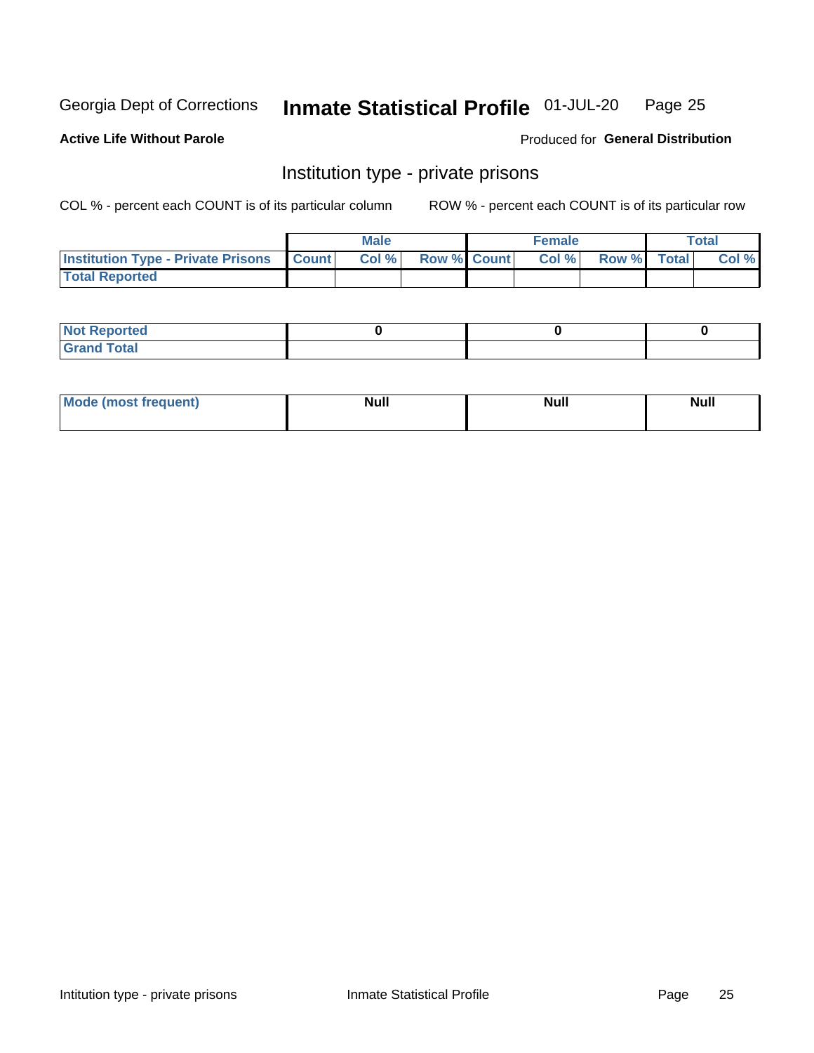Georgia Dept of Corrections **Inmate Statistical Profile** 01-JUL-20

**Active Life Without Parole**

Produced for **General Distribution**

## Institution type - private prisons

COL % - percent each COUNT is of its particular column

ROW % - percent each COUNT is of its particular row

| | Male | | | Female | | | Total | |
|---|---|---|---|---|---|---|---|---|
| Institution Type - Private Prisons | Count | Col % | Row % | Count | Col % | Row % | Total | Col % |
| Total Reported | | | | | | | | |

| | Male | Female | Total |
|---|---|---|---|
| Not Reported | 0 | 0 | 0 |
| Grand Total | | | |

| | Male | Female | Total |
|---|---|---|---|
| Mode (most frequent) | Null | Null | Null |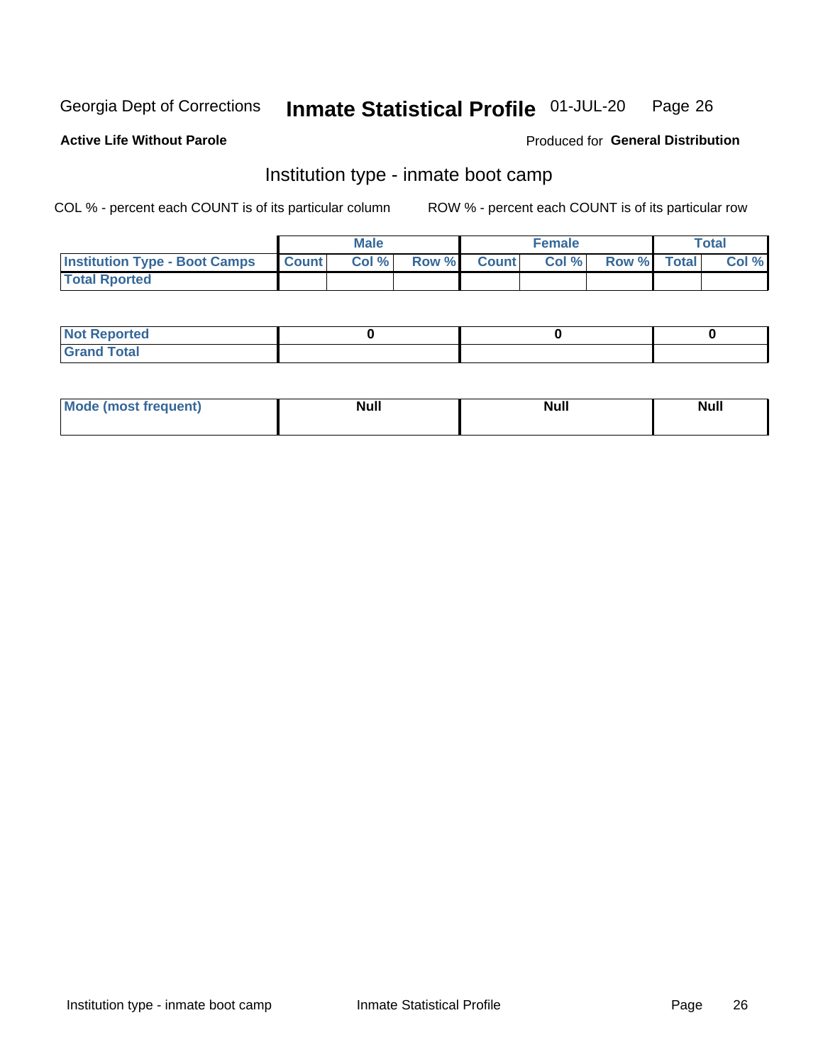Georgia Dept of Corrections **Inmate Statistical Profile** 01-JUL-20

**Active Life Without Parole**

Produced for **General Distribution**

## Institution type - inmate boot camp

COL % - percent each COUNT is of its particular column

ROW % - percent each COUNT is of its particular row

| | Male | | | Female | | | Total | |
|---|---|---|---|---|---|---|---|---|
| **Institution Type - Boot Camps** | **Count** | **Col %** | **Row %** | **Count** | **Col %** | **Row %** | **Total** | **Col %** |
| **Total Rported** | | | | | | | | |

| | Male | Female | Total |
|---|---|---|---|
| **Not Reported** | **0** | **0** | **0** |
| **Grand Total** | | | |

| | Male | Female | Total |
|---|---|---|---|
| **Mode (most frequent)** | **Null** | **Null** | **Null** |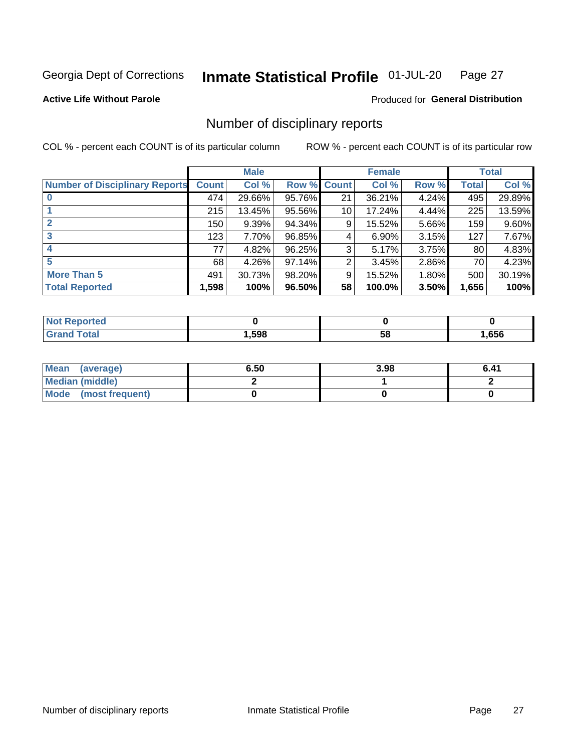Georgia Dept of Corrections **Inmate Statistical Profile** 01-JUL-20 Page 27

**Active Life Without Parole**

Produced for **General Distribution**

## Number of disciplinary reports

COL % - percent each COUNT is of its particular column ROW % - percent each COUNT is of its particular row

| | Male | | | Female | | | Total | |
|---|---|---|---|---|---|---|---|---|
| **Number of Disciplinary Reports** | **Count** | **Col %** | **Row %** | **Count** | **Col %** | **Row %** | **Total** | **Col %** |
| **0** | 474 | 29.66% | 95.76% | 21 | 36.21% | 4.24% | 495 | 29.89% |
| **1** | 215 | 13.45% | 95.56% | 10 | 17.24% | 4.44% | 225 | 13.59% |
| **2** | 150 | 9.39% | 94.34% | 9 | 15.52% | 5.66% | 159 | 9.60% |
| **3** | 123 | 7.70% | 96.85% | 4 | 6.90% | 3.15% | 127 | 7.67% |
| **4** | 77 | 4.82% | 96.25% | 3 | 5.17% | 3.75% | 80 | 4.83% |
| **5** | 68 | 4.26% | 97.14% | 2 | 3.45% | 2.86% | 70 | 4.23% |
| **More Than 5** | 491 | 30.73% | 98.20% | 9 | 15.52% | 1.80% | 500 | 30.19% |
| **Total Reported** | **1,598** | **100%** | **96.50%** | **58** | **100.0%** | **3.50%** | **1,656** | **100%** |

| | Male | Female | Total |
|---|---|---|---|
| **Not Reported** | **0** | **0** | **0** |
| **Grand Total** | **1,598** | **58** | **1,656** |

| | Male | Female | Total |
|---|---|---|---|
| **Mean (average)** | **6.50** | **3.98** | **6.41** |
| **Median (middle)** | **2** | **1** | **2** |
| **Mode (most frequent)** | **0** | **0** | **0** |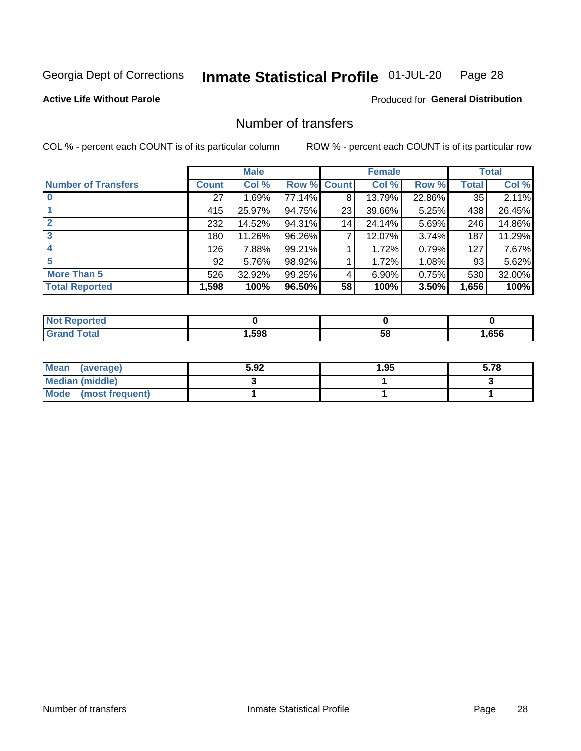Georgia Dept of Corrections **Inmate Statistical Profile** 01-JUL-20

**Active Life Without Parole**

Produced for **General Distribution**

## Number of transfers

COL % - percent each COUNT is of its particular column

ROW % - percent each COUNT is of its particular row

| | Male | | | Female | | | Total | |
|---|---|---|---|---|---|---|---|---|
| **Number of Transfers** | **Count** | **Col %** | **Row %** | **Count** | **Col %** | **Row %** | **Total** | **Col %** |
| **0** | 27 | 1.69% | 77.14% | 8 | 13.79% | 22.86% | 35 | 2.11% |
| **1** | 415 | 25.97% | 94.75% | 23 | 39.66% | 5.25% | 438 | 26.45% |
| **2** | 232 | 14.52% | 94.31% | 14 | 24.14% | 5.69% | 246 | 14.86% |
| **3** | 180 | 11.26% | 96.26% | 7 | 12.07% | 3.74% | 187 | 11.29% |
| **4** | 126 | 7.88% | 99.21% | 1 | 1.72% | 0.79% | 127 | 7.67% |
| **5** | 92 | 5.76% | 98.92% | 1 | 1.72% | 1.08% | 93 | 5.62% |
| **More Than 5** | 526 | 32.92% | 99.25% | 4 | 6.90% | 0.75% | 530 | 32.00% |
| **Total Reported** | **1,598** | **100%** | **96.50%** | **58** | **100%** | **3.50%** | **1,656** | **100%** |

| | Male | Female | Total |
|---|---|---|---|
| **Not Reported** | **0** | **0** | **0** |
| **Grand Total** | **1,598** | **58** | **1,656** |

| | Male | Female | Total |
|---|---|---|---|
| **Mean (average)** | **5.92** | **1.95** | **5.78** |
| **Median (middle)** | **3** | **1** | **3** |
| **Mode (most frequent)** | **1** | **1** | **1** |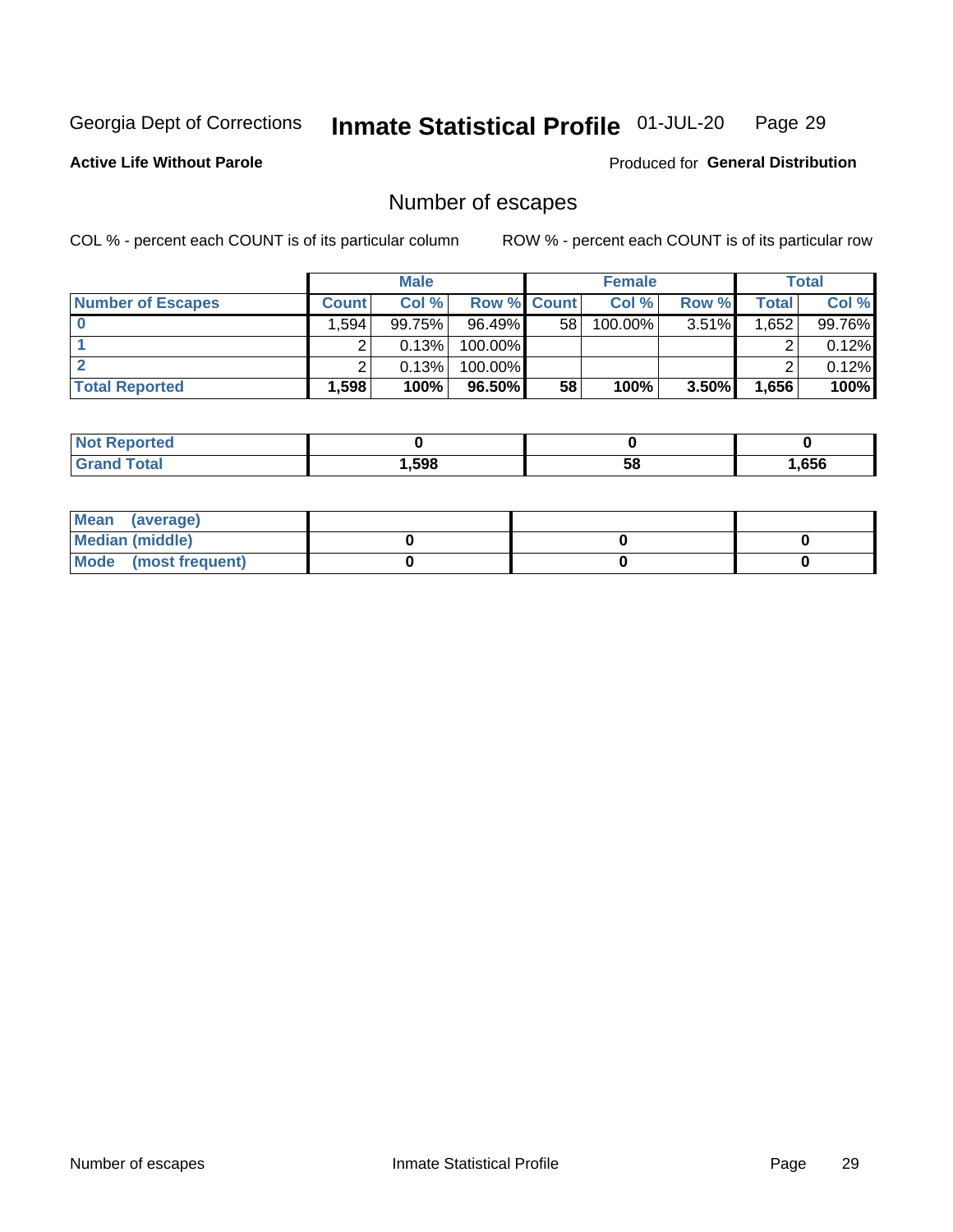Georgia Dept of Corrections **Inmate Statistical Profile** 01-JUL-20

**Active Life Without Parole**

Produced for **General Distribution**

## Number of escapes

COL % - percent each COUNT is of its particular column ROW % - percent each COUNT is of its particular row

| | Male | | | Female | | | Total | |
|---|---|---|---|---|---|---|---|---|
| **Number of Escapes** | **Count** | **Col %** | **Row %** | **Count** | **Col %** | **Row %** | **Total** | **Col %** |
| **0** | 1,594 | 99.75% | 96.49% | 58 | 100.00% | 3.51% | 1,652 | 99.76% |
| **1** | 2 | 0.13% | 100.00% | | | | 2 | 0.12% |
| **2** | 2 | 0.13% | 100.00% | | | | 2 | 0.12% |
| **Total Reported** | **1,598** | **100%** | **96.50%** | **58** | **100%** | **3.50%** | **1,656** | **100%** |

| | Male | Female | Total |
|---|---|---|---|
| **Not Reported** | **0** | **0** | **0** |
| **Grand Total** | **1,598** | **58** | **1,656** |

| | Male | Female | Total |
|---|---|---|---|
| **Mean (average)** | | | |
| **Median (middle)** | **0** | **0** | **0** |
| **Mode (most frequent)** | **0** | **0** | **0** |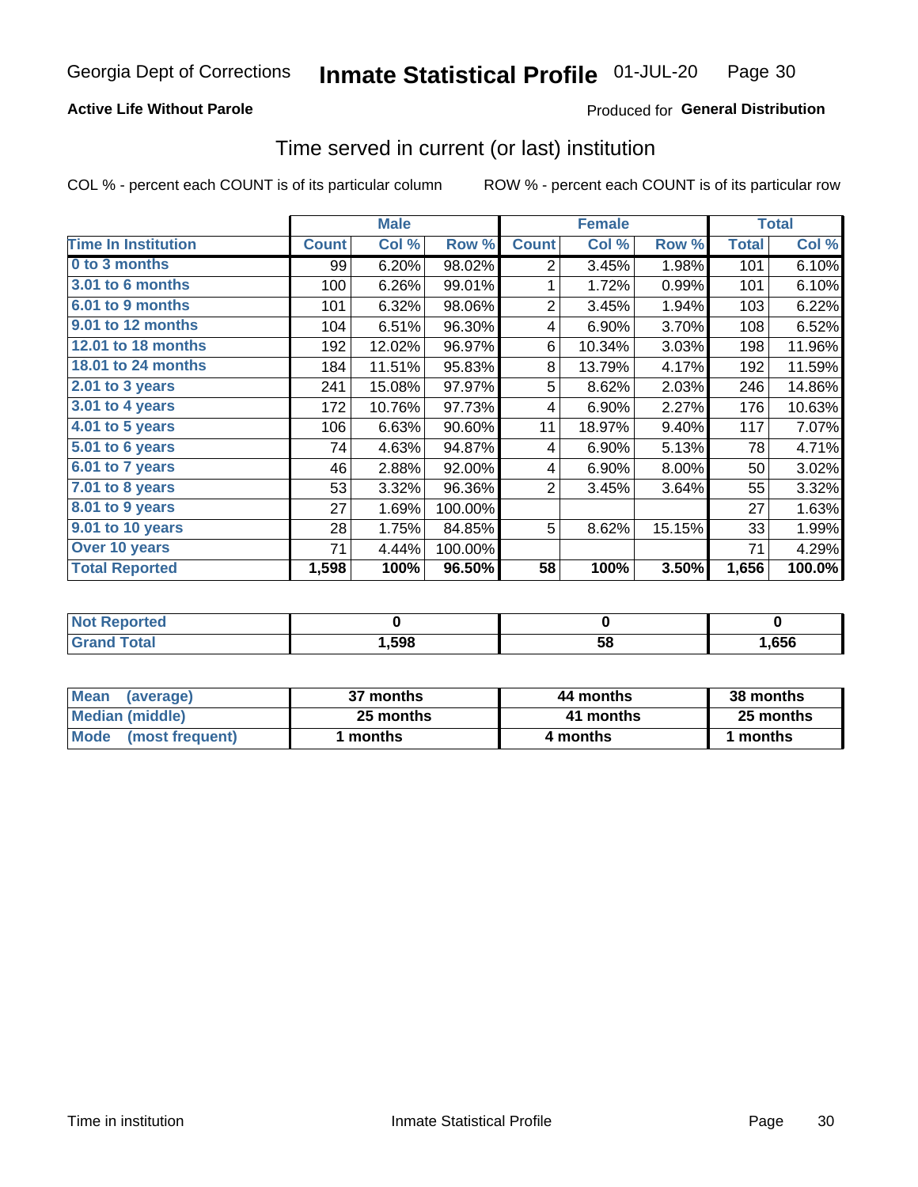Georgia Dept of Corrections **Inmate Statistical Profile** 01-JUL-20

**Active Life Without Parole**

Produced for **General Distribution**

## Time served in current (or last) institution

COL % - percent each COUNT is of its particular column

ROW % - percent each COUNT is of its particular row

| | Male | | | Female | | | Total | |
|---|---|---|---|---|---|---|---|---|
| **Time In Institution** | **Count** | **Col %** | **Row %** | **Count** | **Col %** | **Row %** | **Total** | **Col %** |
| **0 to 3 months** | 99 | 6.20% | 98.02% | 2 | 3.45% | 1.98% | 101 | 6.10% |
| **3.01 to 6 months** | 100 | 6.26% | 99.01% | 1 | 1.72% | 0.99% | 101 | 6.10% |
| **6.01 to 9 months** | 101 | 6.32% | 98.06% | 2 | 3.45% | 1.94% | 103 | 6.22% |
| **9.01 to 12 months** | 104 | 6.51% | 96.30% | 4 | 6.90% | 3.70% | 108 | 6.52% |
| **12.01 to 18 months** | 192 | 12.02% | 96.97% | 6 | 10.34% | 3.03% | 198 | 11.96% |
| **18.01 to 24 months** | 184 | 11.51% | 95.83% | 8 | 13.79% | 4.17% | 192 | 11.59% |
| **2.01 to 3 years** | 241 | 15.08% | 97.97% | 5 | 8.62% | 2.03% | 246 | 14.86% |
| **3.01 to 4 years** | 172 | 10.76% | 97.73% | 4 | 6.90% | 2.27% | 176 | 10.63% |
| **4.01 to 5 years** | 106 | 6.63% | 90.60% | 11 | 18.97% | 9.40% | 117 | 7.07% |
| **5.01 to 6 years** | 74 | 4.63% | 94.87% | 4 | 6.90% | 5.13% | 78 | 4.71% |
| **6.01 to 7 years** | 46 | 2.88% | 92.00% | 4 | 6.90% | 8.00% | 50 | 3.02% |
| **7.01 to 8 years** | 53 | 3.32% | 96.36% | 2 | 3.45% | 3.64% | 55 | 3.32% |
| **8.01 to 9 years** | 27 | 1.69% | 100.00% | | | | 27 | 1.63% |
| **9.01 to 10 years** | 28 | 1.75% | 84.85% | 5 | 8.62% | 15.15% | 33 | 1.99% |
| **Over 10 years** | 71 | 4.44% | 100.00% | | | | 71 | 4.29% |
| **Total Reported** | **1,598** | **100%** | **96.50%** | **58** | **100%** | **3.50%** | **1,656** | **100.0%** |

| | Male | Female | Total |
|---|---|---|---|
| **Not Reported** | **0** | **0** | **0** |
| **Grand Total** | **1,598** | **58** | **1,656** |

| | Male | Female | Total |
|---|---|---|---|
| **Mean (average)** | **37 months** | **44 months** | **38 months** |
| **Median (middle)** | **25 months** | **41 months** | **25 months** |
| **Mode (most frequent)** | **1 months** | **4 months** | **1 months** |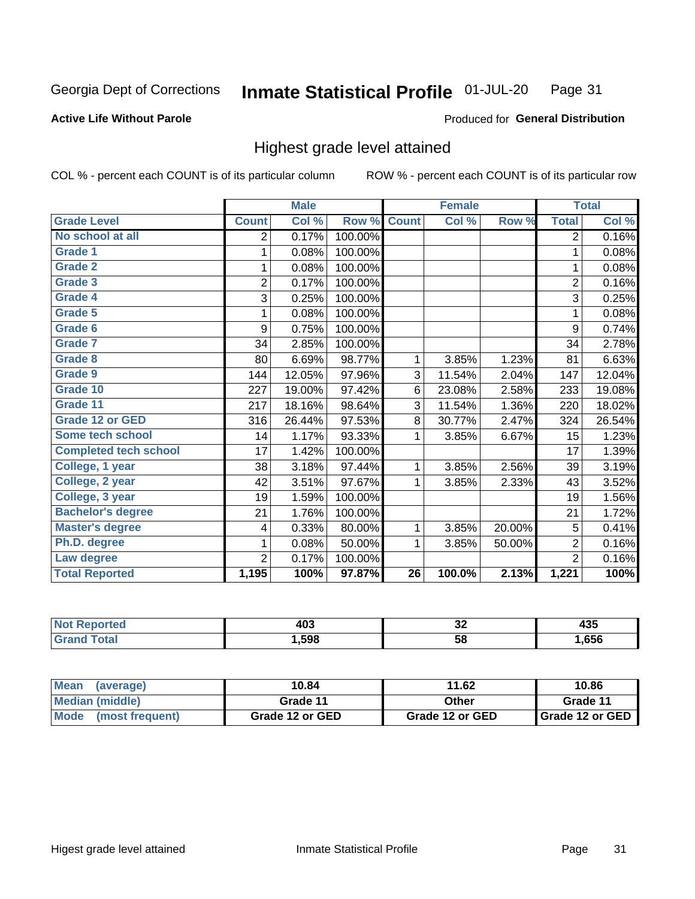Georgia Dept of Corrections **Inmate Statistical Profile** 01-JUL-20

**Active Life Without Parole**

Produced for **General Distribution**

## Highest grade level attained

COL % - percent each COUNT is of its particular column    ROW % - percent each COUNT is of its particular row

| | Male | | | Female | | | Total | |
|---|---|---|---|---|---|---|---|---|
| **Grade Level** | **Count** | **Col %** | **Row %** | **Count** | **Col %** | **Row %** | **Total** | **Col %** |
| No school at all | 2 | 0.17% | 100.00% | | | | 2 | 0.16% |
| Grade 1 | 1 | 0.08% | 100.00% | | | | 1 | 0.08% |
| Grade 2 | 1 | 0.08% | 100.00% | | | | 1 | 0.08% |
| Grade 3 | 2 | 0.17% | 100.00% | | | | 2 | 0.16% |
| Grade 4 | 3 | 0.25% | 100.00% | | | | 3 | 0.25% |
| Grade 5 | 1 | 0.08% | 100.00% | | | | 1 | 0.08% |
| Grade 6 | 9 | 0.75% | 100.00% | | | | 9 | 0.74% |
| Grade 7 | 34 | 2.85% | 100.00% | | | | 34 | 2.78% |
| Grade 8 | 80 | 6.69% | 98.77% | 1 | 3.85% | 1.23% | 81 | 6.63% |
| Grade 9 | 144 | 12.05% | 97.96% | 3 | 11.54% | 2.04% | 147 | 12.04% |
| Grade 10 | 227 | 19.00% | 97.42% | 6 | 23.08% | 2.58% | 233 | 19.08% |
| Grade 11 | 217 | 18.16% | 98.64% | 3 | 11.54% | 1.36% | 220 | 18.02% |
| Grade 12 or GED | 316 | 26.44% | 97.53% | 8 | 30.77% | 2.47% | 324 | 26.54% |
| Some tech school | 14 | 1.17% | 93.33% | 1 | 3.85% | 6.67% | 15 | 1.23% |
| Completed tech school | 17 | 1.42% | 100.00% | | | | 17 | 1.39% |
| College, 1 year | 38 | 3.18% | 97.44% | 1 | 3.85% | 2.56% | 39 | 3.19% |
| College, 2 year | 42 | 3.51% | 97.67% | 1 | 3.85% | 2.33% | 43 | 3.52% |
| College, 3 year | 19 | 1.59% | 100.00% | | | | 19 | 1.56% |
| Bachelor's degree | 21 | 1.76% | 100.00% | | | | 21 | 1.72% |
| Master's degree | 4 | 0.33% | 80.00% | 1 | 3.85% | 20.00% | 5 | 0.41% |
| Ph.D. degree | 1 | 0.08% | 50.00% | 1 | 3.85% | 50.00% | 2 | 0.16% |
| Law degree | 2 | 0.17% | 100.00% | | | | 2 | 0.16% |
| **Total Reported** | **1,195** | **100%** | **97.87%** | **26** | **100.0%** | **2.13%** | **1,221** | **100%** |

| | Male | Female | Total |
|---|---|---|---|
| Not Reported | 403 | 32 | 435 |
| Grand Total | 1,598 | 58 | 1,656 |

| | Male | Female | Total |
|---|---|---|---|
| Mean (average) | 10.84 | 11.62 | 10.86 |
| Median (middle) | Grade 11 | Other | Grade 11 |
| Mode (most frequent) | Grade 12 or GED | Grade 12 or GED | Grade 12 or GED |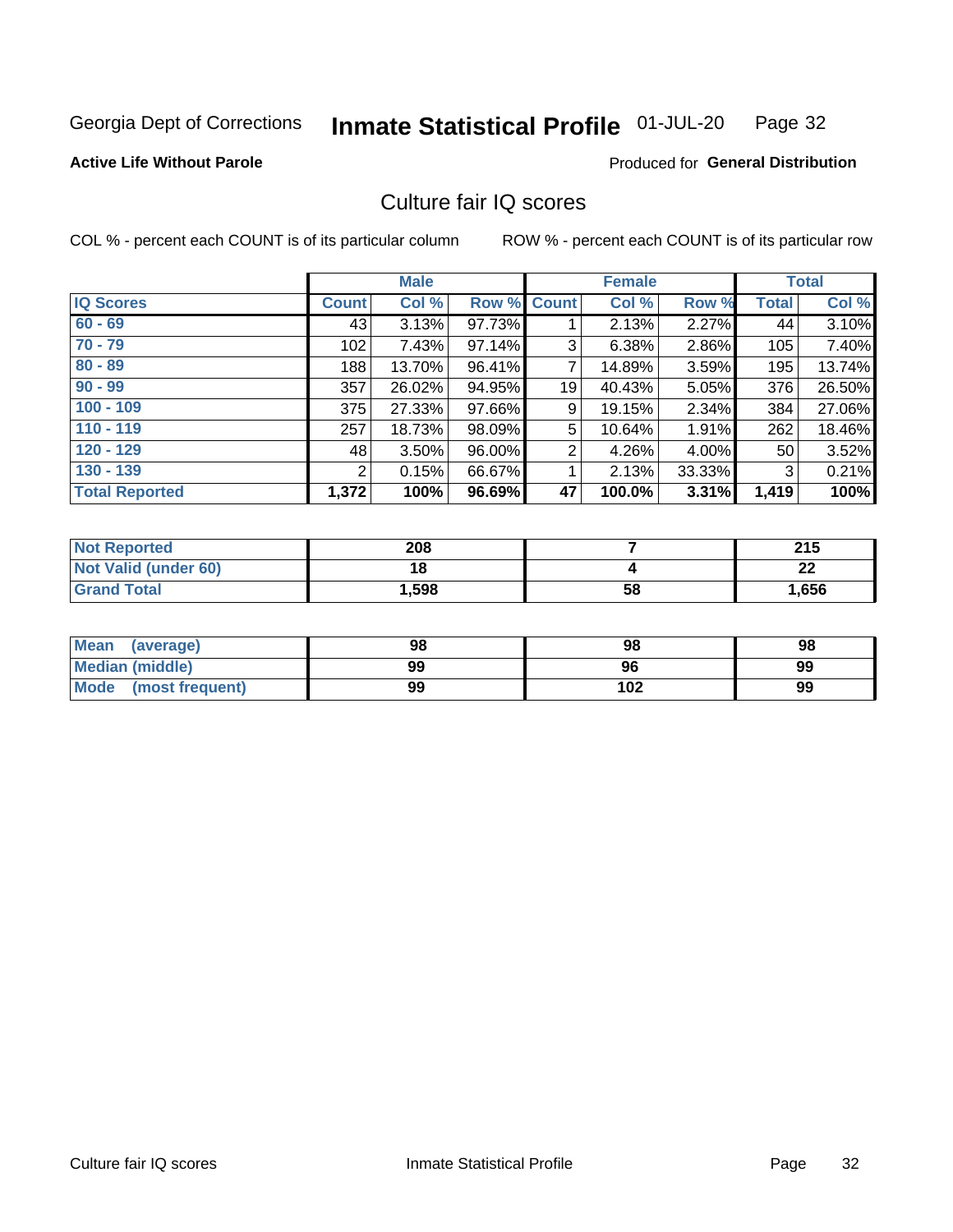Georgia Dept of Corrections **Inmate Statistical Profile** 01-JUL-20

**Active Life Without Parole**

Produced for **General Distribution**

## Culture fair IQ scores

COL % - percent each COUNT is of its particular column

ROW % - percent each COUNT is of its particular row

| | Male | | | Female | | | Total | |
|---|---|---|---|---|---|---|---|---|
| IQ Scores | Count | Col % | Row % | Count | Col % | Row % | Total | Col % |
| 60 - 69 | 43 | 3.13% | 97.73% | 1 | 2.13% | 2.27% | 44 | 3.10% |
| 70 - 79 | 102 | 7.43% | 97.14% | 3 | 6.38% | 2.86% | 105 | 7.40% |
| 80 - 89 | 188 | 13.70% | 96.41% | 7 | 14.89% | 3.59% | 195 | 13.74% |
| 90 - 99 | 357 | 26.02% | 94.95% | 19 | 40.43% | 5.05% | 376 | 26.50% |
| 100 - 109 | 375 | 27.33% | 97.66% | 9 | 19.15% | 2.34% | 384 | 27.06% |
| 110 - 119 | 257 | 18.73% | 98.09% | 5 | 10.64% | 1.91% | 262 | 18.46% |
| 120 - 129 | 48 | 3.50% | 96.00% | 2 | 4.26% | 4.00% | 50 | 3.52% |
| 130 - 139 | 2 | 0.15% | 66.67% | 1 | 2.13% | 33.33% | 3 | 0.21% |
| **Total Reported** | **1,372** | **100%** | **96.69%** | **47** | **100.0%** | **3.31%** | **1,419** | **100%** |

| | Male | Female | Total |
|---|---|---|---|
| Not Reported | 208 | 7 | 215 |
| Not Valid (under 60) | 18 | 4 | 22 |
| Grand Total | 1,598 | 58 | 1,656 |

| | Male | Female | Total |
|---|---|---|---|
| Mean (average) | 98 | 98 | 98 |
| Median (middle) | 99 | 96 | 99 |
| Mode (most frequent) | 99 | 102 | 99 |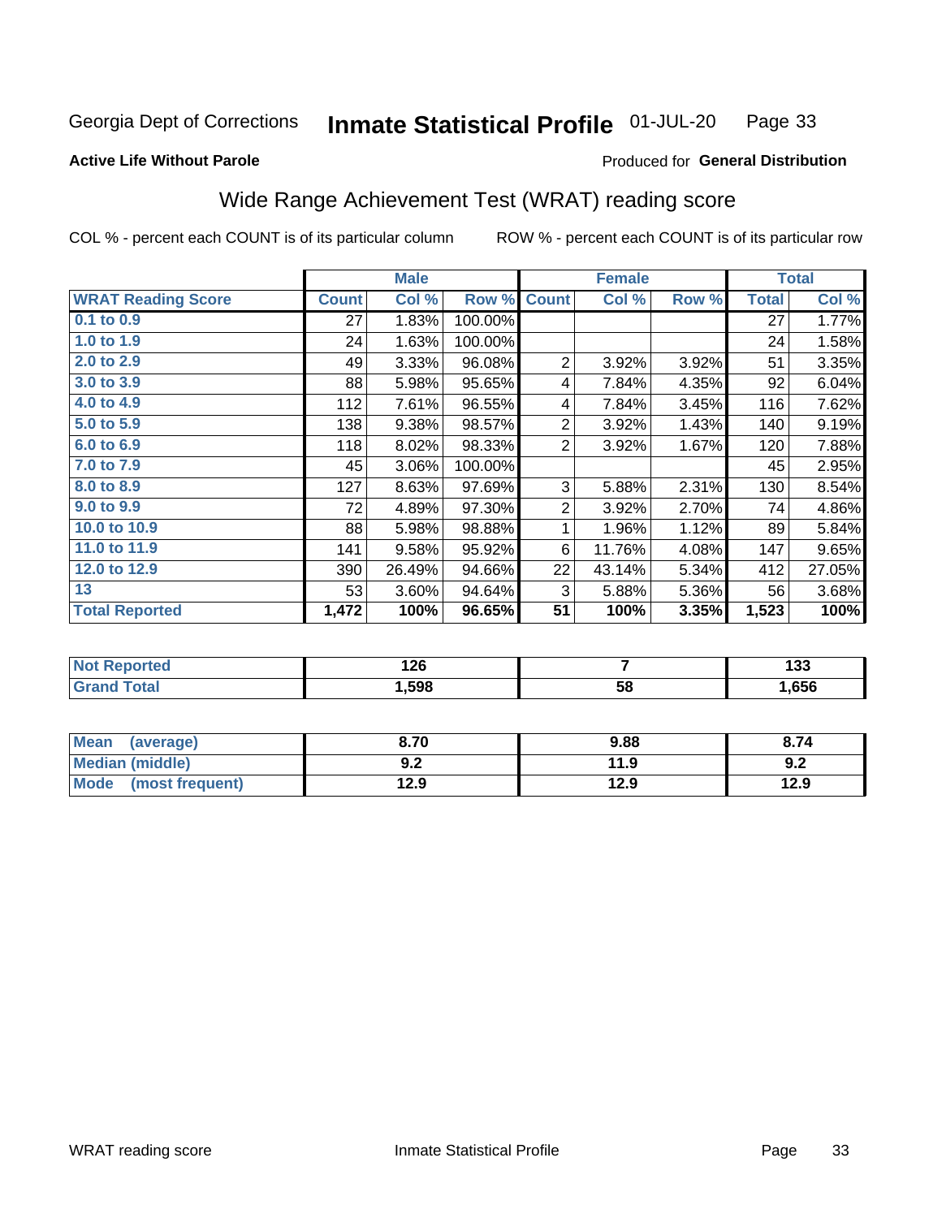Georgia Dept of Corrections **Inmate Statistical Profile** 01-JUL-20

**Active Life Without Parole**

Produced for **General Distribution**

## Wide Range Achievement Test (WRAT) reading score

COL % - percent each COUNT is of its particular column

ROW % - percent each COUNT is of its particular row

| | Male | | | Female | | | Total | |
|---|---|---|---|---|---|---|---|---|
| **WRAT Reading Score** | **Count** | **Col %** | **Row %** | **Count** | **Col %** | **Row %** | **Total** | **Col %** |
| **0.1 to 0.9** | 27 | 1.83% | 100.00% | | | | 27 | 1.77% |
| **1.0 to 1.9** | 24 | 1.63% | 100.00% | | | | 24 | 1.58% |
| **2.0 to 2.9** | 49 | 3.33% | 96.08% | 2 | 3.92% | 3.92% | 51 | 3.35% |
| **3.0 to 3.9** | 88 | 5.98% | 95.65% | 4 | 7.84% | 4.35% | 92 | 6.04% |
| **4.0 to 4.9** | 112 | 7.61% | 96.55% | 4 | 7.84% | 3.45% | 116 | 7.62% |
| **5.0 to 5.9** | 138 | 9.38% | 98.57% | 2 | 3.92% | 1.43% | 140 | 9.19% |
| **6.0 to 6.9** | 118 | 8.02% | 98.33% | 2 | 3.92% | 1.67% | 120 | 7.88% |
| **7.0 to 7.9** | 45 | 3.06% | 100.00% | | | | 45 | 2.95% |
| **8.0 to 8.9** | 127 | 8.63% | 97.69% | 3 | 5.88% | 2.31% | 130 | 8.54% |
| **9.0 to 9.9** | 72 | 4.89% | 97.30% | 2 | 3.92% | 2.70% | 74 | 4.86% |
| **10.0 to 10.9** | 88 | 5.98% | 98.88% | 1 | 1.96% | 1.12% | 89 | 5.84% |
| **11.0 to 11.9** | 141 | 9.58% | 95.92% | 6 | 11.76% | 4.08% | 147 | 9.65% |
| **12.0 to 12.9** | 390 | 26.49% | 94.66% | 22 | 43.14% | 5.34% | 412 | 27.05% |
| **13** | 53 | 3.60% | 94.64% | 3 | 5.88% | 5.36% | 56 | 3.68% |
| **Total Reported** | **1,472** | **100%** | **96.65%** | **51** | **100%** | **3.35%** | **1,523** | **100%** |

| | Male | Female | Total |
|---|---|---|---|
| **Not Reported** | **126** | **7** | **133** |
| **Grand Total** | **1,598** | **58** | **1,656** |

| | Male | Female | Total |
|---|---|---|---|
| **Mean (average)** | **8.70** | **9.88** | **8.74** |
| **Median (middle)** | **9.2** | **11.9** | **9.2** |
| **Mode (most frequent)** | **12.9** | **12.9** | **12.9** |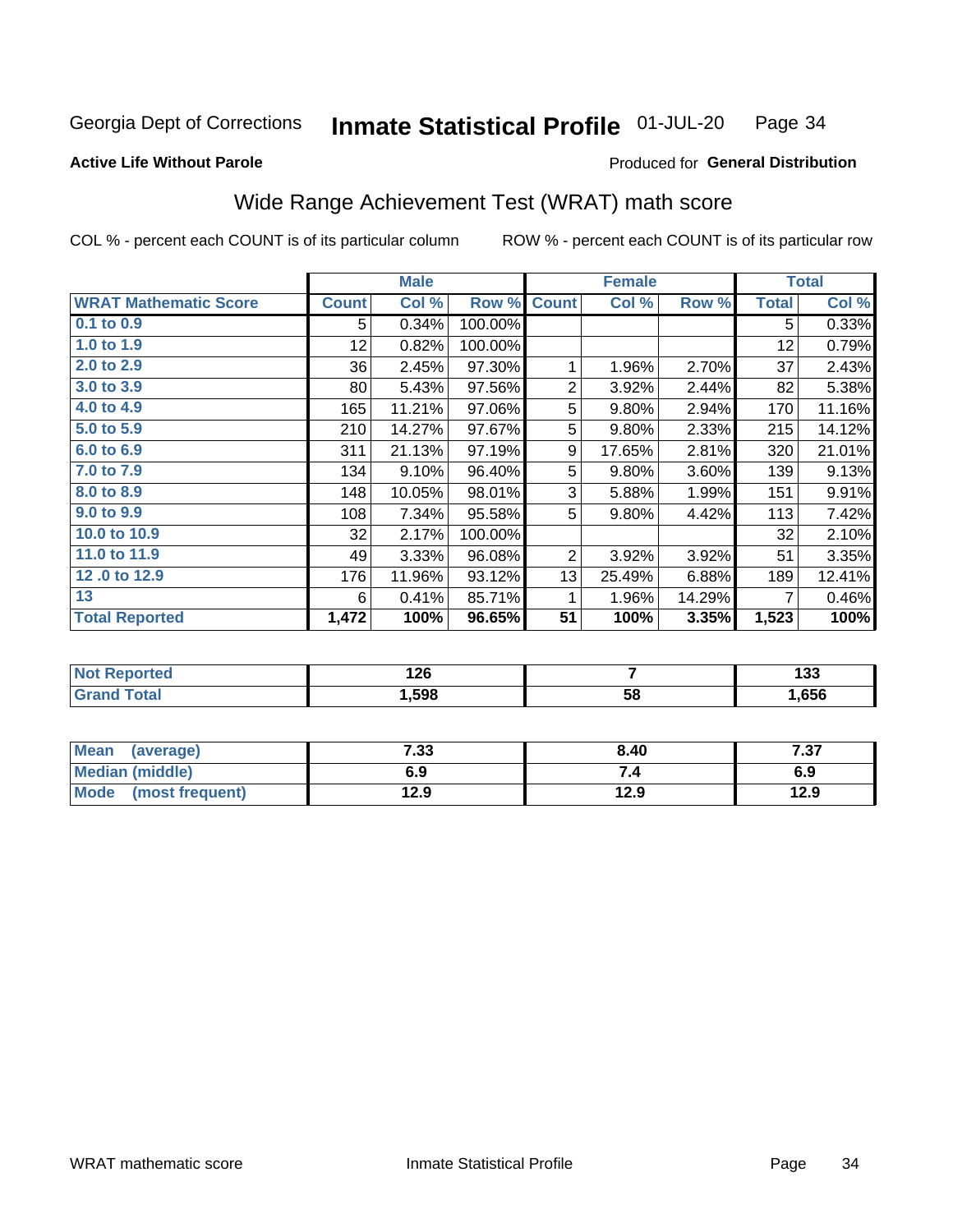Georgia Dept of Corrections **Inmate Statistical Profile** 01-JUL-20

**Active Life Without Parole**

Produced for **General Distribution**

## Wide Range Achievement Test (WRAT) math score

COL % - percent each COUNT is of its particular column

ROW % - percent each COUNT is of its particular row

| | Male | | | Female | | | Total | |
|---|---|---|---|---|---|---|---|---|
| **WRAT Mathematic Score** | **Count** | **Col %** | **Row %** | **Count** | **Col %** | **Row %** | **Total** | **Col %** |
| 0.1 to 0.9 | 5 | 0.34% | 100.00% | | | | 5 | 0.33% |
| 1.0 to 1.9 | 12 | 0.82% | 100.00% | | | | 12 | 0.79% |
| 2.0 to 2.9 | 36 | 2.45% | 97.30% | 1 | 1.96% | 2.70% | 37 | 2.43% |
| 3.0 to 3.9 | 80 | 5.43% | 97.56% | 2 | 3.92% | 2.44% | 82 | 5.38% |
| 4.0 to 4.9 | 165 | 11.21% | 97.06% | 5 | 9.80% | 2.94% | 170 | 11.16% |
| 5.0 to 5.9 | 210 | 14.27% | 97.67% | 5 | 9.80% | 2.33% | 215 | 14.12% |
| 6.0 to 6.9 | 311 | 21.13% | 97.19% | 9 | 17.65% | 2.81% | 320 | 21.01% |
| 7.0 to 7.9 | 134 | 9.10% | 96.40% | 5 | 9.80% | 3.60% | 139 | 9.13% |
| 8.0 to 8.9 | 148 | 10.05% | 98.01% | 3 | 5.88% | 1.99% | 151 | 9.91% |
| 9.0 to 9.9 | 108 | 7.34% | 95.58% | 5 | 9.80% | 4.42% | 113 | 7.42% |
| 10.0 to 10.9 | 32 | 2.17% | 100.00% | | | | 32 | 2.10% |
| 11.0 to 11.9 | 49 | 3.33% | 96.08% | 2 | 3.92% | 3.92% | 51 | 3.35% |
| 12 .0 to 12.9 | 176 | 11.96% | 93.12% | 13 | 25.49% | 6.88% | 189 | 12.41% |
| 13 | 6 | 0.41% | 85.71% | 1 | 1.96% | 14.29% | 7 | 0.46% |
| **Total Reported** | **1,472** | **100%** | **96.65%** | **51** | **100%** | **3.35%** | **1,523** | **100%** |

| | Male | Female | Total |
|---|---|---|---|
| Not Reported | 126 | 7 | 133 |
| Grand Total | 1,598 | 58 | 1,656 |

| | Male | Female | Total |
|---|---|---|---|
| Mean (average) | 7.33 | 8.40 | 7.37 |
| Median (middle) | 6.9 | 7.4 | 6.9 |
| Mode (most frequent) | 12.9 | 12.9 | 12.9 |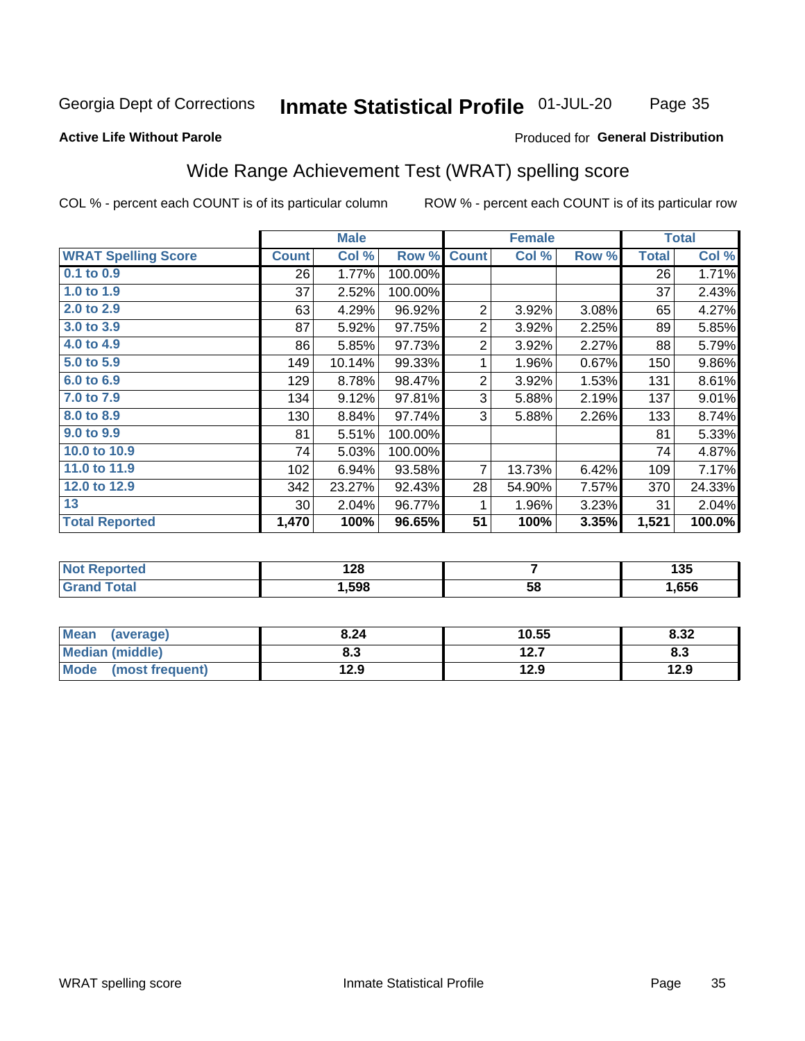Georgia Dept of Corrections **Inmate Statistical Profile** 01-JUL-20

**Active Life Without Parole**

Produced for **General Distribution**

## Wide Range Achievement Test (WRAT) spelling score

COL % - percent each COUNT is of its particular column

ROW % - percent each COUNT is of its particular row

| | Male | | | Female | | | Total | |
|---|---|---|---|---|---|---|---|---|
| **WRAT Spelling Score** | **Count** | **Col %** | **Row %** | **Count** | **Col %** | **Row %** | **Total** | **Col %** |
| 0.1 to 0.9 | 26 | 1.77% | 100.00% | | | | 26 | 1.71% |
| 1.0 to 1.9 | 37 | 2.52% | 100.00% | | | | 37 | 2.43% |
| 2.0 to 2.9 | 63 | 4.29% | 96.92% | 2 | 3.92% | 3.08% | 65 | 4.27% |
| 3.0 to 3.9 | 87 | 5.92% | 97.75% | 2 | 3.92% | 2.25% | 89 | 5.85% |
| 4.0 to 4.9 | 86 | 5.85% | 97.73% | 2 | 3.92% | 2.27% | 88 | 5.79% |
| 5.0 to 5.9 | 149 | 10.14% | 99.33% | 1 | 1.96% | 0.67% | 150 | 9.86% |
| 6.0 to 6.9 | 129 | 8.78% | 98.47% | 2 | 3.92% | 1.53% | 131 | 8.61% |
| 7.0 to 7.9 | 134 | 9.12% | 97.81% | 3 | 5.88% | 2.19% | 137 | 9.01% |
| 8.0 to 8.9 | 130 | 8.84% | 97.74% | 3 | 5.88% | 2.26% | 133 | 8.74% |
| 9.0 to 9.9 | 81 | 5.51% | 100.00% | | | | 81 | 5.33% |
| 10.0 to 10.9 | 74 | 5.03% | 100.00% | | | | 74 | 4.87% |
| 11.0 to 11.9 | 102 | 6.94% | 93.58% | 7 | 13.73% | 6.42% | 109 | 7.17% |
| 12.0 to 12.9 | 342 | 23.27% | 92.43% | 28 | 54.90% | 7.57% | 370 | 24.33% |
| 13 | 30 | 2.04% | 96.77% | 1 | 1.96% | 3.23% | 31 | 2.04% |
| **Total Reported** | **1,470** | **100%** | **96.65%** | **51** | **100%** | **3.35%** | **1,521** | **100.0%** |

| | Male | Female | Total |
|---|---|---|---|
| Not Reported | 128 | 7 | 135 |
| Grand Total | 1,598 | 58 | 1,656 |

| | Male | Female | Total |
|---|---|---|---|
| Mean (average) | 8.24 | 10.55 | 8.32 |
| Median (middle) | 8.3 | 12.7 | 8.3 |
| Mode (most frequent) | 12.9 | 12.9 | 12.9 |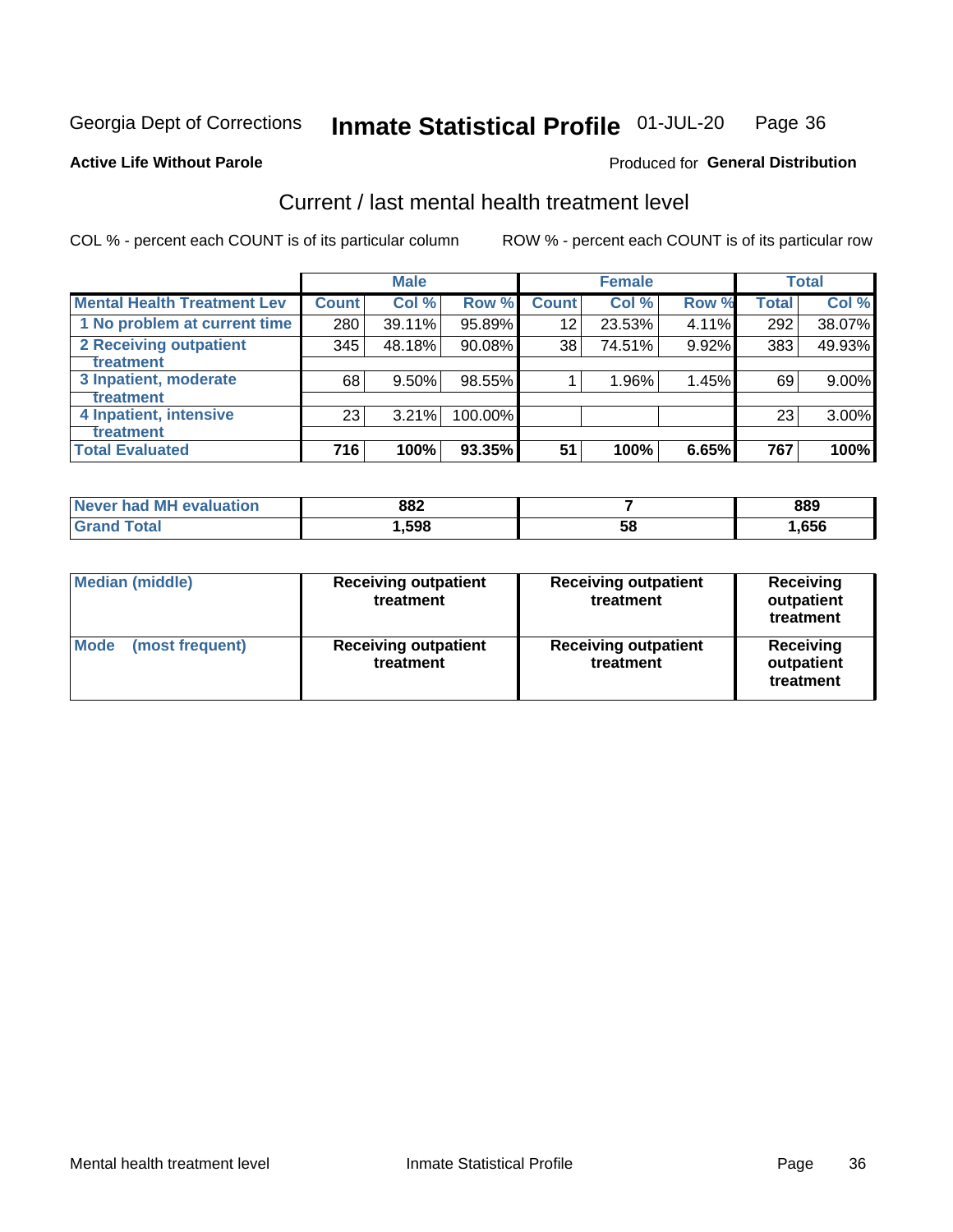Georgia Dept of Corrections **Inmate Statistical Profile** 01-JUL-20

**Active Life Without Parole**

Produced for **General Distribution**

## Current / last mental health treatment level

COL % - percent each COUNT is of its particular column ROW % - percent each COUNT is of its particular row

| | Male | | | Female | | | Total | |
|---|---|---|---|---|---|---|---|---|
| **Mental Health Treatment Lev** | **Count** | **Col %** | **Row %** | **Count** | **Col %** | **Row %** | **Total** | **Col %** |
| 1 No problem at current time | 280 | 39.11% | 95.89% | 12 | 23.53% | 4.11% | 292 | 38.07% |
| 2 Receiving outpatient treatment | 345 | 48.18% | 90.08% | 38 | 74.51% | 9.92% | 383 | 49.93% |
| 3 Inpatient, moderate treatment | 68 | 9.50% | 98.55% | 1 | 1.96% | 1.45% | 69 | 9.00% |
| 4 Inpatient, intensive treatment | 23 | 3.21% | 100.00% | | | | 23 | 3.00% |
| **Total Evaluated** | **716** | **100%** | **93.35%** | **51** | **100%** | **6.65%** | **767** | **100%** |

| | Male | Female | Total |
|---|---|---|---|
| **Never had MH evaluation** | **882** | **7** | **889** |
| **Grand Total** | **1,598** | **58** | **1,656** |

| | Male | Female | Total |
|---|---|---|---|
| **Median (middle)** | **Receiving outpatient treatment** | **Receiving outpatient treatment** | **Receiving outpatient treatment** |
| **Mode (most frequent)** | **Receiving outpatient treatment** | **Receiving outpatient treatment** | **Receiving outpatient treatment** |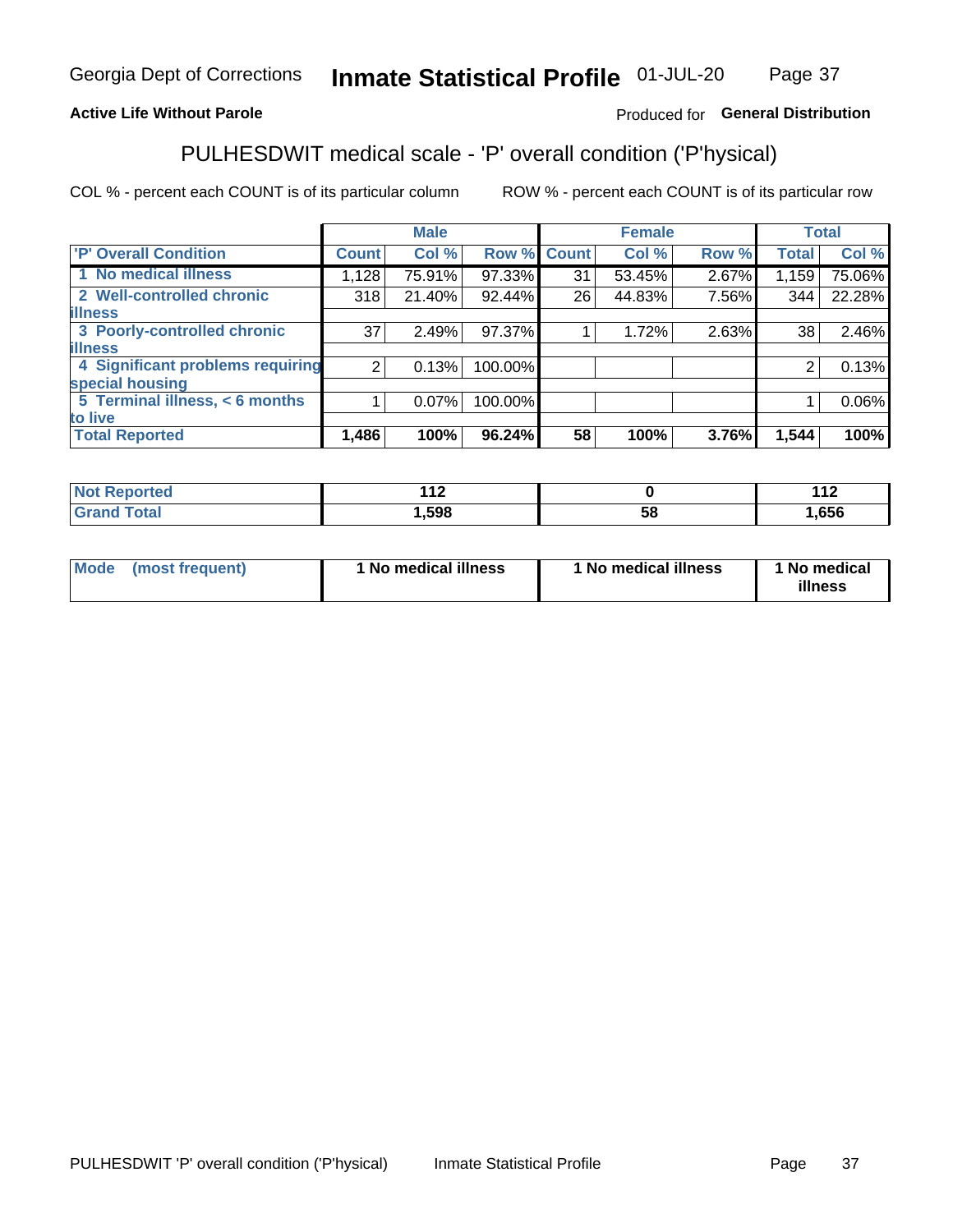Georgia Dept of Corrections **Inmate Statistical Profile** 01-JUL-20

**Active Life Without Parole**

Produced for **General Distribution**

## PULHESDWIT medical scale - 'P' overall condition ('P'hysical)

COL % - percent each COUNT is of its particular column

ROW % - percent each COUNT is of its particular row

| | Male | | | Female | | | Total | |
|---|---|---|---|---|---|---|---|---|
| 'P' Overall Condition | Count | Col % | Row % | Count | Col % | Row % | Total | Col % |
| 1 No medical illness | 1,128 | 75.91% | 97.33% | 31 | 53.45% | 2.67% | 1,159 | 75.06% |
| 2 Well-controlled chronic illness | 318 | 21.40% | 92.44% | 26 | 44.83% | 7.56% | 344 | 22.28% |
| 3 Poorly-controlled chronic illness | 37 | 2.49% | 97.37% | 1 | 1.72% | 2.63% | 38 | 2.46% |
| 4 Significant problems requiring special housing | 2 | 0.13% | 100.00% | | | | 2 | 0.13% |
| 5 Terminal illness, < 6 months to live | 1 | 0.07% | 100.00% | | | | 1 | 0.06% |
| **Total Reported** | **1,486** | **100%** | **96.24%** | **58** | **100%** | **3.76%** | **1,544** | **100%** |

| | Male | Female | Total |
|---|---|---|---|
| Not Reported | 112 | 0 | 112 |
| Grand Total | 1,598 | 58 | 1,656 |

| | Male | Female | Total |
|---|---|---|---|
| Mode (most frequent) | 1 No medical illness | 1 No medical illness | 1 No medical illness |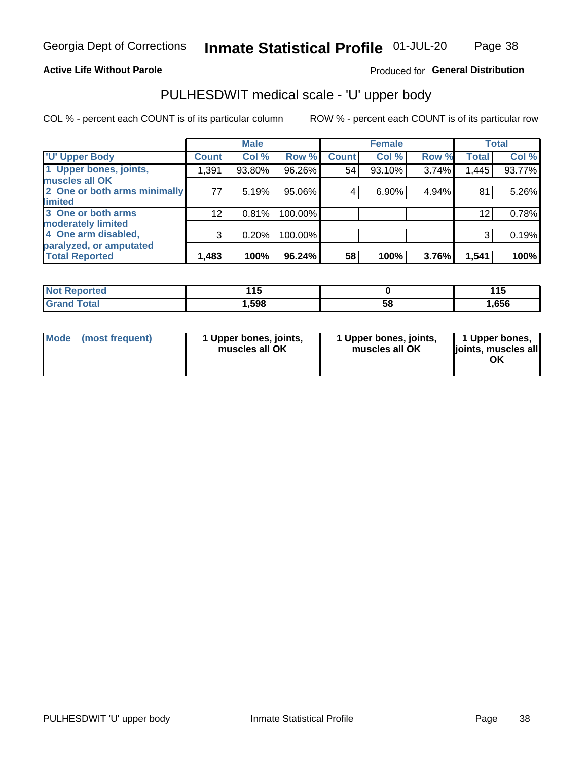Georgia Dept of Corrections **Inmate Statistical Profile** 01-JUL-20

**Active Life Without Parole**

Produced for **General Distribution**

## PULHESDWIT medical scale - 'U' upper body

COL % - percent each COUNT is of its particular column

ROW % - percent each COUNT is of its particular row

| 'U' Upper Body | Male | | | Female | | | Total | |
|---|---|---|---|---|---|---|---|---|
| | Count | Col % | Row % | Count | Col % | Row % | Total | Col % |
| 1 Upper bones, joints, muscles all OK | 1,391 | 93.80% | 96.26% | 54 | 93.10% | 3.74% | 1,445 | 93.77% |
| 2 One or both arms minimally limited | 77 | 5.19% | 95.06% | 4 | 6.90% | 4.94% | 81 | 5.26% |
| 3 One or both arms moderately limited | 12 | 0.81% | 100.00% | | | | 12 | 0.78% |
| 4 One arm disabled, paralyzed, or amputated | 3 | 0.20% | 100.00% | | | | 3 | 0.19% |
| **Total Reported** | **1,483** | **100%** | **96.24%** | **58** | **100%** | **3.76%** | **1,541** | **100%** |

| | Male | Female | Total |
|---|---|---|---|
| Not Reported | 115 | 0 | 115 |
| Grand Total | 1,598 | 58 | 1,656 |

| Mode (most frequent) | Male | Female | Total |
|---|---|---|---|
| | 1 Upper bones, joints, muscles all OK | 1 Upper bones, joints, muscles all OK | 1 Upper bones, joints, muscles all OK |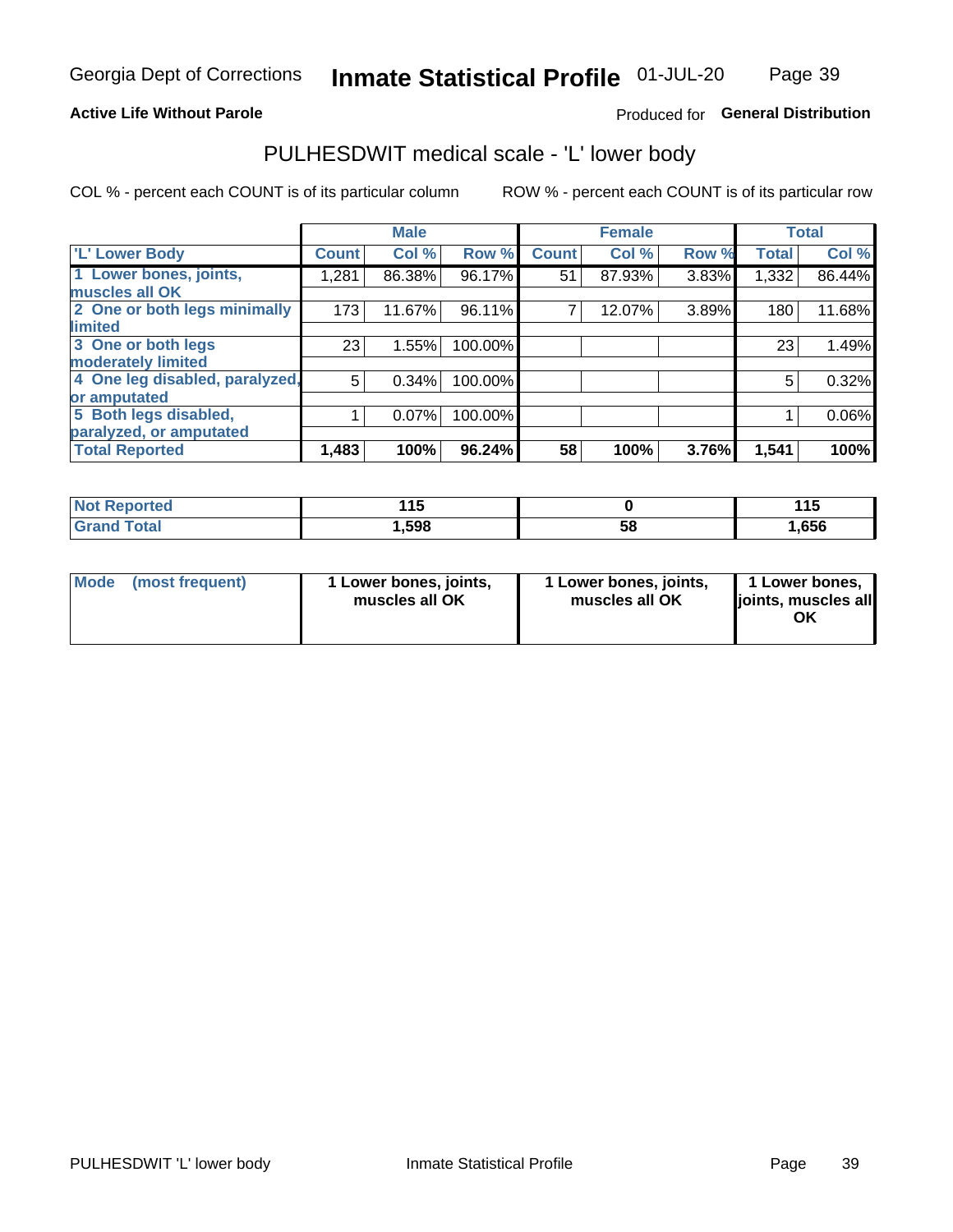Georgia Dept of Corrections **Inmate Statistical Profile** 01-JUL-20

**Active Life Without Parole**

Produced for **General Distribution**

## PULHESDWIT medical scale - 'L' lower body

COL % - percent each COUNT is of its particular column

ROW % - percent each COUNT is of its particular row

| 'L' Lower Body | Male | | | Female | | | Total | |
|---|---|---|---|---|---|---|---|---|
| | Count | Col % | Row % | Count | Col % | Row % | Total | Col % |
| 1 Lower bones, joints, muscles all OK | 1,281 | 86.38% | 96.17% | 51 | 87.93% | 3.83% | 1,332 | 86.44% |
| 2 One or both legs minimally limited | 173 | 11.67% | 96.11% | 7 | 12.07% | 3.89% | 180 | 11.68% |
| 3 One or both legs moderately limited | 23 | 1.55% | 100.00% | | | | 23 | 1.49% |
| 4 One leg disabled, paralyzed, or amputated | 5 | 0.34% | 100.00% | | | | 5 | 0.32% |
| 5 Both legs disabled, paralyzed, or amputated | 1 | 0.07% | 100.00% | | | | 1 | 0.06% |
| **Total Reported** | **1,483** | **100%** | **96.24%** | **58** | **100%** | **3.76%** | **1,541** | **100%** |

| | Male | Female | Total |
|---|---|---|---|
| Not Reported | 115 | 0 | 115 |
| Grand Total | 1,598 | 58 | 1,656 |

| | Male | Female | Total |
|---|---|---|---|
| Mode (most frequent) | 1 Lower bones, joints, muscles all OK | 1 Lower bones, joints, muscles all OK | 1 Lower bones, joints, muscles all OK |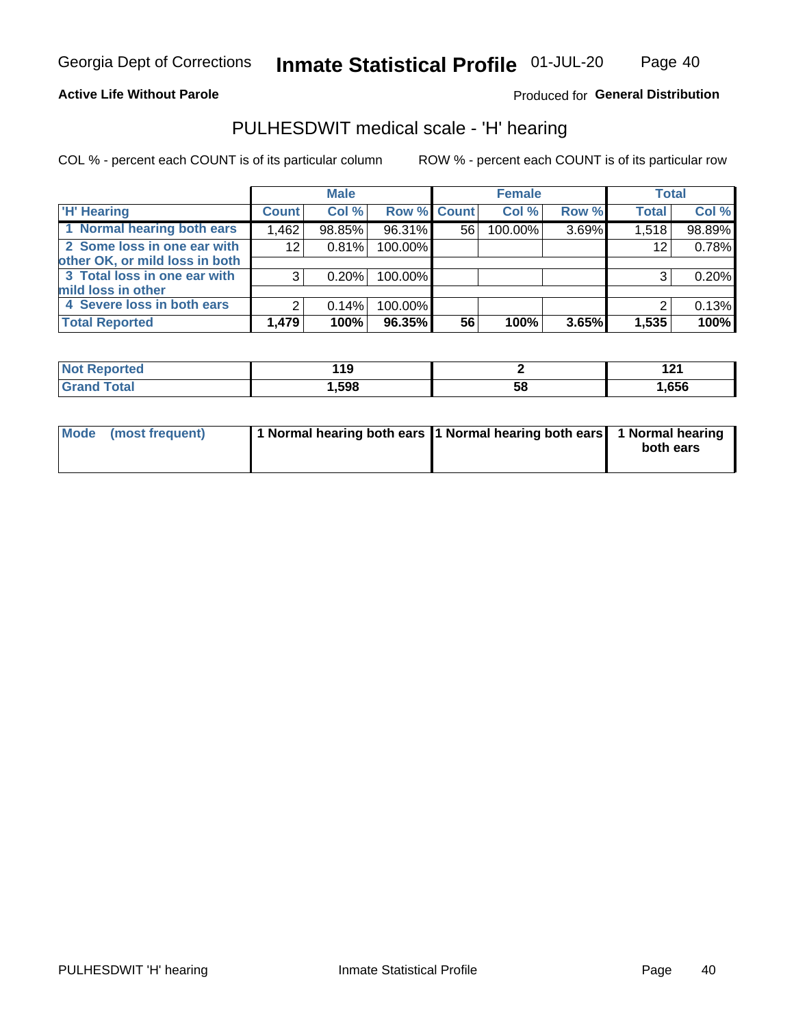Georgia Dept of Corrections **Inmate Statistical Profile** 01-JUL-20

**Active Life Without Parole**

Produced for **General Distribution**

## PULHESDWIT medical scale - 'H' hearing

COL % - percent each COUNT is of its particular column

ROW % - percent each COUNT is of its particular row

| | Male | | | Female | | | Total | |
|---|---|---|---|---|---|---|---|---|
| 'H' Hearing | Count | Col % | Row % | Count | Col % | Row % | Total | Col % |
| 1 Normal hearing both ears | 1,462 | 98.85% | 96.31% | 56 | 100.00% | 3.69% | 1,518 | 98.89% |
| 2 Some loss in one ear with other OK, or mild loss in both | 12 | 0.81% | 100.00% | | | | 12 | 0.78% |
| 3 Total loss in one ear with mild loss in other | 3 | 0.20% | 100.00% | | | | 3 | 0.20% |
| 4 Severe loss in both ears | 2 | 0.14% | 100.00% | | | | 2 | 0.13% |
| **Total Reported** | **1,479** | **100%** | **96.35%** | **56** | **100%** | **3.65%** | **1,535** | **100%** |

| | Male | Female | Total |
|---|---|---|---|
| Not Reported | 119 | 2 | 121 |
| Grand Total | 1,598 | 58 | 1,656 |

| | Male | Female | Total |
|---|---|---|---|
| Mode (most frequent) | 1 Normal hearing both ears | 1 Normal hearing both ears | 1 Normal hearing both ears |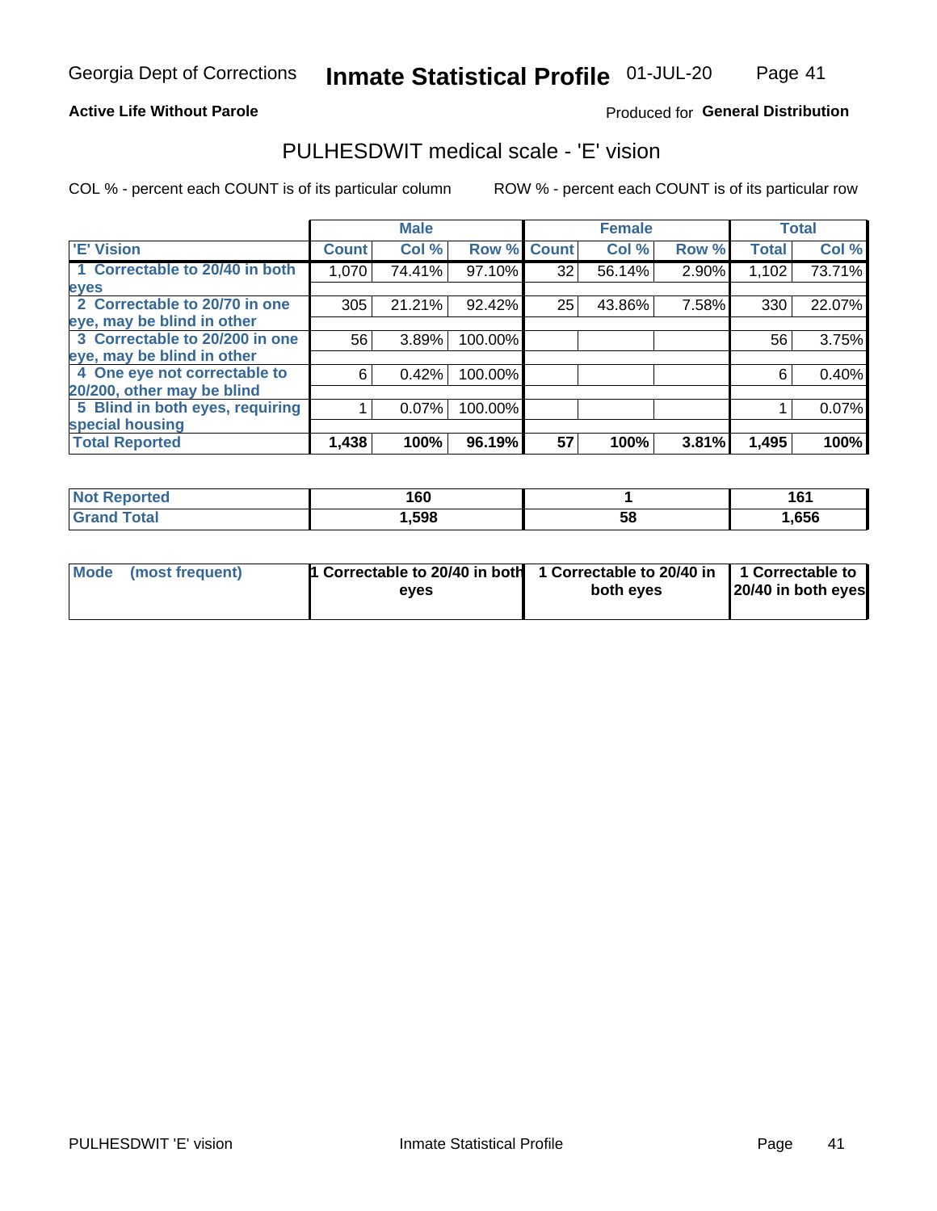Georgia Dept of Corrections **Inmate Statistical Profile** 01-JUL-20

**Active Life Without Parole**

Produced for **General Distribution**

## PULHESDWIT medical scale - 'E' vision

COL % - percent each COUNT is of its particular column     ROW % - percent each COUNT is of its particular row

| 'E' Vision | Male | | | Female | | | Total | |
|---|---|---|---|---|---|---|---|---|
| | Count | Col % | Row % | Count | Col % | Row % | Total | Col % |
| 1 Correctable to 20/40 in both eyes | 1,070 | 74.41% | 97.10% | 32 | 56.14% | 2.90% | 1,102 | 73.71% |
| 2 Correctable to 20/70 in one eye, may be blind in other | 305 | 21.21% | 92.42% | 25 | 43.86% | 7.58% | 330 | 22.07% |
| 3 Correctable to 20/200 in one eye, may be blind in other | 56 | 3.89% | 100.00% | | | | 56 | 3.75% |
| 4 One eye not correctable to 20/200, other may be blind | 6 | 0.42% | 100.00% | | | | 6 | 0.40% |
| 5 Blind in both eyes, requiring special housing | 1 | 0.07% | 100.00% | | | | 1 | 0.07% |
| **Total Reported** | **1,438** | **100%** | **96.19%** | **57** | **100%** | **3.81%** | **1,495** | **100%** |

| | Male | Female | Total |
|---|---|---|---|
| **Not Reported** | **160** | **1** | **161** |
| **Grand Total** | **1,598** | **58** | **1,656** |

| | Male | Female | Total |
|---|---|---|---|
| **Mode (most frequent)** | **1 Correctable to 20/40 in both eyes** | **1 Correctable to 20/40 in both eyes** | **1 Correctable to 20/40 in both eyes** |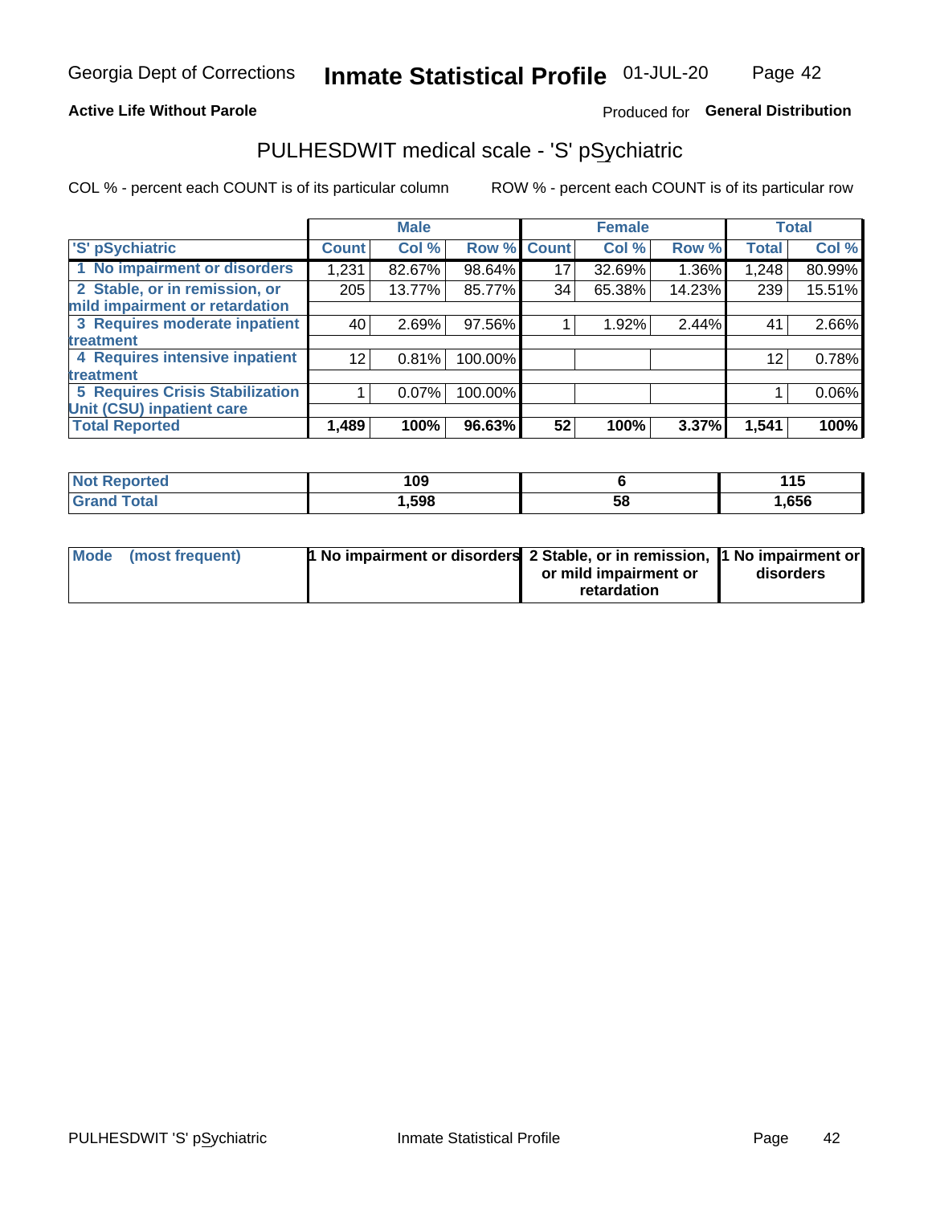Georgia Dept of Corrections **Inmate Statistical Profile** 01-JUL-20

**Active Life Without Parole**

Produced for **General Distribution**

## PULHESDWIT medical scale - 'S' pSychiatric

COL % - percent each COUNT is of its particular column ROW % - percent each COUNT is of its particular row

| | Male | | | Female | | | Total | |
|---|---|---|---|---|---|---|---|---|
| 'S' pSychiatric | Count | Col % | Row % | Count | Col % | Row % | Total | Col % |
| 1 No impairment or disorders | 1,231 | 82.67% | 98.64% | 17 | 32.69% | 1.36% | 1,248 | 80.99% |
| 2 Stable, or in remission, or mild impairment or retardation | 205 | 13.77% | 85.77% | 34 | 65.38% | 14.23% | 239 | 15.51% |
| 3 Requires moderate inpatient treatment | 40 | 2.69% | 97.56% | 1 | 1.92% | 2.44% | 41 | 2.66% |
| 4 Requires intensive inpatient treatment | 12 | 0.81% | 100.00% | | | | 12 | 0.78% |
| 5 Requires Crisis Stabilization Unit (CSU) inpatient care | 1 | 0.07% | 100.00% | | | | 1 | 0.06% |
| **Total Reported** | **1,489** | **100%** | **96.63%** | **52** | **100%** | **3.37%** | **1,541** | **100%** |

| | Male | Female | Total |
|---|---|---|---|
| Not Reported | 109 | 6 | 115 |
| Grand Total | 1,598 | 58 | 1,656 |

| | Male | Female | Total |
|---|---|---|---|
| Mode (most frequent) | 1 No impairment or disorders | 2 Stable, or in remission, or mild impairment or retardation | 1 No impairment or disorders |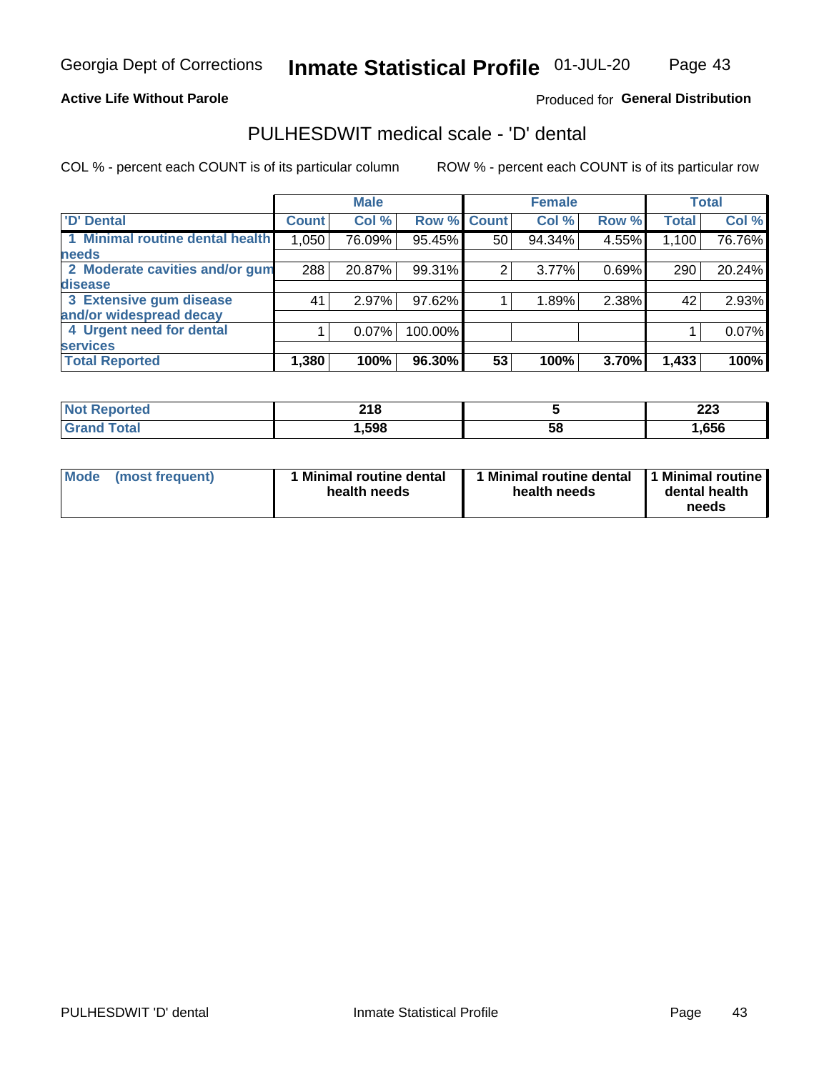Georgia Dept of Corrections **Inmate Statistical Profile** 01-JUL-20

**Active Life Without Parole**

Produced for **General Distribution**

## PULHESDWIT medical scale - 'D' dental

COL % - percent each COUNT is of its particular column

ROW % - percent each COUNT is of its particular row

| | Male | | | Female | | | Total | |
|---|---|---|---|---|---|---|---|---|
| 'D' Dental | Count | Col % | Row % | Count | Col % | Row % | Total | Col % |
| 1 Minimal routine dental health needs | 1,050 | 76.09% | 95.45% | 50 | 94.34% | 4.55% | 1,100 | 76.76% |
| 2 Moderate cavities and/or gum disease | 288 | 20.87% | 99.31% | 2 | 3.77% | 0.69% | 290 | 20.24% |
| 3 Extensive gum disease and/or widespread decay | 41 | 2.97% | 97.62% | 1 | 1.89% | 2.38% | 42 | 2.93% |
| 4 Urgent need for dental services | 1 | 0.07% | 100.00% | | | | 1 | 0.07% |
| **Total Reported** | **1,380** | **100%** | **96.30%** | **53** | **100%** | **3.70%** | **1,433** | **100%** |

| | Male | Female | Total |
|---|---|---|---|
| Not Reported | 218 | 5 | 223 |
| Grand Total | 1,598 | 58 | 1,656 |

| | Male | Female | Total |
|---|---|---|---|
| Mode (most frequent) | 1 Minimal routine dental health needs | 1 Minimal routine dental health needs | 1 Minimal routine dental health needs |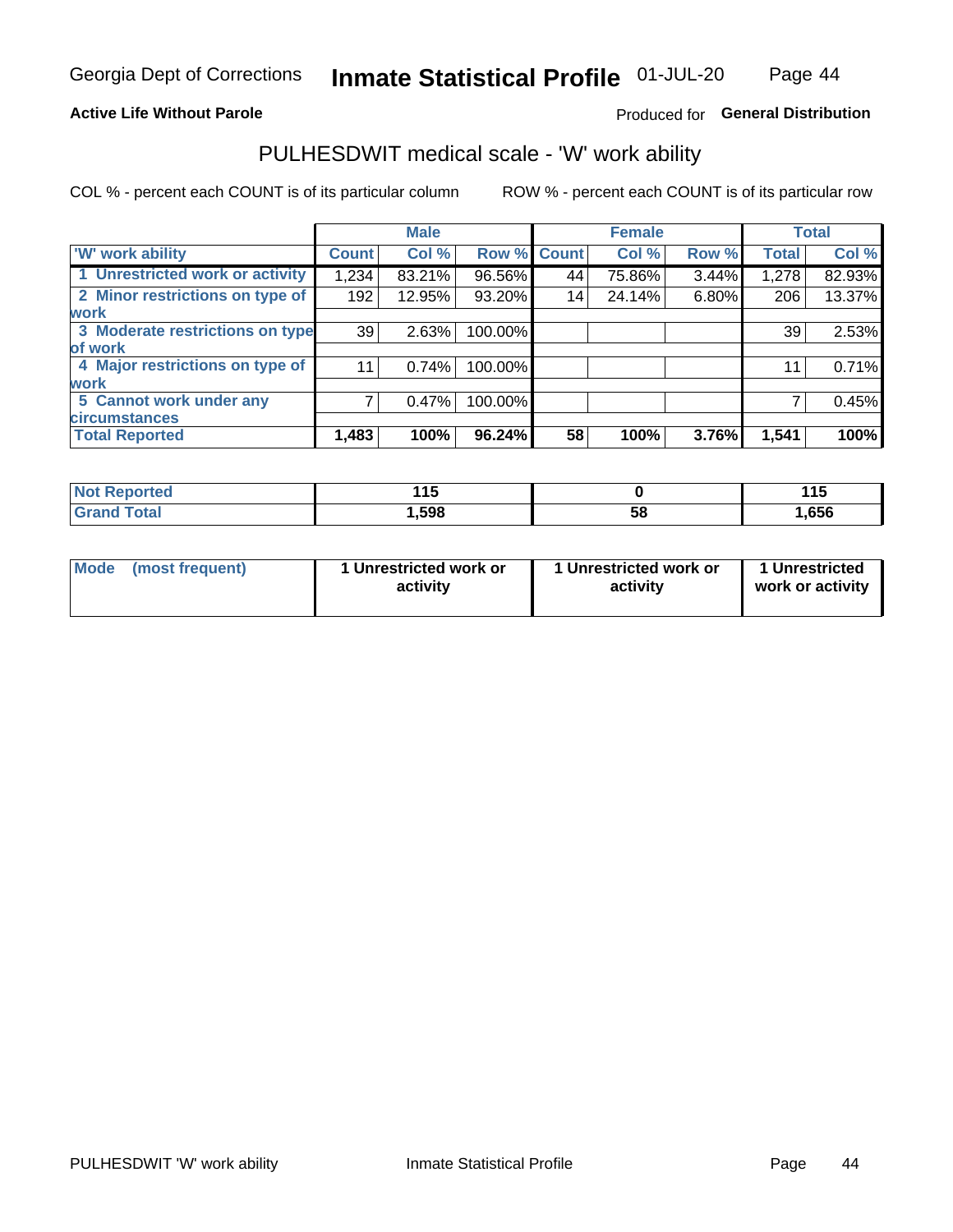Georgia Dept of Corrections **Inmate Statistical Profile** 01-JUL-20

**Active Life Without Parole**

Produced for **General Distribution**

## PULHESDWIT medical scale - 'W' work ability

COL % - percent each COUNT is of its particular column    ROW % - percent each COUNT is of its particular row

| | Male | | | Female | | | Total | |
|---|---|---|---|---|---|---|---|---|
| 'W' work ability | Count | Col % | Row % | Count | Col % | Row % | Total | Col % |
| 1 Unrestricted work or activity | 1,234 | 83.21% | 96.56% | 44 | 75.86% | 3.44% | 1,278 | 82.93% |
| 2 Minor restrictions on type of work | 192 | 12.95% | 93.20% | 14 | 24.14% | 6.80% | 206 | 13.37% |
| 3 Moderate restrictions on type of work | 39 | 2.63% | 100.00% | | | | 39 | 2.53% |
| 4 Major restrictions on type of work | 11 | 0.74% | 100.00% | | | | 11 | 0.71% |
| 5 Cannot work under any circumstances | 7 | 0.47% | 100.00% | | | | 7 | 0.45% |
| **Total Reported** | **1,483** | **100%** | **96.24%** | **58** | **100%** | **3.76%** | **1,541** | **100%** |

| | Male | Female | Total |
|---|---|---|---|
| Not Reported | 115 | 0 | 115 |
| Grand Total | 1,598 | 58 | 1,656 |

| | Male | Female | Total |
|---|---|---|---|
| Mode (most frequent) | 1 Unrestricted work or activity | 1 Unrestricted work or activity | 1 Unrestricted work or activity |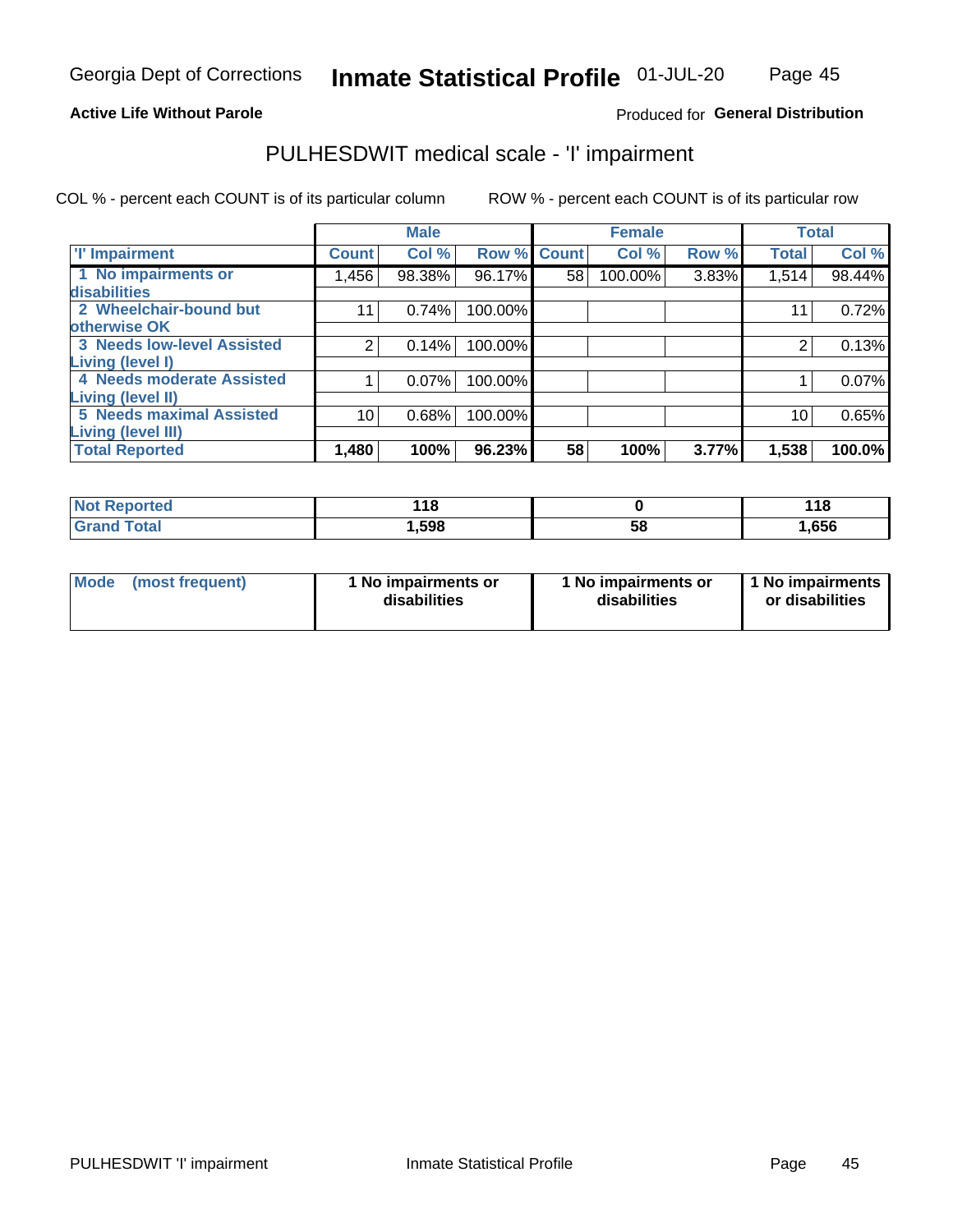Georgia Dept of Corrections **Inmate Statistical Profile** 01-JUL-20

**Active Life Without Parole**

Produced for **General Distribution**

## PULHESDWIT medical scale - 'I' impairment

COL % - percent each COUNT is of its particular column        ROW % - percent each COUNT is of its particular row

| | Male | | | Female | | | Total | |
|---|---|---|---|---|---|---|---|---|
| 'I' Impairment | Count | Col % | Row % | Count | Col % | Row % | Total | Col % |
| 1 No impairments or disabilities | 1,456 | 98.38% | 96.17% | 58 | 100.00% | 3.83% | 1,514 | 98.44% |
| 2 Wheelchair-bound but otherwise OK | 11 | 0.74% | 100.00% | | | | 11 | 0.72% |
| 3 Needs low-level Assisted Living (level I) | 2 | 0.14% | 100.00% | | | | 2 | 0.13% |
| 4 Needs moderate Assisted Living (level II) | 1 | 0.07% | 100.00% | | | | 1 | 0.07% |
| 5 Needs maximal Assisted Living (level III) | 10 | 0.68% | 100.00% | | | | 10 | 0.65% |
| **Total Reported** | **1,480** | **100%** | **96.23%** | **58** | **100%** | **3.77%** | **1,538** | **100.0%** |

| | Male | Female | Total |
|---|---|---|---|
| Not Reported | 118 | 0 | 118 |
| Grand Total | 1,598 | 58 | 1,656 |

| | Male | Female | Total |
|---|---|---|---|
| Mode (most frequent) | 1 No impairments or disabilities | 1 No impairments or disabilities | 1 No impairments or disabilities |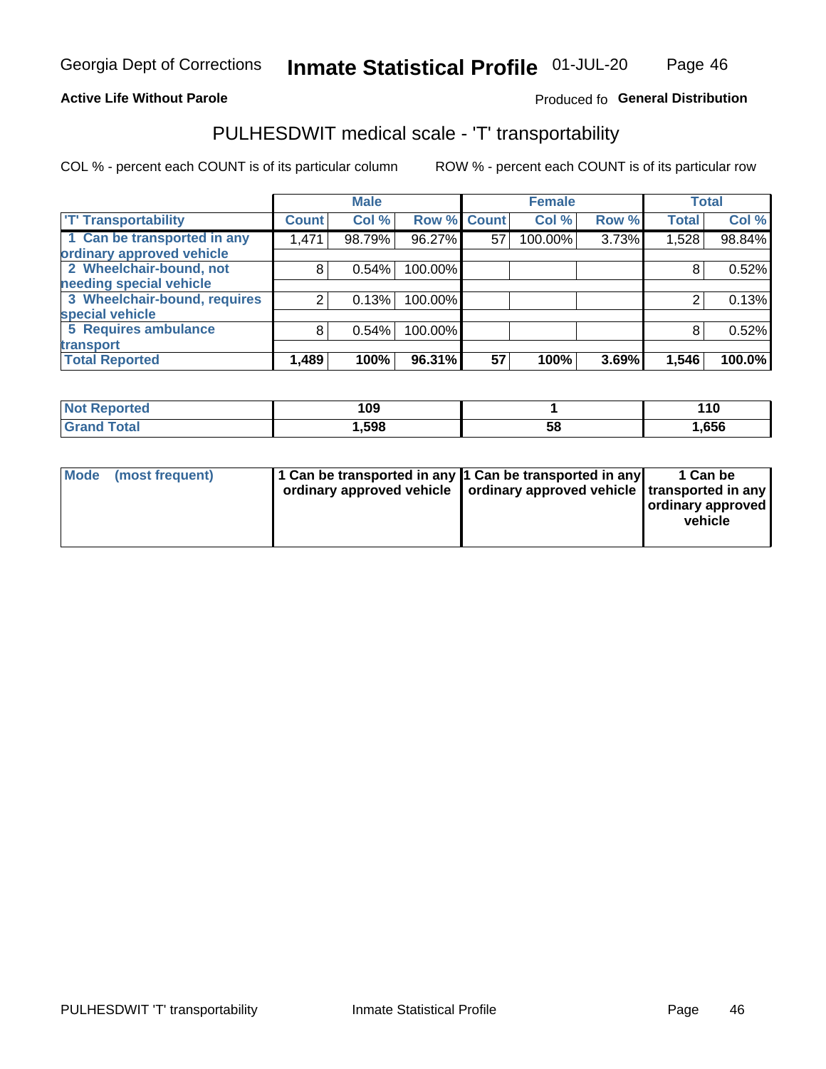**Active Life Without Parole**

Produced fo **General Distribution**

## PULHESDWIT medical scale - 'T' transportability

COL % - percent each COUNT is of its particular column

ROW % - percent each COUNT is of its particular row

| | Male | | | Female | | | Total | |
|---|---|---|---|---|---|---|---|---|
| 'T' Transportability | Count | Col % | Row % | Count | Col % | Row % | Total | Col % |
| 1 Can be transported in any ordinary approved vehicle | 1,471 | 98.79% | 96.27% | 57 | 100.00% | 3.73% | 1,528 | 98.84% |
| 2 Wheelchair-bound, not needing special vehicle | 8 | 0.54% | 100.00% | | | | 8 | 0.52% |
| 3 Wheelchair-bound, requires special vehicle | 2 | 0.13% | 100.00% | | | | 2 | 0.13% |
| 5 Requires ambulance transport | 8 | 0.54% | 100.00% | | | | 8 | 0.52% |
| **Total Reported** | **1,489** | **100%** | **96.31%** | **57** | **100%** | **3.69%** | **1,546** | **100.0%** |

| | Male | Female | Total |
|---|---|---|---|
| **Not Reported** | **109** | **1** | **110** |
| **Grand Total** | **1,598** | **58** | **1,656** |

| | Male | Female | Total |
|---|---|---|---|
| **Mode (most frequent)** | **1 Can be transported in any ordinary approved vehicle** | **1 Can be transported in any ordinary approved vehicle** | **1 Can be transported in any ordinary approved vehicle** |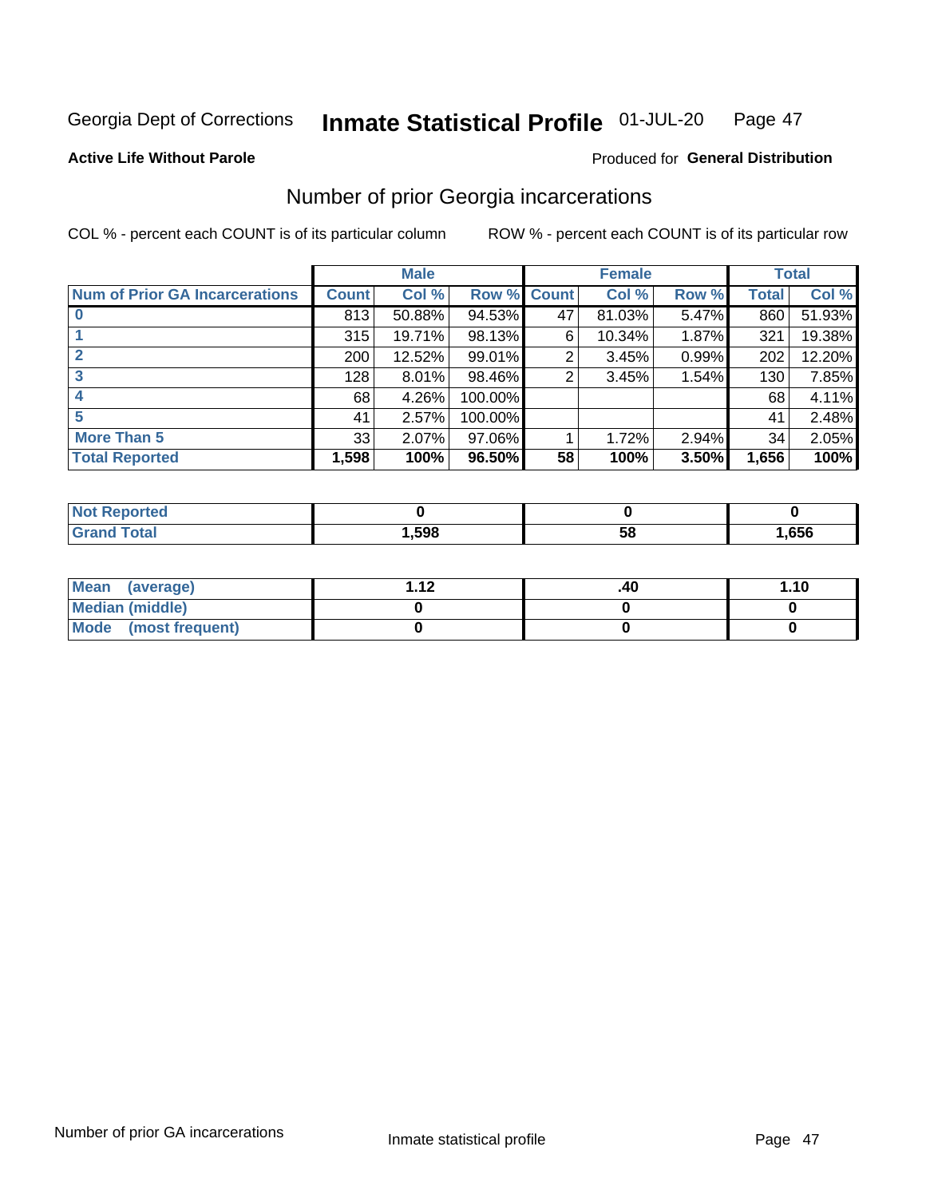Georgia Dept of Corrections **Inmate Statistical Profile** 01-JUL-20

**Active Life Without Parole**

Produced for **General Distribution**

## Number of prior Georgia incarcerations

COL % - percent each COUNT is of its particular column

ROW % - percent each COUNT is of its particular row

| | Male | | | Female | | | Total | |
|---|---|---|---|---|---|---|---|---|
| **Num of Prior GA Incarcerations** | **Count** | **Col %** | **Row %** | **Count** | **Col %** | **Row %** | **Total** | **Col %** |
| **0** | 813 | 50.88% | 94.53% | 47 | 81.03% | 5.47% | 860 | 51.93% |
| **1** | 315 | 19.71% | 98.13% | 6 | 10.34% | 1.87% | 321 | 19.38% |
| **2** | 200 | 12.52% | 99.01% | 2 | 3.45% | 0.99% | 202 | 12.20% |
| **3** | 128 | 8.01% | 98.46% | 2 | 3.45% | 1.54% | 130 | 7.85% |
| **4** | 68 | 4.26% | 100.00% | | | | 68 | 4.11% |
| **5** | 41 | 2.57% | 100.00% | | | | 41 | 2.48% |
| **More Than 5** | 33 | 2.07% | 97.06% | 1 | 1.72% | 2.94% | 34 | 2.05% |
| **Total Reported** | **1,598** | **100%** | **96.50%** | **58** | **100%** | **3.50%** | **1,656** | **100%** |

| | Male | Female | Total |
|---|---|---|---|
| **Not Reported** | **0** | **0** | **0** |
| **Grand Total** | **1,598** | **58** | **1,656** |

| | Male | Female | Total |
|---|---|---|---|
| **Mean (average)** | **1.12** | **.40** | **1.10** |
| **Median (middle)** | **0** | **0** | **0** |
| **Mode (most frequent)** | **0** | **0** | **0** |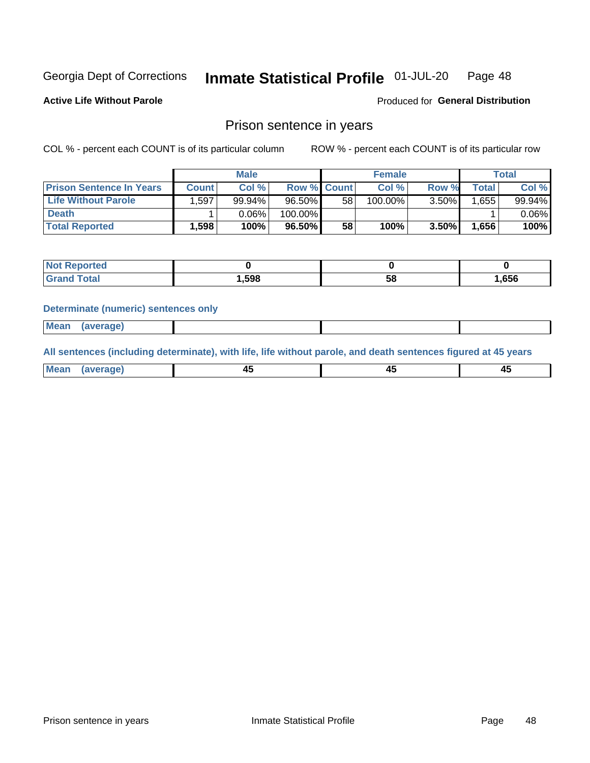Georgia Dept of Corrections **Inmate Statistical Profile** 01-JUL-20

**Active Life Without Parole**

Produced for **General Distribution**

## Prison sentence in years

COL % - percent each COUNT is of its particular column

ROW % - percent each COUNT is of its particular row

| | Male | | | Female | | | Total | |
|---|---|---|---|---|---|---|---|---|
| **Prison Sentence In Years** | **Count** | **Col %** | **Row %** | **Count** | **Col %** | **Row %** | **Total** | **Col %** |
| **Life Without Parole** | 1,597 | 99.94% | 96.50% | 58 | 100.00% | 3.50% | 1,655 | 99.94% |
| **Death** | 1 | 0.06% | 100.00% | | | | 1 | 0.06% |
| **Total Reported** | **1,598** | **100%** | **96.50%** | **58** | **100%** | **3.50%** | **1,656** | **100%** |

| | Male | Female | Total |
|---|---|---|---|
| **Not Reported** | **0** | **0** | **0** |
| **Grand Total** | **1,598** | **58** | **1,656** |

**Determinate (numeric) sentences only**

| | Male | Female | Total |
|---|---|---|---|
| **Mean (average)** | | | |

**All sentences (including determinate), with life, life without parole, and death sentences figured at 45 years**

| | Male | Female | Total |
|---|---|---|---|
| **Mean (average)** | **45** | **45** | **45** |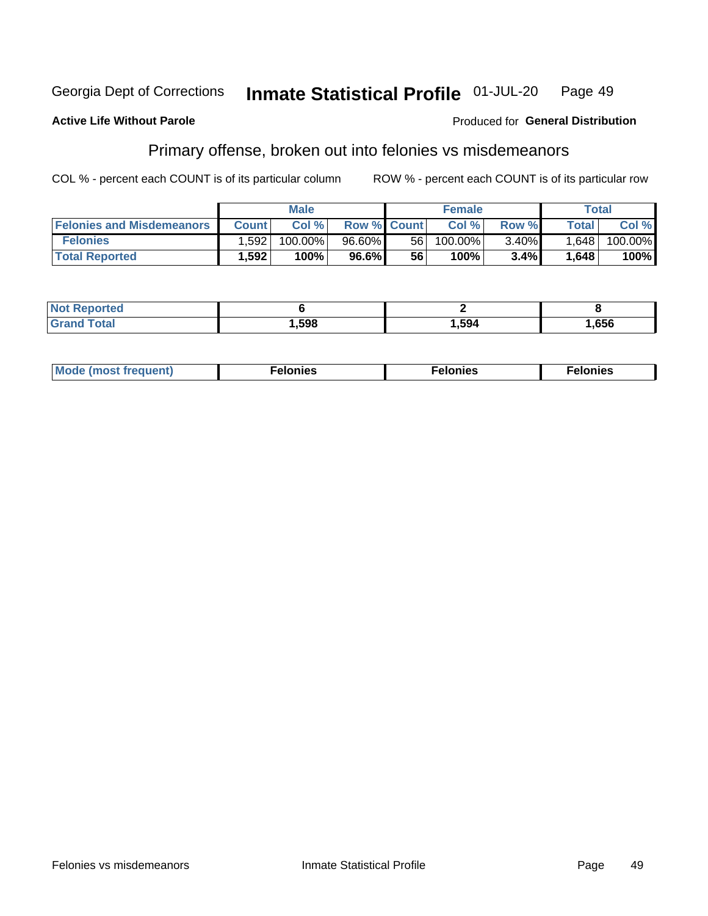Georgia Dept of Corrections **Inmate Statistical Profile** 01-JUL-20

**Active Life Without Parole**

Produced for **General Distribution**

## Primary offense, broken out into felonies vs misdemeanors

COL % - percent each COUNT is of its particular column ROW % - percent each COUNT is of its particular row

| | Male | | | Female | | | Total | |
|---|---|---|---|---|---|---|---|---|
| Felonies and Misdemeanors | Count | Col % | Row % | Count | Col % | Row % | Total | Col % |
| Felonies | 1,592 | 100.00% | 96.60% | 56 | 100.00% | 3.40% | 1,648 | 100.00% |
| **Total Reported** | **1,592** | **100%** | **96.6%** | **56** | **100%** | **3.4%** | **1,648** | **100%** |

| | Male | Female | Total |
|---|---|---|---|
| Not Reported | 6 | 2 | 8 |
| Grand Total | 1,598 | 1,594 | 1,656 |

| | Male | Female | Total |
|---|---|---|---|
| Mode (most frequent) | Felonies | Felonies | Felonies |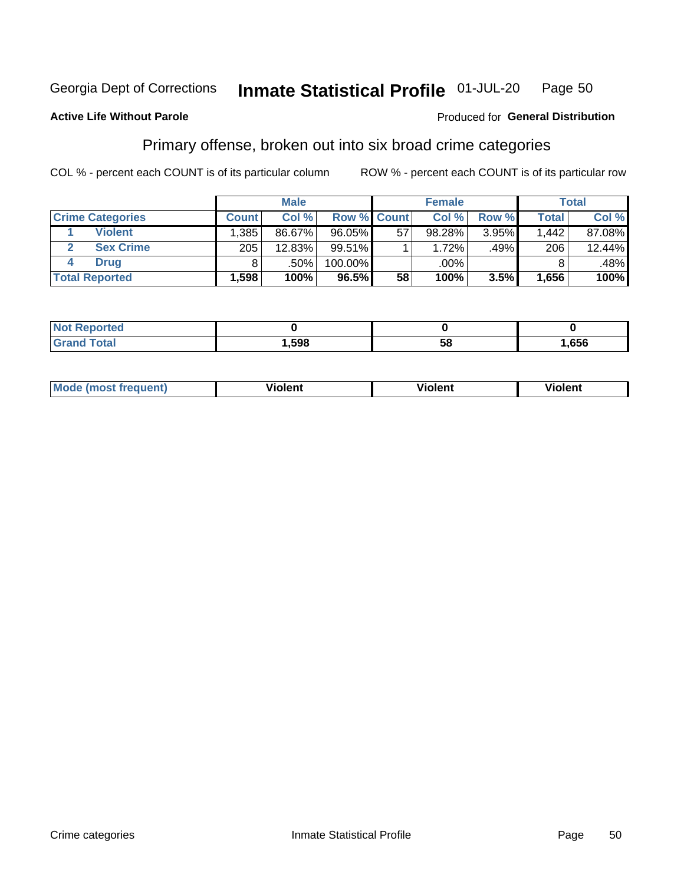Georgia Dept of Corrections **Inmate Statistical Profile** 01-JUL-20

**Active Life Without Parole**

Produced for **General Distribution**

## Primary offense, broken out into six broad crime categories

COL % - percent each COUNT is of its particular column

ROW % - percent each COUNT is of its particular row

| | | Male | | | Female | | | Total | |
|---|---|---|---|---|---|---|---|---|---|
| **Crime Categories** | | **Count** | **Col %** | **Row %** | **Count** | **Col %** | **Row %** | **Total** | **Col %** |
| 1 | **Violent** | 1,385 | 86.67% | 96.05% | 57 | 98.28% | 3.95% | 1,442 | 87.08% |
| 2 | **Sex Crime** | 205 | 12.83% | 99.51% | 1 | 1.72% | .49% | 206 | 12.44% |
| 4 | **Drug** | 8 | .50% | 100.00% | | .00% | | 8 | .48% |
| **Total Reported** | | **1,598** | **100%** | **96.5%** | **58** | **100%** | **3.5%** | **1,656** | **100%** |

| | Male | Female | Total |
|---|---|---|---|
| **Not Reported** | **0** | **0** | **0** |
| **Grand Total** | **1,598** | **58** | **1,656** |

| | Male | Female | Total |
|---|---|---|---|
| **Mode (most frequent)** | **Violent** | **Violent** | **Violent** |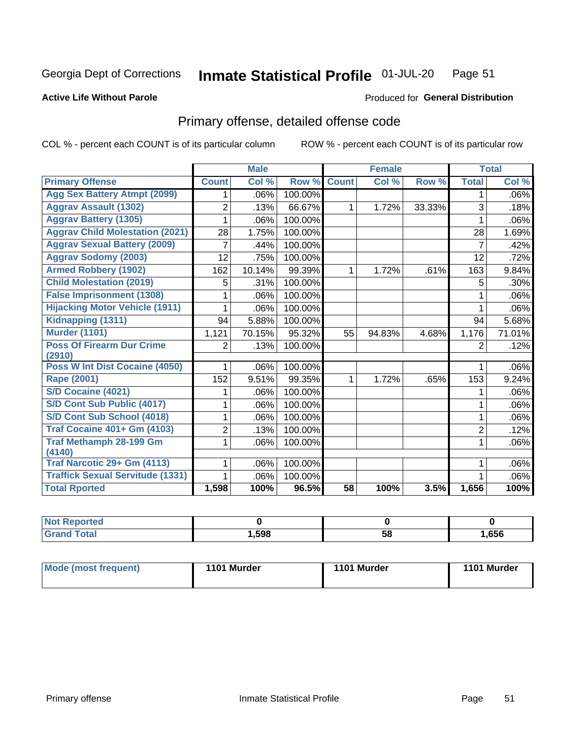Georgia Dept of Corrections **Inmate Statistical Profile** 01-JUL-20

**Active Life Without Parole**

Produced for **General Distribution**

## Primary offense, detailed offense code

COL % - percent each COUNT is of its particular column ROW % - percent each COUNT is of its particular row

| | Male | | | Female | | | Total | |
|---|---|---|---|---|---|---|---|---|
| **Primary Offense** | **Count** | **Col %** | **Row %** | **Count** | **Col %** | **Row %** | **Total** | **Col %** |
| Agg Sex Battery Atmpt (2099) | 1 | .06% | 100.00% | | | | 1 | .06% |
| Aggrav Assault (1302) | 2 | .13% | 66.67% | 1 | 1.72% | 33.33% | 3 | .18% |
| Aggrav Battery (1305) | 1 | .06% | 100.00% | | | | 1 | .06% |
| Aggrav Child Molestation (2021) | 28 | 1.75% | 100.00% | | | | 28 | 1.69% |
| Aggrav Sexual Battery (2009) | 7 | .44% | 100.00% | | | | 7 | .42% |
| Aggrav Sodomy (2003) | 12 | .75% | 100.00% | | | | 12 | .72% |
| Armed Robbery (1902) | 162 | 10.14% | 99.39% | 1 | 1.72% | .61% | 163 | 9.84% |
| Child Molestation (2019) | 5 | .31% | 100.00% | | | | 5 | .30% |
| False Imprisonment (1308) | 1 | .06% | 100.00% | | | | 1 | .06% |
| Hijacking Motor Vehicle (1911) | 1 | .06% | 100.00% | | | | 1 | .06% |
| Kidnapping (1311) | 94 | 5.88% | 100.00% | | | | 94 | 5.68% |
| Murder (1101) | 1,121 | 70.15% | 95.32% | 55 | 94.83% | 4.68% | 1,176 | 71.01% |
| Poss Of Firearm Dur Crime (2910) | 2 | .13% | 100.00% | | | | 2 | .12% |
| Poss W Int Dist Cocaine (4050) | 1 | .06% | 100.00% | | | | 1 | .06% |
| Rape (2001) | 152 | 9.51% | 99.35% | 1 | 1.72% | .65% | 153 | 9.24% |
| S/D Cocaine (4021) | 1 | .06% | 100.00% | | | | 1 | .06% |
| S/D Cont Sub Public (4017) | 1 | .06% | 100.00% | | | | 1 | .06% |
| S/D Cont Sub School (4018) | 1 | .06% | 100.00% | | | | 1 | .06% |
| Traf Cocaine 401+ Gm (4103) | 2 | .13% | 100.00% | | | | 2 | .12% |
| Traf Methamph 28-199 Gm (4140) | 1 | .06% | 100.00% | | | | 1 | .06% |
| Traf Narcotic 29+ Gm (4113) | 1 | .06% | 100.00% | | | | 1 | .06% |
| Traffick Sexual Servitude (1331) | 1 | .06% | 100.00% | | | | 1 | .06% |
| **Total Rported** | **1,598** | **100%** | **96.5%** | **58** | **100%** | **3.5%** | **1,656** | **100%** |

| | Male | Female | Total |
|---|---|---|---|
| **Not Reported** | **0** | **0** | **0** |
| **Grand Total** | **1,598** | **58** | **1,656** |

| | Male | Female | Total |
|---|---|---|---|
| **Mode (most frequent)** | **1101 Murder** | **1101 Murder** | **1101 Murder** |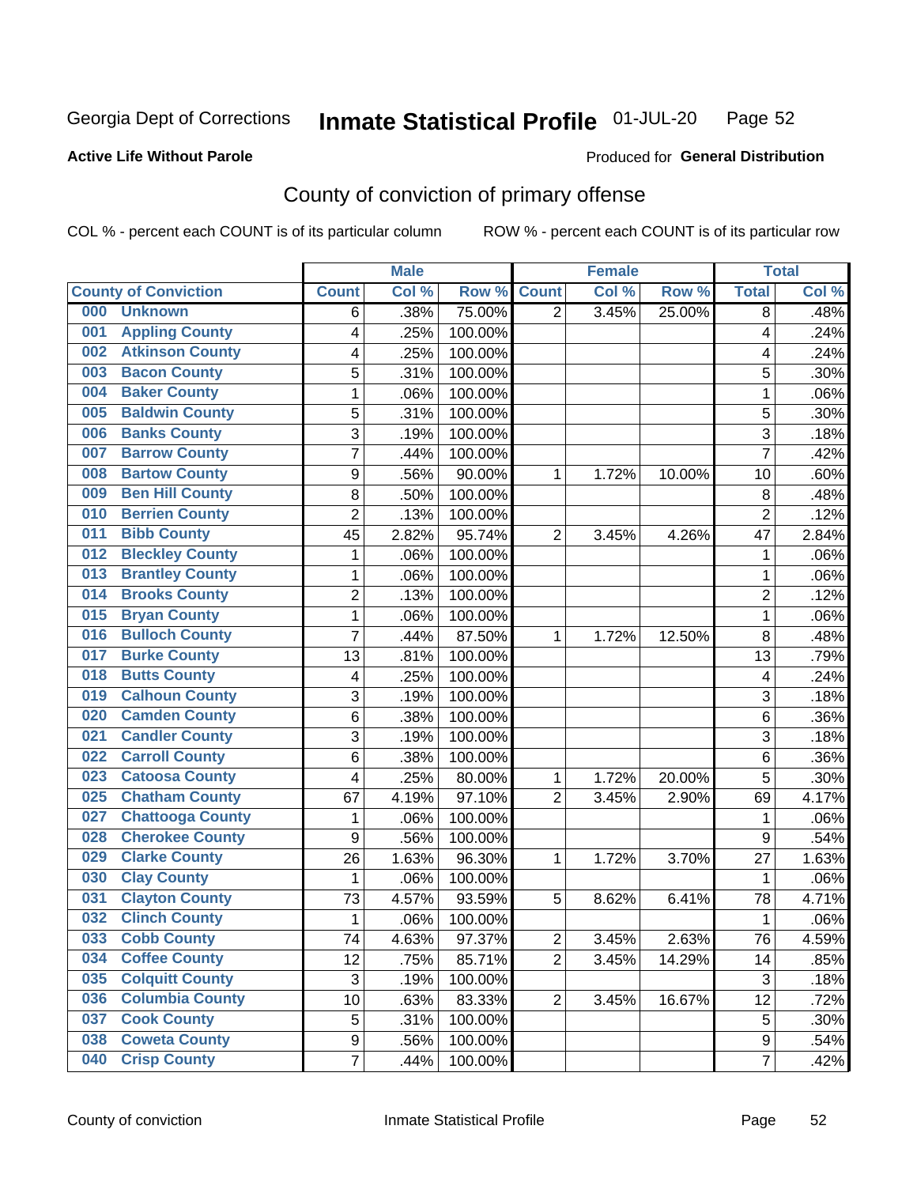Georgia Dept of Corrections **Inmate Statistical Profile** 01-JUL-20 Page 52

**Active Life Without Parole**

Produced for **General Distribution**

## County of conviction of primary offense

COL % - percent each COUNT is of its particular column ROW % - percent each COUNT is of its particular row

| County of Conviction | Male | | | Female | | | Total | |
|---|---|---|---|---|---|---|---|---|
| | Count | Col % | Row % | Count | Col % | Row % | Total | Col % |
| 000 Unknown | 6 | .38% | 75.00% | 2 | 3.45% | 25.00% | 8 | .48% |
| 001 Appling County | 4 | .25% | 100.00% | | | | 4 | .24% |
| 002 Atkinson County | 4 | .25% | 100.00% | | | | 4 | .24% |
| 003 Bacon County | 5 | .31% | 100.00% | | | | 5 | .30% |
| 004 Baker County | 1 | .06% | 100.00% | | | | 1 | .06% |
| 005 Baldwin County | 5 | .31% | 100.00% | | | | 5 | .30% |
| 006 Banks County | 3 | .19% | 100.00% | | | | 3 | .18% |
| 007 Barrow County | 7 | .44% | 100.00% | | | | 7 | .42% |
| 008 Bartow County | 9 | .56% | 90.00% | 1 | 1.72% | 10.00% | 10 | .60% |
| 009 Ben Hill County | 8 | .50% | 100.00% | | | | 8 | .48% |
| 010 Berrien County | 2 | .13% | 100.00% | | | | 2 | .12% |
| 011 Bibb County | 45 | 2.82% | 95.74% | 2 | 3.45% | 4.26% | 47 | 2.84% |
| 012 Bleckley County | 1 | .06% | 100.00% | | | | 1 | .06% |
| 013 Brantley County | 1 | .06% | 100.00% | | | | 1 | .06% |
| 014 Brooks County | 2 | .13% | 100.00% | | | | 2 | .12% |
| 015 Bryan County | 1 | .06% | 100.00% | | | | 1 | .06% |
| 016 Bulloch County | 7 | .44% | 87.50% | 1 | 1.72% | 12.50% | 8 | .48% |
| 017 Burke County | 13 | .81% | 100.00% | | | | 13 | .79% |
| 018 Butts County | 4 | .25% | 100.00% | | | | 4 | .24% |
| 019 Calhoun County | 3 | .19% | 100.00% | | | | 3 | .18% |
| 020 Camden County | 6 | .38% | 100.00% | | | | 6 | .36% |
| 021 Candler County | 3 | .19% | 100.00% | | | | 3 | .18% |
| 022 Carroll County | 6 | .38% | 100.00% | | | | 6 | .36% |
| 023 Catoosa County | 4 | .25% | 80.00% | 1 | 1.72% | 20.00% | 5 | .30% |
| 025 Chatham County | 67 | 4.19% | 97.10% | 2 | 3.45% | 2.90% | 69 | 4.17% |
| 027 Chattooga County | 1 | .06% | 100.00% | | | | 1 | .06% |
| 028 Cherokee County | 9 | .56% | 100.00% | | | | 9 | .54% |
| 029 Clarke County | 26 | 1.63% | 96.30% | 1 | 1.72% | 3.70% | 27 | 1.63% |
| 030 Clay County | 1 | .06% | 100.00% | | | | 1 | .06% |
| 031 Clayton County | 73 | 4.57% | 93.59% | 5 | 8.62% | 6.41% | 78 | 4.71% |
| 032 Clinch County | 1 | .06% | 100.00% | | | | 1 | .06% |
| 033 Cobb County | 74 | 4.63% | 97.37% | 2 | 3.45% | 2.63% | 76 | 4.59% |
| 034 Coffee County | 12 | .75% | 85.71% | 2 | 3.45% | 14.29% | 14 | .85% |
| 035 Colquitt County | 3 | .19% | 100.00% | | | | 3 | .18% |
| 036 Columbia County | 10 | .63% | 83.33% | 2 | 3.45% | 16.67% | 12 | .72% |
| 037 Cook County | 5 | .31% | 100.00% | | | | 5 | .30% |
| 038 Coweta County | 9 | .56% | 100.00% | | | | 9 | .54% |
| 040 Crisp County | 7 | .44% | 100.00% | | | | 7 | .42% |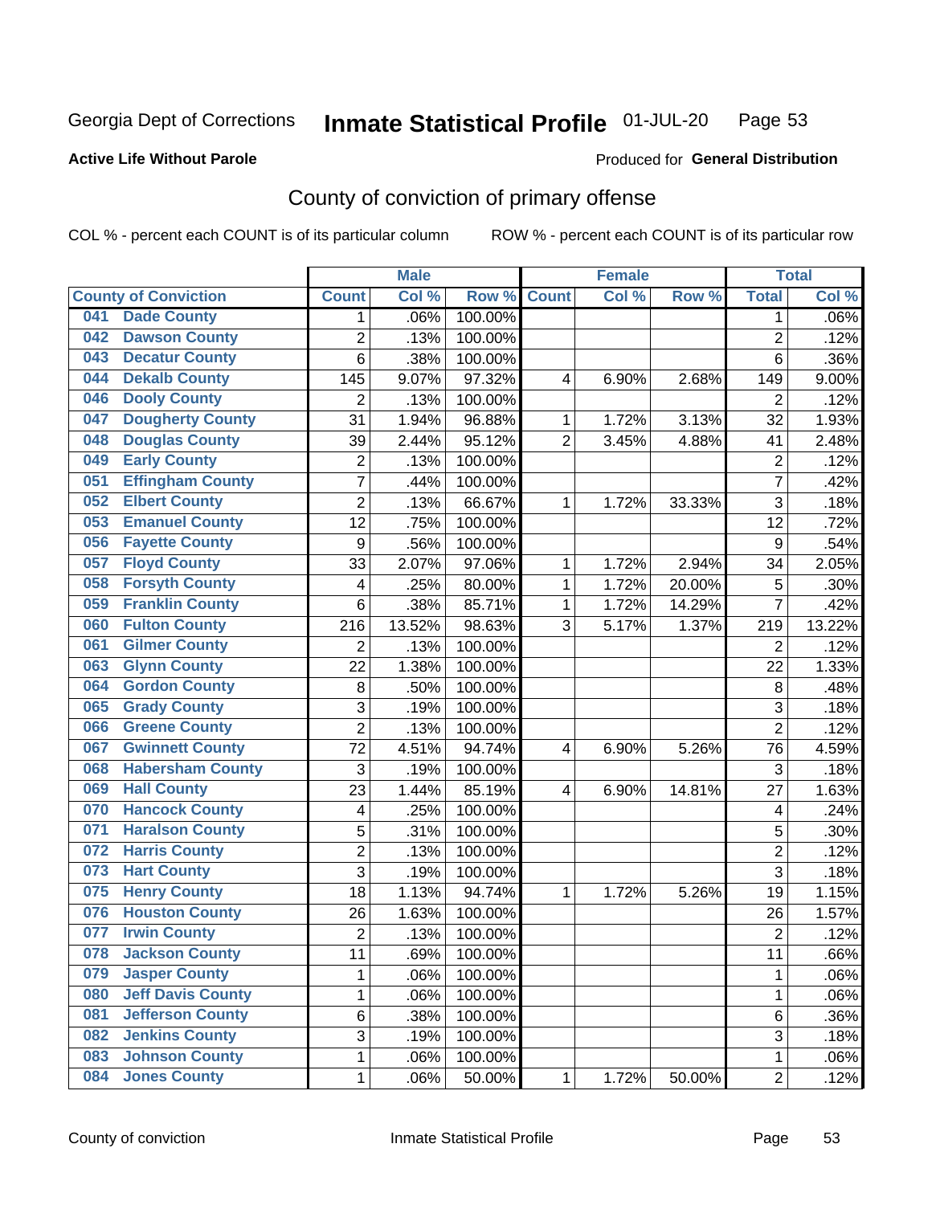Georgia Dept of Corrections **Inmate Statistical Profile** 01-JUL-20

**Active Life Without Parole**

Produced for **General Distribution**

## County of conviction of primary offense

COL % - percent each COUNT is of its particular column ROW % - percent each COUNT is of its particular row

| County of Conviction | Male | | | Female | | | Total | |
|---|---|---|---|---|---|---|---|---|
| | Count | Col % | Row % | Count | Col % | Row % | Total | Col % |
| 041 Dade County | 1 | .06% | 100.00% | | | | 1 | .06% |
| 042 Dawson County | 2 | .13% | 100.00% | | | | 2 | .12% |
| 043 Decatur County | 6 | .38% | 100.00% | | | | 6 | .36% |
| 044 Dekalb County | 145 | 9.07% | 97.32% | 4 | 6.90% | 2.68% | 149 | 9.00% |
| 046 Dooly County | 2 | .13% | 100.00% | | | | 2 | .12% |
| 047 Dougherty County | 31 | 1.94% | 96.88% | 1 | 1.72% | 3.13% | 32 | 1.93% |
| 048 Douglas County | 39 | 2.44% | 95.12% | 2 | 3.45% | 4.88% | 41 | 2.48% |
| 049 Early County | 2 | .13% | 100.00% | | | | 2 | .12% |
| 051 Effingham County | 7 | .44% | 100.00% | | | | 7 | .42% |
| 052 Elbert County | 2 | .13% | 66.67% | 1 | 1.72% | 33.33% | 3 | .18% |
| 053 Emanuel County | 12 | .75% | 100.00% | | | | 12 | .72% |
| 056 Fayette County | 9 | .56% | 100.00% | | | | 9 | .54% |
| 057 Floyd County | 33 | 2.07% | 97.06% | 1 | 1.72% | 2.94% | 34 | 2.05% |
| 058 Forsyth County | 4 | .25% | 80.00% | 1 | 1.72% | 20.00% | 5 | .30% |
| 059 Franklin County | 6 | .38% | 85.71% | 1 | 1.72% | 14.29% | 7 | .42% |
| 060 Fulton County | 216 | 13.52% | 98.63% | 3 | 5.17% | 1.37% | 219 | 13.22% |
| 061 Gilmer County | 2 | .13% | 100.00% | | | | 2 | .12% |
| 063 Glynn County | 22 | 1.38% | 100.00% | | | | 22 | 1.33% |
| 064 Gordon County | 8 | .50% | 100.00% | | | | 8 | .48% |
| 065 Grady County | 3 | .19% | 100.00% | | | | 3 | .18% |
| 066 Greene County | 2 | .13% | 100.00% | | | | 2 | .12% |
| 067 Gwinnett County | 72 | 4.51% | 94.74% | 4 | 6.90% | 5.26% | 76 | 4.59% |
| 068 Habersham County | 3 | .19% | 100.00% | | | | 3 | .18% |
| 069 Hall County | 23 | 1.44% | 85.19% | 4 | 6.90% | 14.81% | 27 | 1.63% |
| 070 Hancock County | 4 | .25% | 100.00% | | | | 4 | .24% |
| 071 Haralson County | 5 | .31% | 100.00% | | | | 5 | .30% |
| 072 Harris County | 2 | .13% | 100.00% | | | | 2 | .12% |
| 073 Hart County | 3 | .19% | 100.00% | | | | 3 | .18% |
| 075 Henry County | 18 | 1.13% | 94.74% | 1 | 1.72% | 5.26% | 19 | 1.15% |
| 076 Houston County | 26 | 1.63% | 100.00% | | | | 26 | 1.57% |
| 077 Irwin County | 2 | .13% | 100.00% | | | | 2 | .12% |
| 078 Jackson County | 11 | .69% | 100.00% | | | | 11 | .66% |
| 079 Jasper County | 1 | .06% | 100.00% | | | | 1 | .06% |
| 080 Jeff Davis County | 1 | .06% | 100.00% | | | | 1 | .06% |
| 081 Jefferson County | 6 | .38% | 100.00% | | | | 6 | .36% |
| 082 Jenkins County | 3 | .19% | 100.00% | | | | 3 | .18% |
| 083 Johnson County | 1 | .06% | 100.00% | | | | 1 | .06% |
| 084 Jones County | 1 | .06% | 50.00% | 1 | 1.72% | 50.00% | 2 | .12% |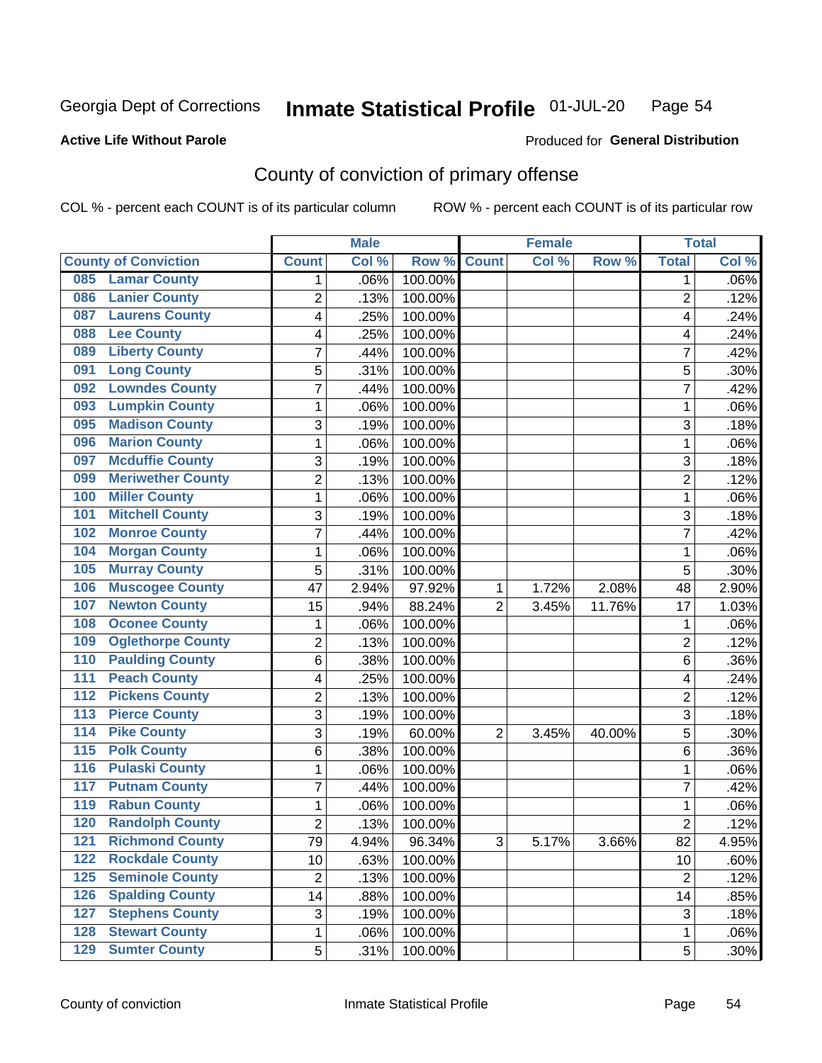Georgia Dept of Corrections **Inmate Statistical Profile** 01-JUL-20

**Active Life Without Parole**

Produced for **General Distribution**

## County of conviction of primary offense

COL % - percent each COUNT is of its particular column ROW % - percent each COUNT is of its particular row

| County of Conviction | Male | | | Female | | | Total | |
|---|---|---|---|---|---|---|---|---|
| | Count | Col % | Row % | Count | Col % | Row % | Total | Col % |
| 085 Lamar County | 1 | .06% | 100.00% | | | | 1 | .06% |
| 086 Lanier County | 2 | .13% | 100.00% | | | | 2 | .12% |
| 087 Laurens County | 4 | .25% | 100.00% | | | | 4 | .24% |
| 088 Lee County | 4 | .25% | 100.00% | | | | 4 | .24% |
| 089 Liberty County | 7 | .44% | 100.00% | | | | 7 | .42% |
| 091 Long County | 5 | .31% | 100.00% | | | | 5 | .30% |
| 092 Lowndes County | 7 | .44% | 100.00% | | | | 7 | .42% |
| 093 Lumpkin County | 1 | .06% | 100.00% | | | | 1 | .06% |
| 095 Madison County | 3 | .19% | 100.00% | | | | 3 | .18% |
| 096 Marion County | 1 | .06% | 100.00% | | | | 1 | .06% |
| 097 Mcduffie County | 3 | .19% | 100.00% | | | | 3 | .18% |
| 099 Meriwether County | 2 | .13% | 100.00% | | | | 2 | .12% |
| 100 Miller County | 1 | .06% | 100.00% | | | | 1 | .06% |
| 101 Mitchell County | 3 | .19% | 100.00% | | | | 3 | .18% |
| 102 Monroe County | 7 | .44% | 100.00% | | | | 7 | .42% |
| 104 Morgan County | 1 | .06% | 100.00% | | | | 1 | .06% |
| 105 Murray County | 5 | .31% | 100.00% | | | | 5 | .30% |
| 106 Muscogee County | 47 | 2.94% | 97.92% | 1 | 1.72% | 2.08% | 48 | 2.90% |
| 107 Newton County | 15 | .94% | 88.24% | 2 | 3.45% | 11.76% | 17 | 1.03% |
| 108 Oconee County | 1 | .06% | 100.00% | | | | 1 | .06% |
| 109 Oglethorpe County | 2 | .13% | 100.00% | | | | 2 | .12% |
| 110 Paulding County | 6 | .38% | 100.00% | | | | 6 | .36% |
| 111 Peach County | 4 | .25% | 100.00% | | | | 4 | .24% |
| 112 Pickens County | 2 | .13% | 100.00% | | | | 2 | .12% |
| 113 Pierce County | 3 | .19% | 100.00% | | | | 3 | .18% |
| 114 Pike County | 3 | .19% | 60.00% | 2 | 3.45% | 40.00% | 5 | .30% |
| 115 Polk County | 6 | .38% | 100.00% | | | | 6 | .36% |
| 116 Pulaski County | 1 | .06% | 100.00% | | | | 1 | .06% |
| 117 Putnam County | 7 | .44% | 100.00% | | | | 7 | .42% |
| 119 Rabun County | 1 | .06% | 100.00% | | | | 1 | .06% |
| 120 Randolph County | 2 | .13% | 100.00% | | | | 2 | .12% |
| 121 Richmond County | 79 | 4.94% | 96.34% | 3 | 5.17% | 3.66% | 82 | 4.95% |
| 122 Rockdale County | 10 | .63% | 100.00% | | | | 10 | .60% |
| 125 Seminole County | 2 | .13% | 100.00% | | | | 2 | .12% |
| 126 Spalding County | 14 | .88% | 100.00% | | | | 14 | .85% |
| 127 Stephens County | 3 | .19% | 100.00% | | | | 3 | .18% |
| 128 Stewart County | 1 | .06% | 100.00% | | | | 1 | .06% |
| 129 Sumter County | 5 | .31% | 100.00% | | | | 5 | .30% |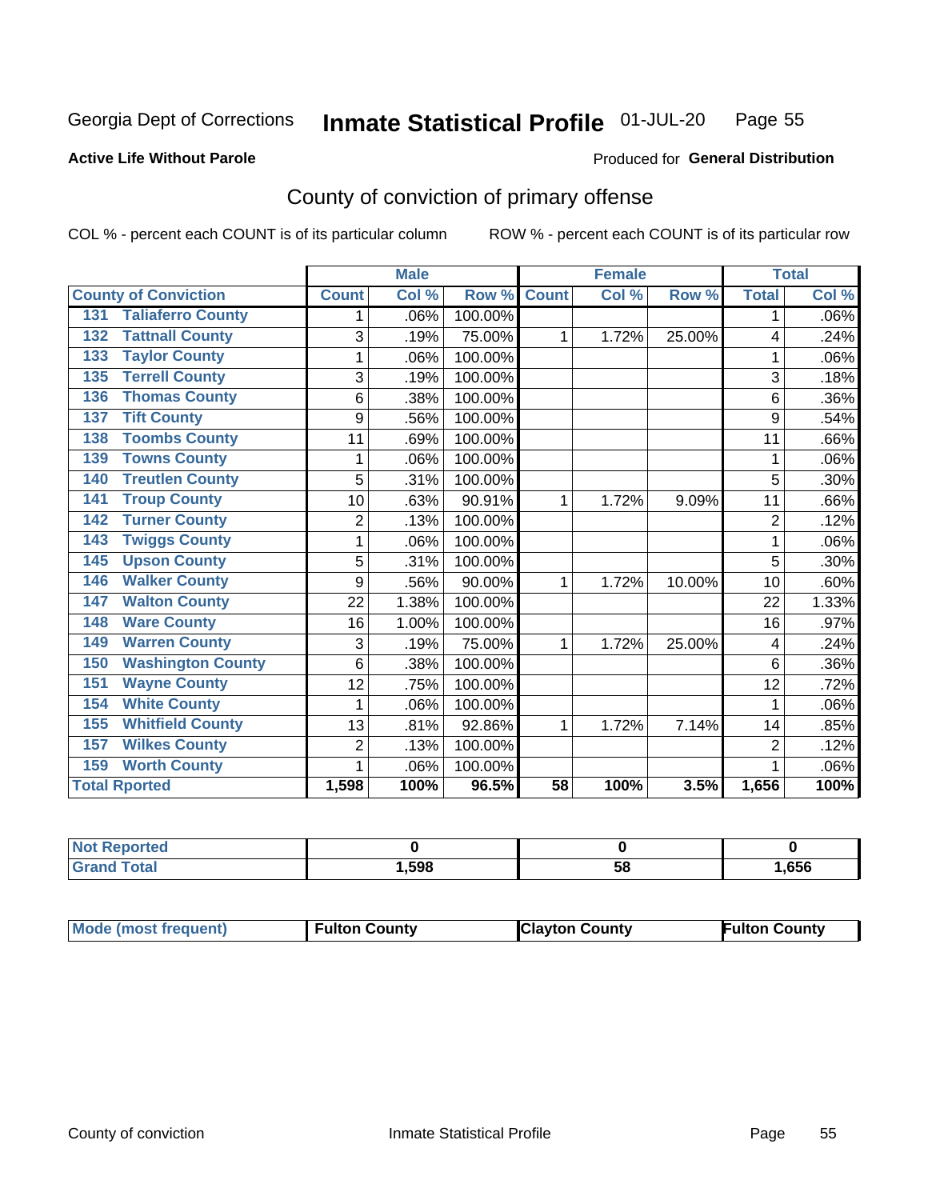Georgia Dept of Corrections **Inmate Statistical Profile** 01-JUL-20

**Active Life Without Parole**

Produced for **General Distribution**

## County of conviction of primary offense

COL % - percent each COUNT is of its particular column ROW % - percent each COUNT is of its particular row

| County of Conviction | Male | | | Female | | | Total | |
|---|---|---|---|---|---|---|---|---|
| | Count | Col % | Row % | Count | Col % | Row % | Total | Col % |
| 131 Taliaferro County | 1 | .06% | 100.00% | | | | 1 | .06% |
| 132 Tattnall County | 3 | .19% | 75.00% | 1 | 1.72% | 25.00% | 4 | .24% |
| 133 Taylor County | 1 | .06% | 100.00% | | | | 1 | .06% |
| 135 Terrell County | 3 | .19% | 100.00% | | | | 3 | .18% |
| 136 Thomas County | 6 | .38% | 100.00% | | | | 6 | .36% |
| 137 Tift County | 9 | .56% | 100.00% | | | | 9 | .54% |
| 138 Toombs County | 11 | .69% | 100.00% | | | | 11 | .66% |
| 139 Towns County | 1 | .06% | 100.00% | | | | 1 | .06% |
| 140 Treutlen County | 5 | .31% | 100.00% | | | | 5 | .30% |
| 141 Troup County | 10 | .63% | 90.91% | 1 | 1.72% | 9.09% | 11 | .66% |
| 142 Turner County | 2 | .13% | 100.00% | | | | 2 | .12% |
| 143 Twiggs County | 1 | .06% | 100.00% | | | | 1 | .06% |
| 145 Upson County | 5 | .31% | 100.00% | | | | 5 | .30% |
| 146 Walker County | 9 | .56% | 90.00% | 1 | 1.72% | 10.00% | 10 | .60% |
| 147 Walton County | 22 | 1.38% | 100.00% | | | | 22 | 1.33% |
| 148 Ware County | 16 | 1.00% | 100.00% | | | | 16 | .97% |
| 149 Warren County | 3 | .19% | 75.00% | 1 | 1.72% | 25.00% | 4 | .24% |
| 150 Washington County | 6 | .38% | 100.00% | | | | 6 | .36% |
| 151 Wayne County | 12 | .75% | 100.00% | | | | 12 | .72% |
| 154 White County | 1 | .06% | 100.00% | | | | 1 | .06% |
| 155 Whitfield County | 13 | .81% | 92.86% | 1 | 1.72% | 7.14% | 14 | .85% |
| 157 Wilkes County | 2 | .13% | 100.00% | | | | 2 | .12% |
| 159 Worth County | 1 | .06% | 100.00% | | | | 1 | .06% |
| **Total Rported** | **1,598** | **100%** | **96.5%** | **58** | **100%** | **3.5%** | **1,656** | **100%** |

| | Male | Female | Total |
|---|---|---|---|
| Not Reported | 0 | 0 | 0 |
| Grand Total | 1,598 | 58 | 1,656 |

| | Male | Female | Total |
|---|---|---|---|
| Mode (most frequent) | Fulton County | Clayton County | Fulton County |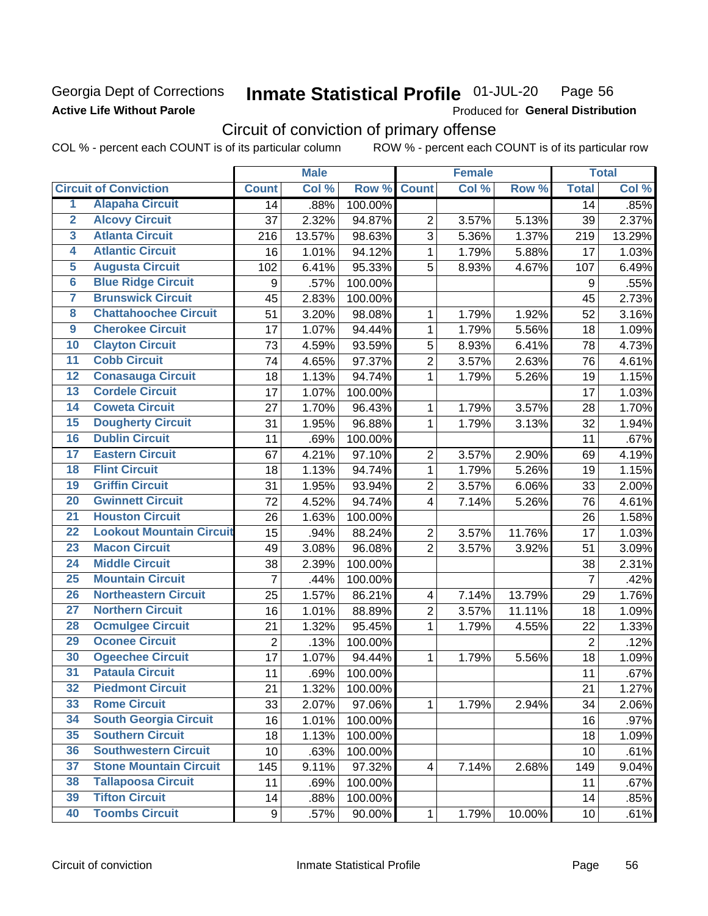Georgia Dept of Corrections
**Active Life Without Parole**

# Inmate Statistical Profile 01-JUL-20 Page 56

Produced for **General Distribution**

## Circuit of conviction of primary offense

COL % - percent each COUNT is of its particular column ROW % - percent each COUNT is of its particular row

| | | Male | | | Female | | | Total | |
|---|---|---|---|---|---|---|---|---|---|
| | Circuit of Conviction | Count | Col % | Row % | Count | Col % | Row % | Total | Col % |
| 1 | Alapaha Circuit | 14 | .88% | 100.00% | | | | 14 | .85% |
| 2 | Alcovy Circuit | 37 | 2.32% | 94.87% | 2 | 3.57% | 5.13% | 39 | 2.37% |
| 3 | Atlanta Circuit | 216 | 13.57% | 98.63% | 3 | 5.36% | 1.37% | 219 | 13.29% |
| 4 | Atlantic Circuit | 16 | 1.01% | 94.12% | 1 | 1.79% | 5.88% | 17 | 1.03% |
| 5 | Augusta Circuit | 102 | 6.41% | 95.33% | 5 | 8.93% | 4.67% | 107 | 6.49% |
| 6 | Blue Ridge Circuit | 9 | .57% | 100.00% | | | | 9 | .55% |
| 7 | Brunswick Circuit | 45 | 2.83% | 100.00% | | | | 45 | 2.73% |
| 8 | Chattahoochee Circuit | 51 | 3.20% | 98.08% | 1 | 1.79% | 1.92% | 52 | 3.16% |
| 9 | Cherokee Circuit | 17 | 1.07% | 94.44% | 1 | 1.79% | 5.56% | 18 | 1.09% |
| 10 | Clayton Circuit | 73 | 4.59% | 93.59% | 5 | 8.93% | 6.41% | 78 | 4.73% |
| 11 | Cobb Circuit | 74 | 4.65% | 97.37% | 2 | 3.57% | 2.63% | 76 | 4.61% |
| 12 | Conasauga Circuit | 18 | 1.13% | 94.74% | 1 | 1.79% | 5.26% | 19 | 1.15% |
| 13 | Cordele Circuit | 17 | 1.07% | 100.00% | | | | 17 | 1.03% |
| 14 | Coweta Circuit | 27 | 1.70% | 96.43% | 1 | 1.79% | 3.57% | 28 | 1.70% |
| 15 | Dougherty Circuit | 31 | 1.95% | 96.88% | 1 | 1.79% | 3.13% | 32 | 1.94% |
| 16 | Dublin Circuit | 11 | .69% | 100.00% | | | | 11 | .67% |
| 17 | Eastern Circuit | 67 | 4.21% | 97.10% | 2 | 3.57% | 2.90% | 69 | 4.19% |
| 18 | Flint Circuit | 18 | 1.13% | 94.74% | 1 | 1.79% | 5.26% | 19 | 1.15% |
| 19 | Griffin Circuit | 31 | 1.95% | 93.94% | 2 | 3.57% | 6.06% | 33 | 2.00% |
| 20 | Gwinnett Circuit | 72 | 4.52% | 94.74% | 4 | 7.14% | 5.26% | 76 | 4.61% |
| 21 | Houston Circuit | 26 | 1.63% | 100.00% | | | | 26 | 1.58% |
| 22 | Lookout Mountain Circuit | 15 | .94% | 88.24% | 2 | 3.57% | 11.76% | 17 | 1.03% |
| 23 | Macon Circuit | 49 | 3.08% | 96.08% | 2 | 3.57% | 3.92% | 51 | 3.09% |
| 24 | Middle Circuit | 38 | 2.39% | 100.00% | | | | 38 | 2.31% |
| 25 | Mountain Circuit | 7 | .44% | 100.00% | | | | 7 | .42% |
| 26 | Northeastern Circuit | 25 | 1.57% | 86.21% | 4 | 7.14% | 13.79% | 29 | 1.76% |
| 27 | Northern Circuit | 16 | 1.01% | 88.89% | 2 | 3.57% | 11.11% | 18 | 1.09% |
| 28 | Ocmulgee Circuit | 21 | 1.32% | 95.45% | 1 | 1.79% | 4.55% | 22 | 1.33% |
| 29 | Oconee Circuit | 2 | .13% | 100.00% | | | | 2 | .12% |
| 30 | Ogeechee Circuit | 17 | 1.07% | 94.44% | 1 | 1.79% | 5.56% | 18 | 1.09% |
| 31 | Pataula Circuit | 11 | .69% | 100.00% | | | | 11 | .67% |
| 32 | Piedmont Circuit | 21 | 1.32% | 100.00% | | | | 21 | 1.27% |
| 33 | Rome Circuit | 33 | 2.07% | 97.06% | 1 | 1.79% | 2.94% | 34 | 2.06% |
| 34 | South Georgia Circuit | 16 | 1.01% | 100.00% | | | | 16 | .97% |
| 35 | Southern Circuit | 18 | 1.13% | 100.00% | | | | 18 | 1.09% |
| 36 | Southwestern Circuit | 10 | .63% | 100.00% | | | | 10 | .61% |
| 37 | Stone Mountain Circuit | 145 | 9.11% | 97.32% | 4 | 7.14% | 2.68% | 149 | 9.04% |
| 38 | Tallapoosa Circuit | 11 | .69% | 100.00% | | | | 11 | .67% |
| 39 | Tifton Circuit | 14 | .88% | 100.00% | | | | 14 | .85% |
| 40 | Toombs Circuit | 9 | .57% | 90.00% | 1 | 1.79% | 10.00% | 10 | .61% |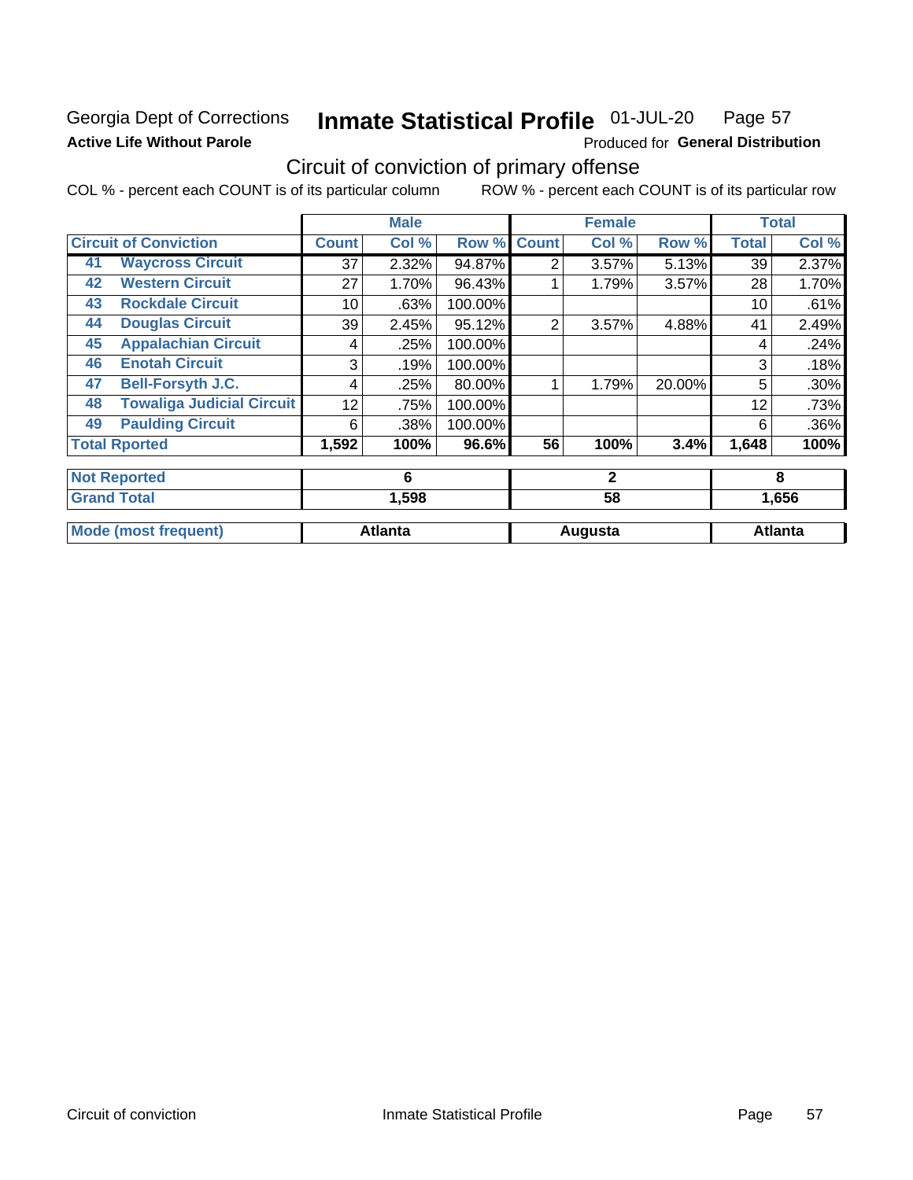Georgia Dept of Corrections **Inmate Statistical Profile** 01-JUL-20

**Active Life Without Parole**

Produced for **General Distribution**

## Circuit of conviction of primary offense

COL % - percent each COUNT is of its particular column ROW % - percent each COUNT is of its particular row

| | | Male | | | Female | | | Total | |
|---|---|---|---|---|---|---|---|---|---|
| **Circuit of Conviction** | | **Count** | **Col %** | **Row %** | **Count** | **Col %** | **Row %** | **Total** | **Col %** |
| 41 | **Waycross Circuit** | 37 | 2.32% | 94.87% | 2 | 3.57% | 5.13% | 39 | 2.37% |
| 42 | **Western Circuit** | 27 | 1.70% | 96.43% | 1 | 1.79% | 3.57% | 28 | 1.70% |
| 43 | **Rockdale Circuit** | 10 | .63% | 100.00% | | | | 10 | .61% |
| 44 | **Douglas Circuit** | 39 | 2.45% | 95.12% | 2 | 3.57% | 4.88% | 41 | 2.49% |
| 45 | **Appalachian Circuit** | 4 | .25% | 100.00% | | | | 4 | .24% |
| 46 | **Enotah Circuit** | 3 | .19% | 100.00% | | | | 3 | .18% |
| 47 | **Bell-Forsyth J.C.** | 4 | .25% | 80.00% | 1 | 1.79% | 20.00% | 5 | .30% |
| 48 | **Towaliga Judicial Circuit** | 12 | .75% | 100.00% | | | | 12 | .73% |
| 49 | **Paulding Circuit** | 6 | .38% | 100.00% | | | | 6 | .36% |
| **Total Rported** | | **1,592** | **100%** | **96.6%** | **56** | **100%** | **3.4%** | **1,648** | **100%** |
| **Not Reported** | | **6** | | | **2** | | | **8** | |
| **Grand Total** | | **1,598** | | | **58** | | | **1,656** | |
| **Mode (most frequent)** | | **Atlanta** | | | **Augusta** | | | **Atlanta** | |

Circuit of conviction Inmate Statistical Profile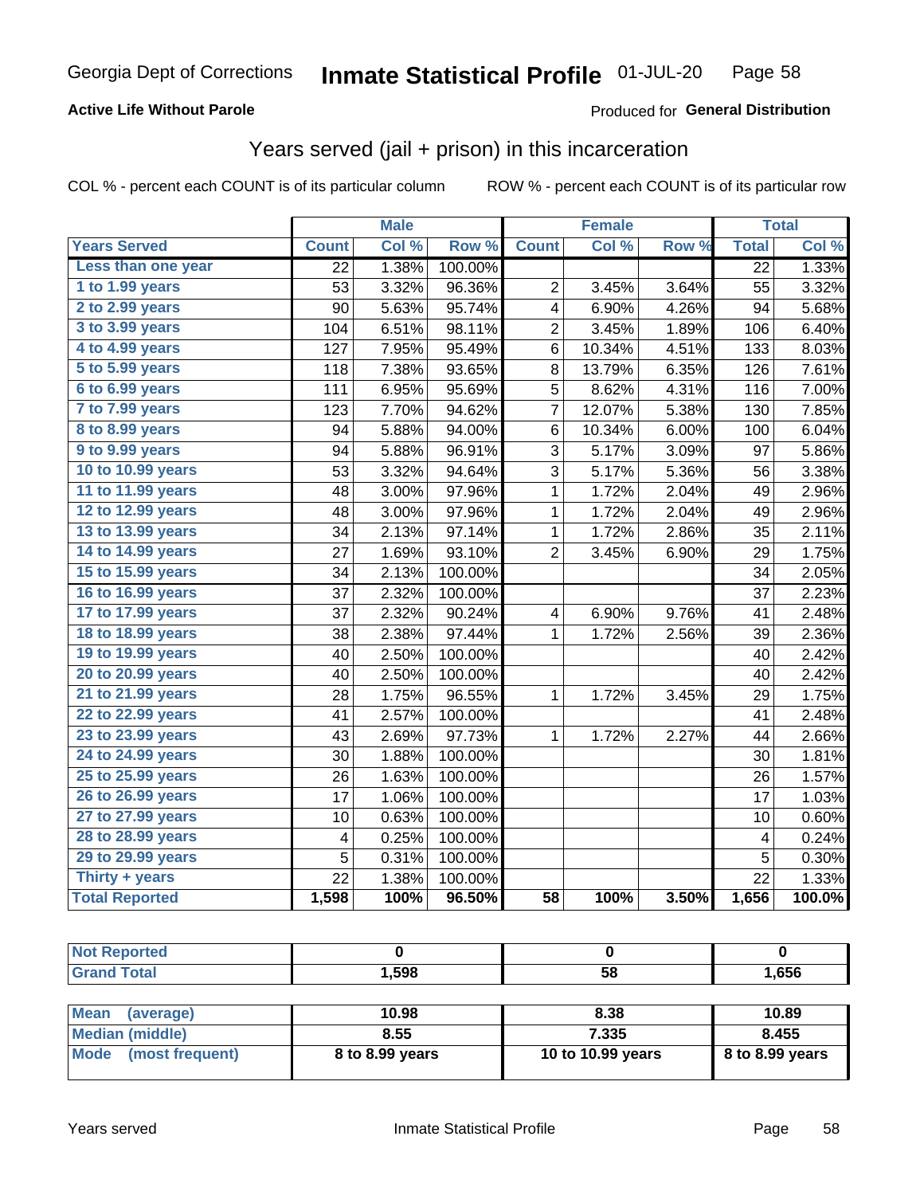Georgia Dept of Corrections **Inmate Statistical Profile** 01-JUL-20

**Active Life Without Parole**

Produced for **General Distribution**

## Years served (jail + prison) in this incarceration

COL % - percent each COUNT is of its particular column

ROW % - percent each COUNT is of its particular row

| | Male | | | Female | | | Total | |
|---|---|---|---|---|---|---|---|---|
| **Years Served** | **Count** | **Col %** | **Row %** | **Count** | **Col %** | **Row %** | **Total** | **Col %** |
| Less than one year | 22 | 1.38% | 100.00% | | | | 22 | 1.33% |
| 1 to 1.99 years | 53 | 3.32% | 96.36% | 2 | 3.45% | 3.64% | 55 | 3.32% |
| 2 to 2.99 years | 90 | 5.63% | 95.74% | 4 | 6.90% | 4.26% | 94 | 5.68% |
| 3 to 3.99 years | 104 | 6.51% | 98.11% | 2 | 3.45% | 1.89% | 106 | 6.40% |
| 4 to 4.99 years | 127 | 7.95% | 95.49% | 6 | 10.34% | 4.51% | 133 | 8.03% |
| 5 to 5.99 years | 118 | 7.38% | 93.65% | 8 | 13.79% | 6.35% | 126 | 7.61% |
| 6 to 6.99 years | 111 | 6.95% | 95.69% | 5 | 8.62% | 4.31% | 116 | 7.00% |
| 7 to 7.99 years | 123 | 7.70% | 94.62% | 7 | 12.07% | 5.38% | 130 | 7.85% |
| 8 to 8.99 years | 94 | 5.88% | 94.00% | 6 | 10.34% | 6.00% | 100 | 6.04% |
| 9 to 9.99 years | 94 | 5.88% | 96.91% | 3 | 5.17% | 3.09% | 97 | 5.86% |
| 10 to 10.99 years | 53 | 3.32% | 94.64% | 3 | 5.17% | 5.36% | 56 | 3.38% |
| 11 to 11.99 years | 48 | 3.00% | 97.96% | 1 | 1.72% | 2.04% | 49 | 2.96% |
| 12 to 12.99 years | 48 | 3.00% | 97.96% | 1 | 1.72% | 2.04% | 49 | 2.96% |
| 13 to 13.99 years | 34 | 2.13% | 97.14% | 1 | 1.72% | 2.86% | 35 | 2.11% |
| 14 to 14.99 years | 27 | 1.69% | 93.10% | 2 | 3.45% | 6.90% | 29 | 1.75% |
| 15 to 15.99 years | 34 | 2.13% | 100.00% | | | | 34 | 2.05% |
| 16 to 16.99 years | 37 | 2.32% | 100.00% | | | | 37 | 2.23% |
| 17 to 17.99 years | 37 | 2.32% | 90.24% | 4 | 6.90% | 9.76% | 41 | 2.48% |
| 18 to 18.99 years | 38 | 2.38% | 97.44% | 1 | 1.72% | 2.56% | 39 | 2.36% |
| 19 to 19.99 years | 40 | 2.50% | 100.00% | | | | 40 | 2.42% |
| 20 to 20.99 years | 40 | 2.50% | 100.00% | | | | 40 | 2.42% |
| 21 to 21.99 years | 28 | 1.75% | 96.55% | 1 | 1.72% | 3.45% | 29 | 1.75% |
| 22 to 22.99 years | 41 | 2.57% | 100.00% | | | | 41 | 2.48% |
| 23 to 23.99 years | 43 | 2.69% | 97.73% | 1 | 1.72% | 2.27% | 44 | 2.66% |
| 24 to 24.99 years | 30 | 1.88% | 100.00% | | | | 30 | 1.81% |
| 25 to 25.99 years | 26 | 1.63% | 100.00% | | | | 26 | 1.57% |
| 26 to 26.99 years | 17 | 1.06% | 100.00% | | | | 17 | 1.03% |
| 27 to 27.99 years | 10 | 0.63% | 100.00% | | | | 10 | 0.60% |
| 28 to 28.99 years | 4 | 0.25% | 100.00% | | | | 4 | 0.24% |
| 29 to 29.99 years | 5 | 0.31% | 100.00% | | | | 5 | 0.30% |
| Thirty + years | 22 | 1.38% | 100.00% | | | | 22 | 1.33% |
| **Total Reported** | **1,598** | **100%** | **96.50%** | **58** | **100%** | **3.50%** | **1,656** | **100.0%** |

| | Male | Female | Total |
|---|---|---|---|
| Not Reported | **0** | **0** | **0** |
| Grand Total | **1,598** | **58** | **1,656** |

| | Male | Female | Total |
|---|---|---|---|
| Mean (average) | **10.98** | **8.38** | **10.89** |
| Median (middle) | **8.55** | **7.335** | **8.455** |
| Mode (most frequent) | **8 to 8.99 years** | **10 to 10.99 years** | **8 to 8.99 years** |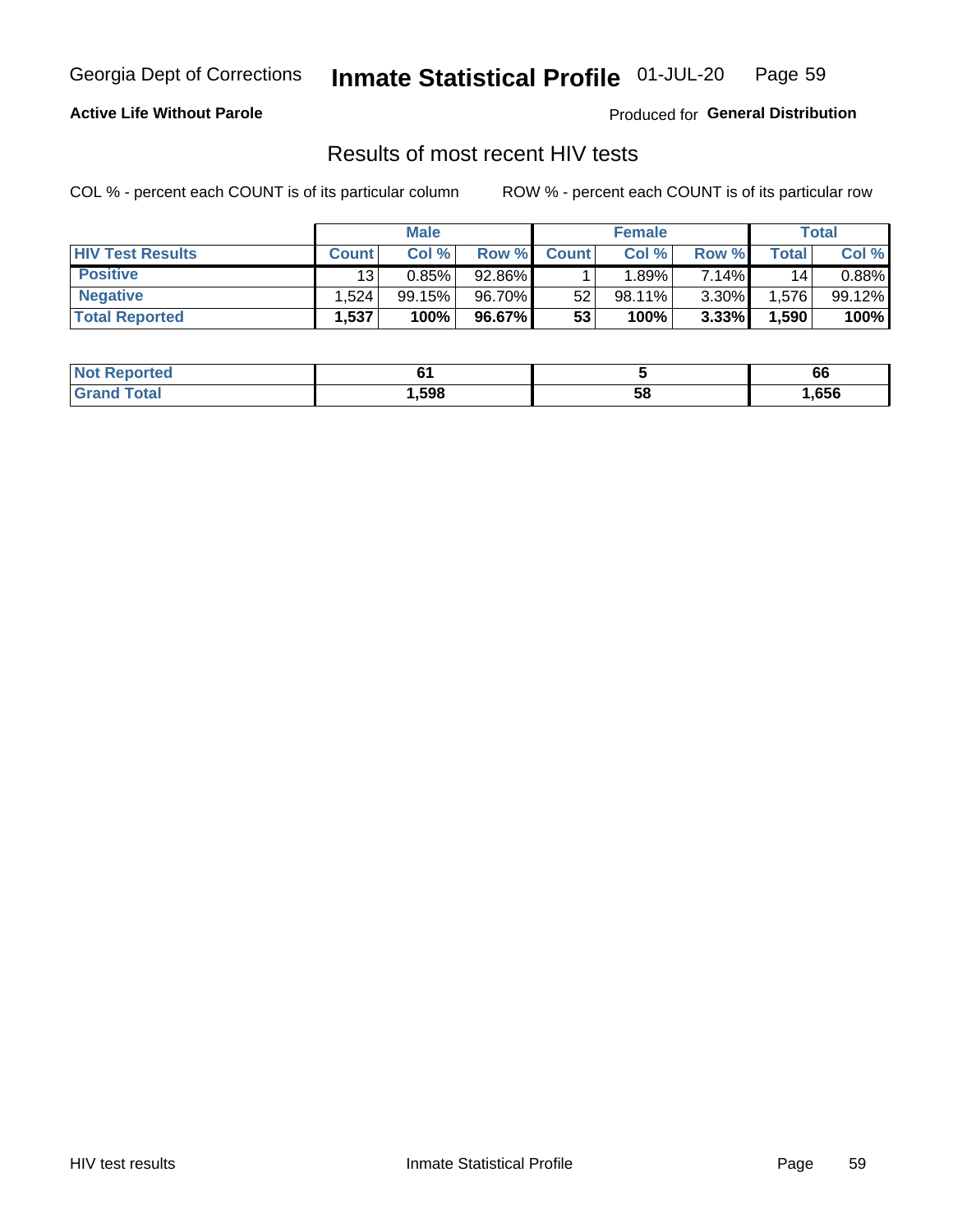Georgia Dept of Corrections **Inmate Statistical Profile** 01-JUL-20

**Active Life Without Parole**

Produced for **General Distribution**

## Results of most recent HIV tests

COL % - percent each COUNT is of its particular column ROW % - percent each COUNT is of its particular row

| | Male | | | Female | | | Total | |
|---|---|---|---|---|---|---|---|---|
| **HIV Test Results** | **Count** | **Col %** | **Row %** | **Count** | **Col %** | **Row %** | **Total** | **Col %** |
| **Positive** | 13 | 0.85% | 92.86% | 1 | 1.89% | 7.14% | 14 | 0.88% |
| **Negative** | 1,524 | 99.15% | 96.70% | 52 | 98.11% | 3.30% | 1,576 | 99.12% |
| **Total Reported** | **1,537** | **100%** | **96.67%** | **53** | **100%** | **3.33%** | **1,590** | **100%** |

| | Male | Female | Total |
|---|---|---|---|
| **Not Reported** | **61** | **5** | **66** |
| **Grand Total** | **1,598** | **58** | **1,656** |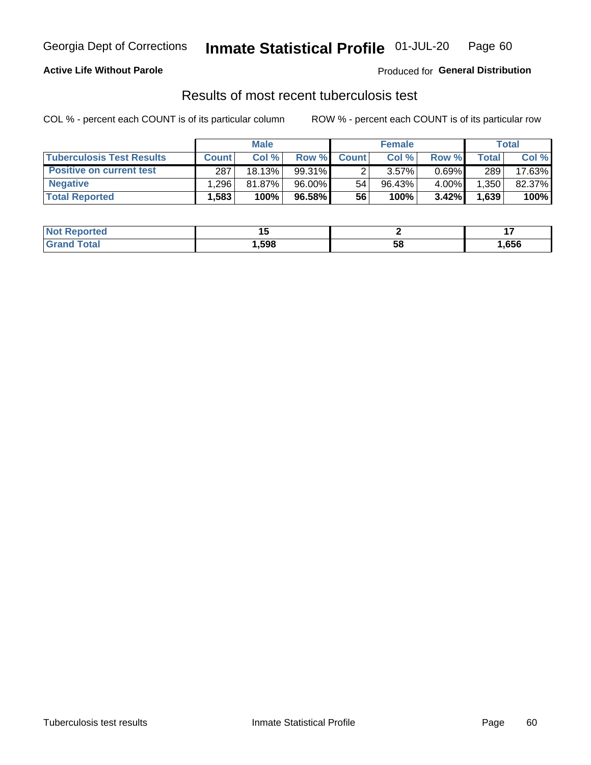Georgia Dept of Corrections **Inmate Statistical Profile** 01-JUL-20

**Active Life Without Parole**

Produced for **General Distribution**

## Results of most recent tuberculosis test

COL % - percent each COUNT is of its particular column

ROW % - percent each COUNT is of its particular row

| | Male | | | Female | | | Total | |
|---|---|---|---|---|---|---|---|---|
| **Tuberculosis Test Results** | **Count** | **Col %** | **Row %** | **Count** | **Col %** | **Row %** | **Total** | **Col %** |
| **Positive on current test** | 287 | 18.13% | 99.31% | 2 | 3.57% | 0.69% | 289 | 17.63% |
| **Negative** | 1,296 | 81.87% | 96.00% | 54 | 96.43% | 4.00% | 1,350 | 82.37% |
| **Total Reported** | **1,583** | **100%** | **96.58%** | **56** | **100%** | **3.42%** | **1,639** | **100%** |

| | Male | Female | Total |
|---|---|---|---|
| **Not Reported** | **15** | **2** | **17** |
| **Grand Total** | **1,598** | **58** | **1,656** |

Tuberculosis test results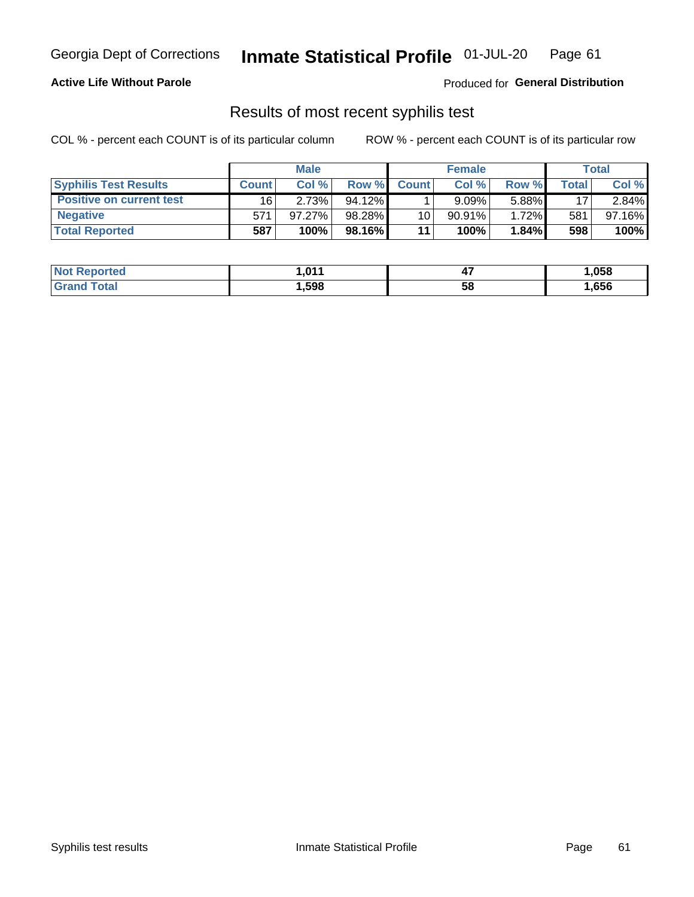Georgia Dept of Corrections **Inmate Statistical Profile** 01-JUL-20

**Active Life Without Parole**

Produced for **General Distribution**

## Results of most recent syphilis test

COL % - percent each COUNT is of its particular column

ROW % - percent each COUNT is of its particular row

| | Male | | | Female | | | Total | |
|---|---|---|---|---|---|---|---|---|
| **Syphilis Test Results** | **Count** | **Col %** | **Row %** | **Count** | **Col %** | **Row %** | **Total** | **Col %** |
| **Positive on current test** | 16 | 2.73% | 94.12% | 1 | 9.09% | 5.88% | 17 | 2.84% |
| **Negative** | 571 | 97.27% | 98.28% | 10 | 90.91% | 1.72% | 581 | 97.16% |
| **Total Reported** | **587** | **100%** | **98.16%** | **11** | **100%** | **1.84%** | **598** | **100%** |

| | Male | Female | Total |
|---|---|---|---|
| **Not Reported** | **1,011** | **47** | **1,058** |
| **Grand Total** | **1,598** | **58** | **1,656** |

Syphilis test results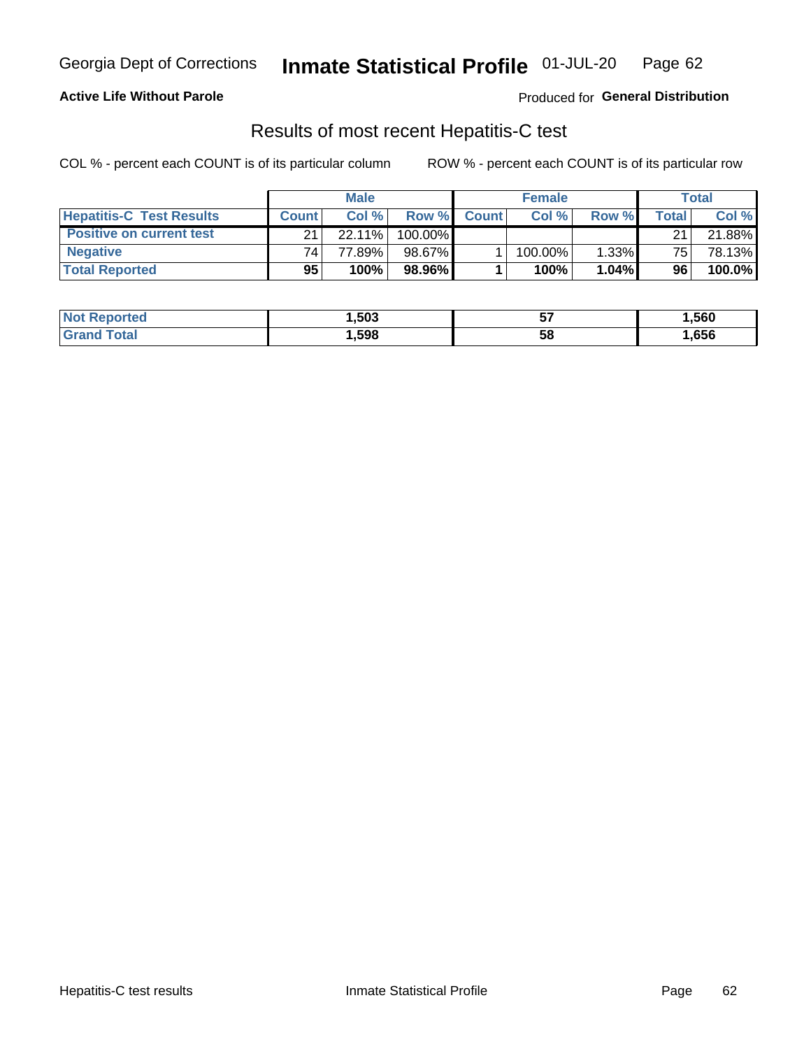Georgia Dept of Corrections **Inmate Statistical Profile** 01-JUL-20

**Active Life Without Parole**

Produced for **General Distribution**

## Results of most recent Hepatitis-C test

COL % - percent each COUNT is of its particular column

ROW % - percent each COUNT is of its particular row

| | Male | | | Female | | | Total | |
|---|---|---|---|---|---|---|---|---|
| **Hepatitis-C Test Results** | **Count** | **Col %** | **Row %** | **Count** | **Col %** | **Row %** | **Total** | **Col %** |
| **Positive on current test** | 21 | 22.11% | 100.00% | | | | 21 | 21.88% |
| **Negative** | 74 | 77.89% | 98.67% | 1 | 100.00% | 1.33% | 75 | 78.13% |
| **Total Reported** | **95** | **100%** | **98.96%** | **1** | **100%** | **1.04%** | **96** | **100.0%** |

| | Male | Female | Total |
|---|---|---|---|
| **Not Reported** | **1,503** | **57** | **1,560** |
| **Grand Total** | **1,598** | **58** | **1,656** |

Hepatitis-C test results